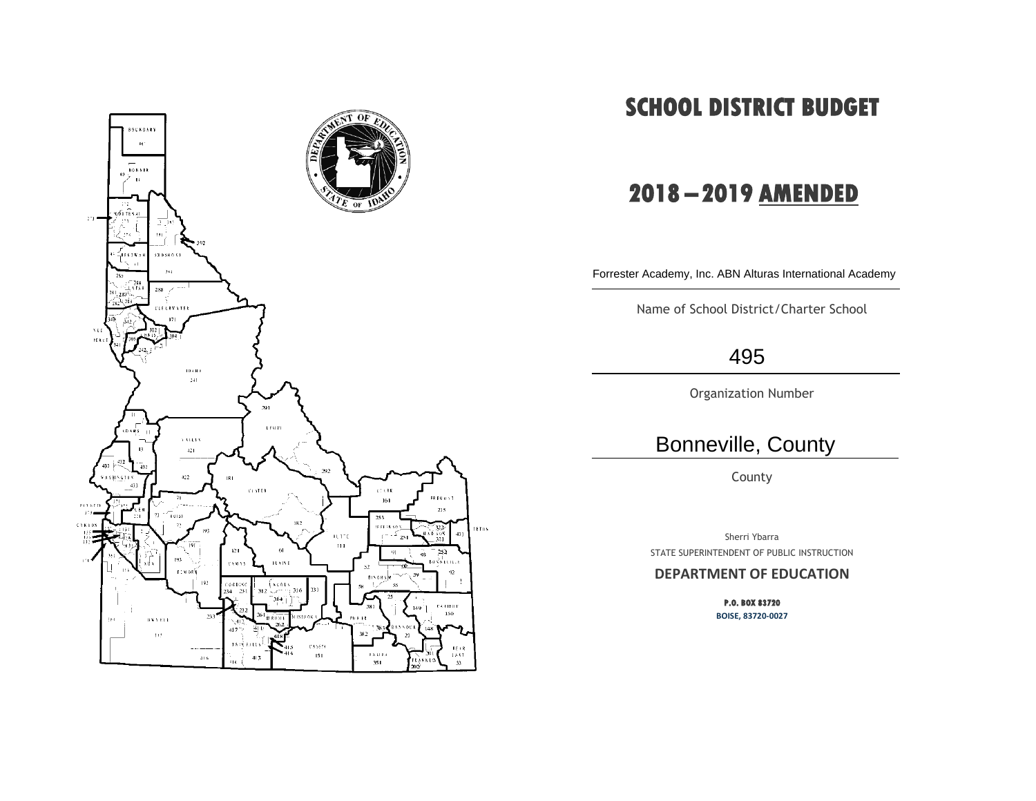# SCHOOL DISTRICT BUDGET

# 2018 – 2019 AMENDED

Forrester Academy, Inc. ABN Alturas International Academy

Name of School District/Charter School

495

Organization Number

Bonneville, County

County

Sherri Ybarra

STATE SUPERINTENDENT OF PUBLIC INSTRUCTION

**DEPARTMENT OF EDUCATION**

**P.O. BOX 83720**

**BOISE, 83720-0027**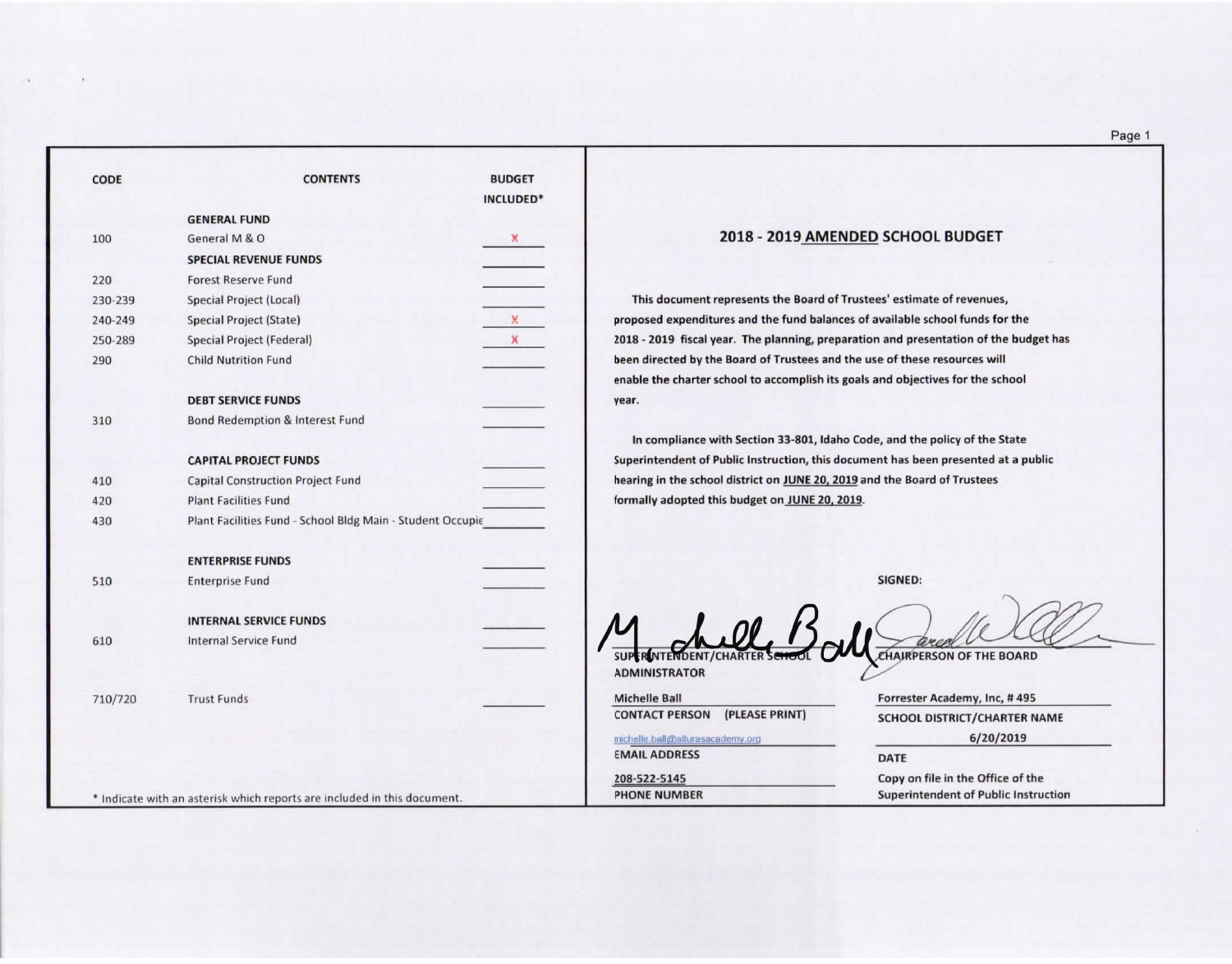| CODE | CONTENTS | BUDGET INCLUDED* |
|---|---|---|
| | **GENERAL FUND** | |
| 100 | General M & O | x |
| | **SPECIAL REVENUE FUNDS** | |
| 220 | Forest Reserve Fund | |
| 230-239 | Special Project (Local) | |
| 240-249 | Special Project (State) | x |
| 250-289 | Special Project (Federal) | x |
| 290 | Child Nutrition Fund | |
| | **DEBT SERVICE FUNDS** | |
| 310 | Bond Redemption & Interest Fund | |
| | **CAPITAL PROJECT FUNDS** | |
| 410 | Capital Construction Project Fund | |
| 420 | Plant Facilities Fund | |
| 430 | Plant Facilities Fund - School Bldg Main - Student Occupie | |
| | **ENTERPRISE FUNDS** | |
| 510 | Enterprise Fund | |
| | **INTERNAL SERVICE FUNDS** | |
| 610 | Internal Service Fund | |
| 710/720 | Trust Funds | |

\* Indicate with an asterisk which reports are included in this document.

## 2018 - 2019 AMENDED SCHOOL BUDGET

This document represents the Board of Trustees' estimate of revenues, proposed expenditures and the fund balances of available school funds for the 2018 - 2019 fiscal year. The planning, preparation and presentation of the budget has been directed by the Board of Trustees and the use of these resources will enable the charter school to accomplish its goals and objectives for the school year.

In compliance with Section 33-801, Idaho Code, and the policy of the State Superintendent of Public Instruction, this document has been presented at a public hearing in the school district on JUNE 20, 2019 and the Board of Trustees formally adopted this budget on JUNE 20, 2019.

SIGNED:

| | |
|---|---|
| SUPERINTENDENT/CHARTER SCHOOL ADMINISTRATOR | CHAIRPERSON OF THE BOARD |
| Michelle Ball | Forrester Academy, Inc, # 495 |
| CONTACT PERSON (PLEASE PRINT) | SCHOOL DISTRICT/CHARTER NAME |
| michelle.ball@alturasacademy.org | 6/20/2019 |
| EMAIL ADDRESS | DATE |
| 208-522-5145 | Copy on file in the Office of the Superintendent of Public Instruction |
| PHONE NUMBER | |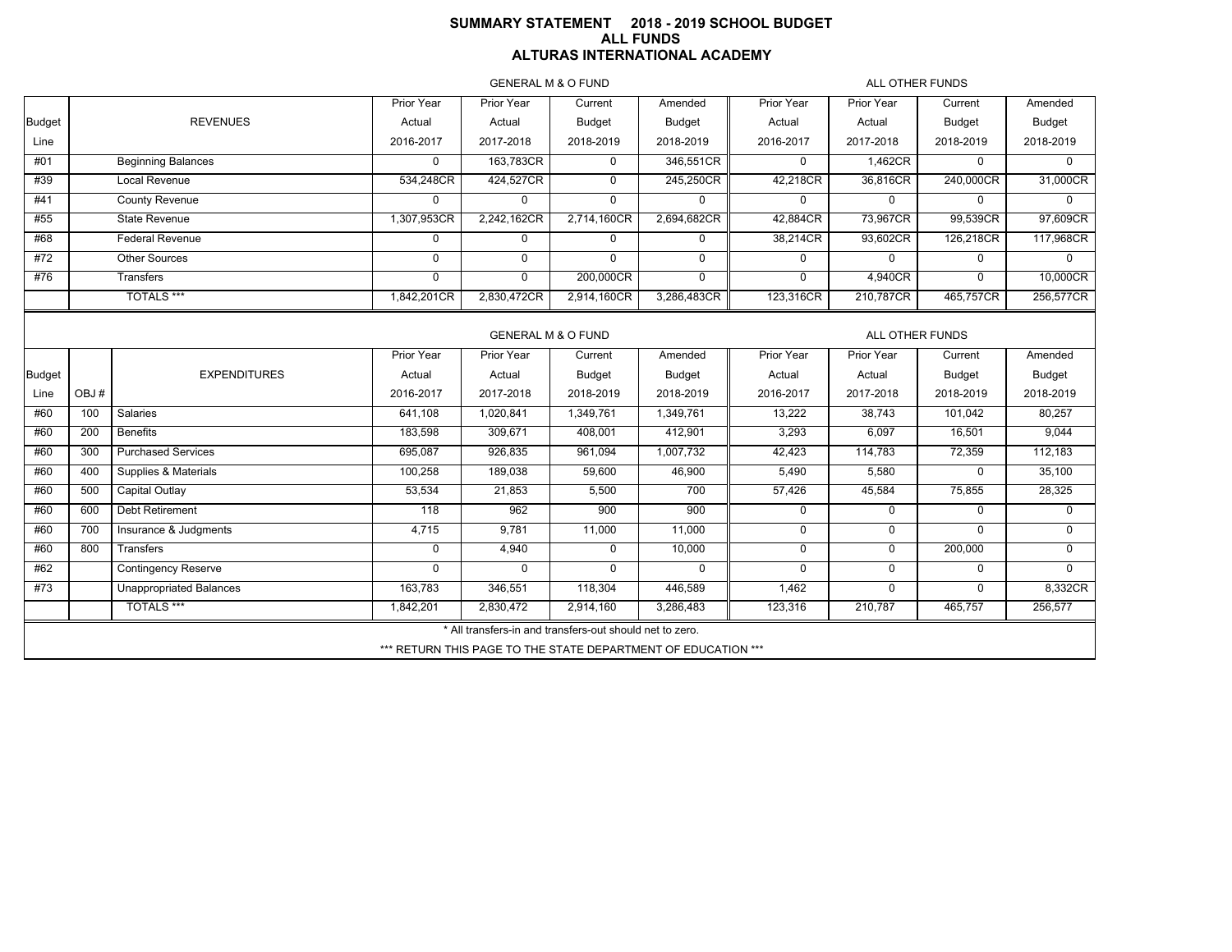# SUMMARY STATEMENT 2018 - 2019 SCHOOL BUDGET
## ALL FUNDS
## ALTURAS INTERNATIONAL ACADEMY

| | | GENERAL M & O FUND | | | | ALL OTHER FUNDS | | | |
|---|---|---|---|---|---|---|---|---|---|
| Budget Line | REVENUES | Prior Year Actual 2016-2017 | Prior Year Actual 2017-2018 | Current Budget 2018-2019 | Amended Budget 2018-2019 | Prior Year Actual 2016-2017 | Prior Year Actual 2017-2018 | Current Budget 2018-2019 | Amended Budget 2018-2019 |
| #01 | Beginning Balances | 0 | 163,783CR | 0 | 346,551CR | 0 | 1,462CR | 0 | 0 |
| #39 | Local Revenue | 534,248CR | 424,527CR | 0 | 245,250CR | 42,218CR | 36,816CR | 240,000CR | 31,000CR |
| #41 | County Revenue | 0 | 0 | 0 | 0 | 0 | 0 | 0 | 0 |
| #55 | State Revenue | 1,307,953CR | 2,242,162CR | 2,714,160CR | 2,694,682CR | 42,884CR | 73,967CR | 99,539CR | 97,609CR |
| #68 | Federal Revenue | 0 | 0 | 0 | 0 | 38,214CR | 93,602CR | 126,218CR | 117,968CR |
| #72 | Other Sources | 0 | 0 | 0 | 0 | 0 | 0 | 0 | 0 |
| #76 | Transfers | 0 | 0 | 200,000CR | 0 | 0 | 4,940CR | 0 | 10,000CR |
| | TOTALS *** | 1,842,201CR | 2,830,472CR | 2,914,160CR | 3,286,483CR | 123,316CR | 210,787CR | 465,757CR | 256,577CR |

| | | | GENERAL M & O FUND | | | | ALL OTHER FUNDS | | | |
|---|---|---|---|---|---|---|---|---|---|---|
| Budget Line | OBJ # | EXPENDITURES | Prior Year Actual 2016-2017 | Prior Year Actual 2017-2018 | Current Budget 2018-2019 | Amended Budget 2018-2019 | Prior Year Actual 2016-2017 | Prior Year Actual 2017-2018 | Current Budget 2018-2019 | Amended Budget 2018-2019 |
| #60 | 100 | Salaries | 641,108 | 1,020,841 | 1,349,761 | 1,349,761 | 13,222 | 38,743 | 101,042 | 80,257 |
| #60 | 200 | Benefits | 183,598 | 309,671 | 408,001 | 412,901 | 3,293 | 6,097 | 16,501 | 9,044 |
| #60 | 300 | Purchased Services | 695,087 | 926,835 | 961,094 | 1,007,732 | 42,423 | 114,783 | 72,359 | 112,183 |
| #60 | 400 | Supplies & Materials | 100,258 | 189,038 | 59,600 | 46,900 | 5,490 | 5,580 | 0 | 35,100 |
| #60 | 500 | Capital Outlay | 53,534 | 21,853 | 5,500 | 700 | 57,426 | 45,584 | 75,855 | 28,325 |
| #60 | 600 | Debt Retirement | 118 | 962 | 900 | 900 | 0 | 0 | 0 | 0 |
| #60 | 700 | Insurance & Judgments | 4,715 | 9,781 | 11,000 | 11,000 | 0 | 0 | 0 | 0 |
| #60 | 800 | Transfers | 0 | 4,940 | 0 | 10,000 | 0 | 0 | 200,000 | 0 |
| #62 | | Contingency Reserve | 0 | 0 | 0 | 0 | 0 | 0 | 0 | 0 |
| #73 | | Unappropriated Balances | 163,783 | 346,551 | 118,304 | 446,589 | 1,462 | 0 | 0 | 8,332CR |
| | | TOTALS *** | 1,842,201 | 2,830,472 | 2,914,160 | 3,286,483 | 123,316 | 210,787 | 465,757 | 256,577 |

* All transfers-in and transfers-out should net to zero.

*** RETURN THIS PAGE TO THE STATE DEPARTMENT OF EDUCATION ***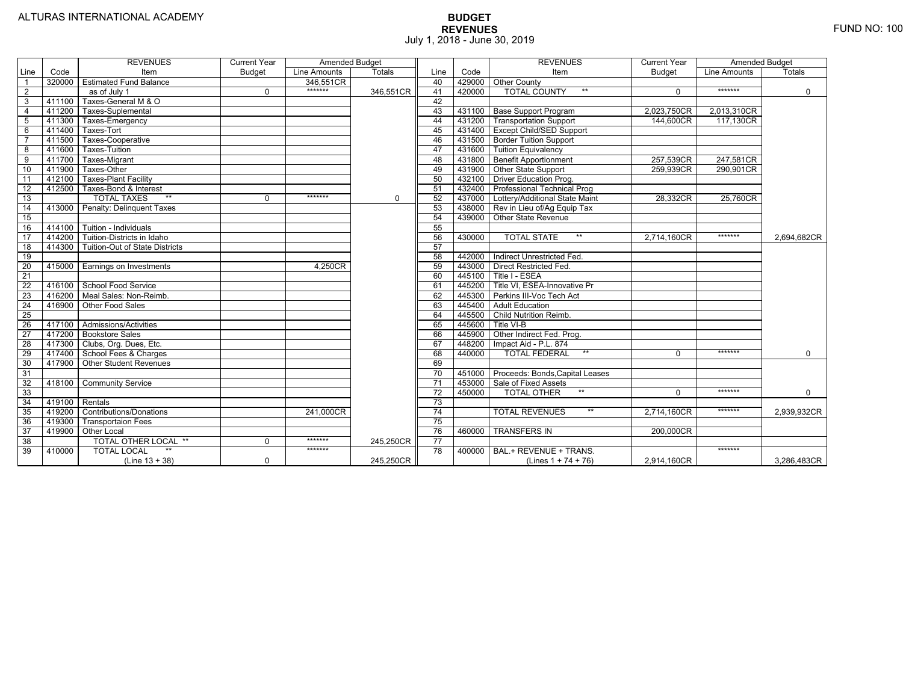ALTURAS INTERNATIONAL ACADEMY

FUND NO: 100

# BUDGET
## REVENUES
July 1, 2018 - June 30, 2019

| Line | Code | REVENUES Item | Current Year Budget | Amended Budget Line Amounts | Amended Budget Totals |
|---|---|---|---|---|---|
| 1 | 320000 | Estimated Fund Balance | | 346,551CR | |
| 2 | | as of July 1 | 0 | ******* | 346,551CR |
| 3 | 411100 | Taxes-General M & O | | | |
| 4 | 411200 | Taxes-Suplemental | | | |
| 5 | 411300 | Taxes-Emergency | | | |
| 6 | 411400 | Taxes-Tort | | | |
| 7 | 411500 | Taxes-Cooperative | | | |
| 8 | 411600 | Taxes-Tuition | | | |
| 9 | 411700 | Taxes-Migrant | | | |
| 10 | 411900 | Taxes-Other | | | |
| 11 | 412100 | Taxes-Plant Facility | | | |
| 12 | 412500 | Taxes-Bond & Interest | | | |
| 13 | | TOTAL TAXES ** | 0 | ******* | 0 |
| 14 | 413000 | Penalty: Delinquent Taxes | | | |
| 15 | | | | | |
| 16 | 414100 | Tuition - Individuals | | | |
| 17 | 414200 | Tuition-Districts in Idaho | | | |
| 18 | 414300 | Tuition-Out of State Districts | | | |
| 19 | | | | | |
| 20 | 415000 | Earnings on Investments | | 4,250CR | |
| 21 | | | | | |
| 22 | 416100 | School Food Service | | | |
| 23 | 416200 | Meal Sales: Non-Reimb. | | | |
| 24 | 416900 | Other Food Sales | | | |
| 25 | | | | | |
| 26 | 417100 | Admissions/Activities | | | |
| 27 | 417200 | Bookstore Sales | | | |
| 28 | 417300 | Clubs, Org. Dues, Etc. | | | |
| 29 | 417400 | School Fees & Charges | | | |
| 30 | 417900 | Other Student Revenues | | | |
| 31 | | | | | |
| 32 | 418100 | Community Service | | | |
| 33 | | | | | |
| 34 | 419100 | Rentals | | | |
| 35 | 419200 | Contributions/Donations | | 241,000CR | |
| 36 | 419300 | Transportaion Fees | | | |
| 37 | 419900 | Other Local | | | |
| 38 | | TOTAL OTHER LOCAL ** | 0 | ******* | 245,250CR |
| 39 | 410000 | TOTAL LOCAL ** (Line 13 + 38) | 0 | ******* | 245,250CR |
| 40 | 429000 | Other County | | | |
| 41 | 420000 | TOTAL COUNTY ** | 0 | ******* | 0 |
| 42 | | | | | |
| 43 | 431100 | Base Support Program | 2,023,750CR | 2,013,310CR | |
| 44 | 431200 | Transportation Support | 144,600CR | 117,130CR | |
| 45 | 431400 | Except Child/SED Support | | | |
| 46 | 431500 | Border Tuition Support | | | |
| 47 | 431600 | Tuition Equivalency | | | |
| 48 | 431800 | Benefit Apportionment | 257,539CR | 247,581CR | |
| 49 | 431900 | Other State Support | 259,939CR | 290,901CR | |
| 50 | 432100 | Driver Education Prog. | | | |
| 51 | 432400 | Professional Technical Prog | | | |
| 52 | 437000 | Lottery/Additional State Maint | 28,332CR | 25,760CR | |
| 53 | 438000 | Rev in Lieu of/Ag Equip Tax | | | |
| 54 | 439000 | Other State Revenue | | | |
| 55 | | | | | |
| 56 | 430000 | TOTAL STATE ** | 2,714,160CR | ******* | 2,694,682CR |
| 57 | | | | | |
| 58 | 442000 | Indirect Unrestricted Fed. | | | |
| 59 | 443000 | Direct Restricted Fed. | | | |
| 60 | 445100 | Title I - ESEA | | | |
| 61 | 445200 | Title VI, ESEA-Innovative Pr | | | |
| 62 | 445300 | Perkins III-Voc Tech Act | | | |
| 63 | 445400 | Adult Education | | | |
| 64 | 445500 | Child Nutrition Reimb. | | | |
| 65 | 445600 | Title VI-B | | | |
| 66 | 445900 | Other Indirect Fed. Prog. | | | |
| 67 | 448200 | Impact Aid - P.L. 874 | | | |
| 68 | 440000 | TOTAL FEDERAL ** | 0 | ******* | 0 |
| 69 | | | | | |
| 70 | 451000 | Proceeds: Bonds,Capital Leases | | | |
| 71 | 453000 | Sale of Fixed Assets | | | |
| 72 | 450000 | TOTAL OTHER ** | 0 | ******* | 0 |
| 73 | | | | | |
| 74 | | TOTAL REVENUES ** | 2,714,160CR | ******* | 2,939,932CR |
| 75 | | | | | |
| 76 | 460000 | TRANSFERS IN | 200,000CR | | |
| 77 | | | | | |
| 78 | 400000 | BAL.+ REVENUE + TRANS. (Lines 1 + 74 + 76) | 2,914,160CR | ******* | 3,286,483CR |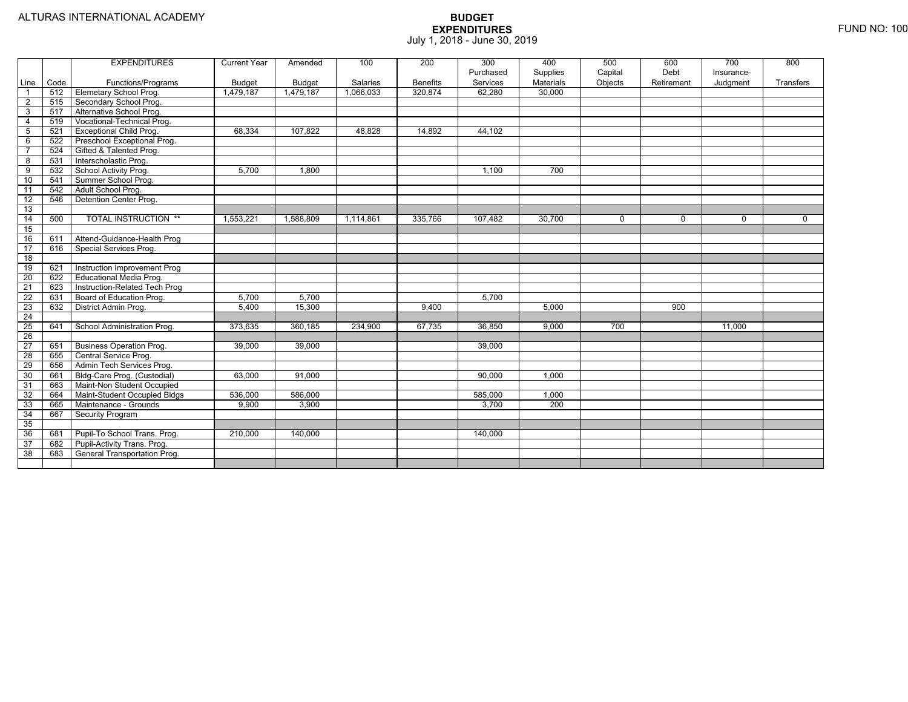ALTURAS INTERNATIONAL ACADEMY

FUND NO: 100

# BUDGET
## EXPENDITURES
July 1, 2018 - June 30, 2019

| Line | Code | EXPENDITURES Functions/Programs | Current Year Budget | Amended Budget | 100 Salaries | 200 Benefits | 300 Purchased Services | 400 Supplies Materials | 500 Capital Objects | 600 Debt Retirement | 700 Insurance-Judgment | 800 Transfers |
|---|---|---|---|---|---|---|---|---|---|---|---|---|
| 1 | 512 | Elemetary School Prog. | 1,479,187 | 1,479,187 | 1,066,033 | 320,874 | 62,280 | 30,000 | | | | |
| 2 | 515 | Secondary School Prog. | | | | | | | | | | |
| 3 | 517 | Alternative School Prog. | | | | | | | | | | |
| 4 | 519 | Vocational-Technical Prog. | | | | | | | | | | |
| 5 | 521 | Exceptional Child Prog. | 68,334 | 107,822 | 48,828 | 14,892 | 44,102 | | | | | |
| 6 | 522 | Preschool Exceptional Prog. | | | | | | | | | | |
| 7 | 524 | Gifted & Talented Prog. | | | | | | | | | | |
| 8 | 531 | Interscholastic Prog. | | | | | | | | | | |
| 9 | 532 | School Activity Prog. | 5,700 | 1,800 | | | 1,100 | 700 | | | | |
| 10 | 541 | Summer School Prog. | | | | | | | | | | |
| 11 | 542 | Adult School Prog. | | | | | | | | | | |
| 12 | 546 | Detention Center Prog. | | | | | | | | | | |
| 13 | | | | | | | | | | | | |
| 14 | 500 | TOTAL INSTRUCTION ** | 1,553,221 | 1,588,809 | 1,114,861 | 335,766 | 107,482 | 30,700 | 0 | 0 | 0 | 0 |
| 15 | | | | | | | | | | | | |
| 16 | 611 | Attend-Guidance-Health Prog | | | | | | | | | | |
| 17 | 616 | Special Services Prog. | | | | | | | | | | |
| 18 | | | | | | | | | | | | |
| 19 | 621 | Instruction Improvement Prog | | | | | | | | | | |
| 20 | 622 | Educational Media Prog. | | | | | | | | | | |
| 21 | 623 | Instruction-Related Tech Prog | | | | | | | | | | |
| 22 | 631 | Board of Education Prog. | 5,700 | 5,700 | | | 5,700 | | | | | |
| 23 | 632 | District Admin Prog. | 5,400 | 15,300 | | 9,400 | | 5,000 | | 900 | | |
| 24 | | | | | | | | | | | | |
| 25 | 641 | School Administration Prog. | 373,635 | 360,185 | 234,900 | 67,735 | 36,850 | 9,000 | 700 | | 11,000 | |
| 26 | | | | | | | | | | | | |
| 27 | 651 | Business Operation Prog. | 39,000 | 39,000 | | | 39,000 | | | | | |
| 28 | 655 | Central Service Prog. | | | | | | | | | | |
| 29 | 656 | Admin Tech Services Prog. | | | | | | | | | | |
| 30 | 661 | Bldg-Care Prog. (Custodial) | 63,000 | 91,000 | | | 90,000 | 1,000 | | | | |
| 31 | 663 | Maint-Non Student Occupied | | | | | | | | | | |
| 32 | 664 | Maint-Student Occupied Bldgs | 536,000 | 586,000 | | | 585,000 | 1,000 | | | | |
| 33 | 665 | Maintenance - Grounds | 9,900 | 3,900 | | | 3,700 | 200 | | | | |
| 34 | 667 | Security Program | | | | | | | | | | |
| 35 | | | | | | | | | | | | |
| 36 | 681 | Pupil-To School Trans. Prog. | 210,000 | 140,000 | | | 140,000 | | | | | |
| 37 | 682 | Pupil-Activity Trans. Prog. | | | | | | | | | | |
| 38 | 683 | General Transportation Prog. | | | | | | | | | | |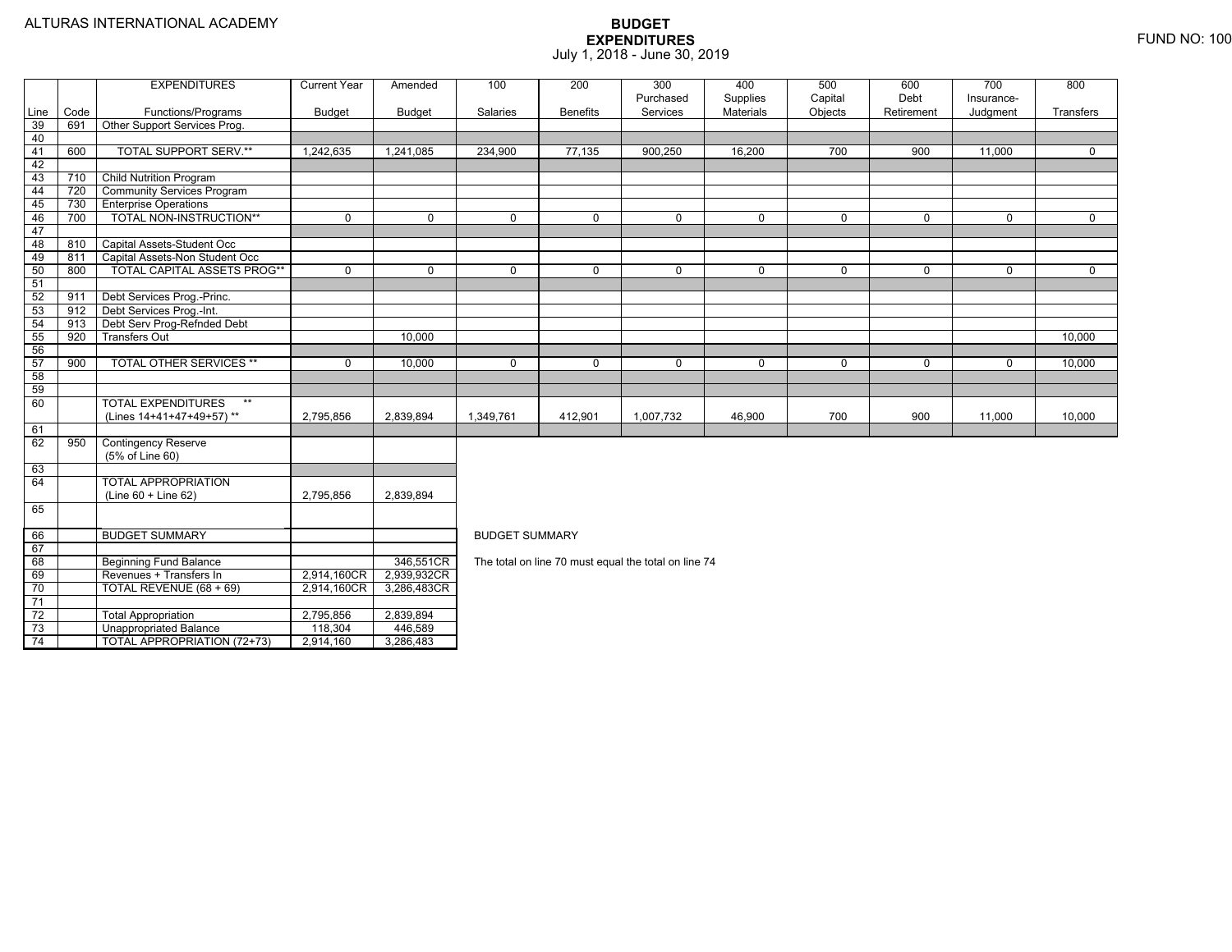ALTURAS INTERNATIONAL ACADEMY

# BUDGET
## EXPENDITURES
July 1, 2018 - June 30, 2019

FUND NO: 100

| Line | Code | EXPENDITURES Functions/Programs | Current Year Budget | Amended Budget | 100 Salaries | 200 Benefits | 300 Purchased Services | 400 Supplies Materials | 500 Capital Objects | 600 Debt Retirement | 700 Insurance-Judgment | 800 Transfers |
|---|---|---|---|---|---|---|---|---|---|---|---|---|
| 39 | 691 | Other Support Services Prog. | | | | | | | | | | |
| 40 | | | | | | | | | | | | |
| 41 | 600 | TOTAL SUPPORT SERV.** | 1,242,635 | 1,241,085 | 234,900 | 77,135 | 900,250 | 16,200 | 700 | 900 | 11,000 | 0 |
| 42 | | | | | | | | | | | | |
| 43 | 710 | Child Nutrition Program | | | | | | | | | | |
| 44 | 720 | Community Services Program | | | | | | | | | | |
| 45 | 730 | Enterprise Operations | | | | | | | | | | |
| 46 | 700 | TOTAL NON-INSTRUCTION** | 0 | 0 | 0 | 0 | 0 | 0 | 0 | 0 | 0 | 0 |
| 47 | | | | | | | | | | | | |
| 48 | 810 | Capital Assets-Student Occ | | | | | | | | | | |
| 49 | 811 | Capital Assets-Non Student Occ | | | | | | | | | | |
| 50 | 800 | TOTAL CAPITAL ASSETS PROG** | 0 | 0 | 0 | 0 | 0 | 0 | 0 | 0 | 0 | 0 |
| 51 | | | | | | | | | | | | |
| 52 | 911 | Debt Services Prog.-Princ. | | | | | | | | | | |
| 53 | 912 | Debt Services Prog.-Int. | | | | | | | | | | |
| 54 | 913 | Debt Serv Prog-Refnded Debt | | | | | | | | | | |
| 55 | 920 | Transfers Out | | 10,000 | | | | | | | | 10,000 |
| 56 | | | | | | | | | | | | |
| 57 | 900 | TOTAL OTHER SERVICES ** | 0 | 10,000 | 0 | 0 | 0 | 0 | 0 | 0 | 0 | 10,000 |
| 58 | | | | | | | | | | | | |
| 59 | | | | | | | | | | | | |
| 60 | | TOTAL EXPENDITURES ** (Lines 14+41+47+49+57) ** | 2,795,856 | 2,839,894 | 1,349,761 | 412,901 | 1,007,732 | 46,900 | 700 | 900 | 11,000 | 10,000 |
| 61 | | | | | | | | | | | | |
| 62 | 950 | Contingency Reserve (5% of Line 60) | | | | | | | | | | |
| 63 | | | | | | | | | | | | |
| 64 | | TOTAL APPROPRIATION (Line 60 + Line 62) | 2,795,856 | 2,839,894 | | | | | | | | |
| 65 | | | | | | | | | | | | |

| Line | | BUDGET SUMMARY | | |
|---|---|---|---|---|
| 66 | | BUDGET SUMMARY | | |
| 67 | | | | |
| 68 | | Beginning Fund Balance | | 346,551CR |
| 69 | | Revenues + Transfers In | 2,914,160CR | 2,939,932CR |
| 70 | | TOTAL REVENUE (68 + 69) | 2,914,160CR | 3,286,483CR |
| 71 | | | | |
| 72 | | Total Appropriation | 2,795,856 | 2,839,894 |
| 73 | | Unappropriated Balance | 118,304 | 446,589 |
| 74 | | TOTAL APPROPRIATION (72+73) | 2,914,160 | 3,286,483 |

BUDGET SUMMARY

The total on line 70 must equal the total on line 74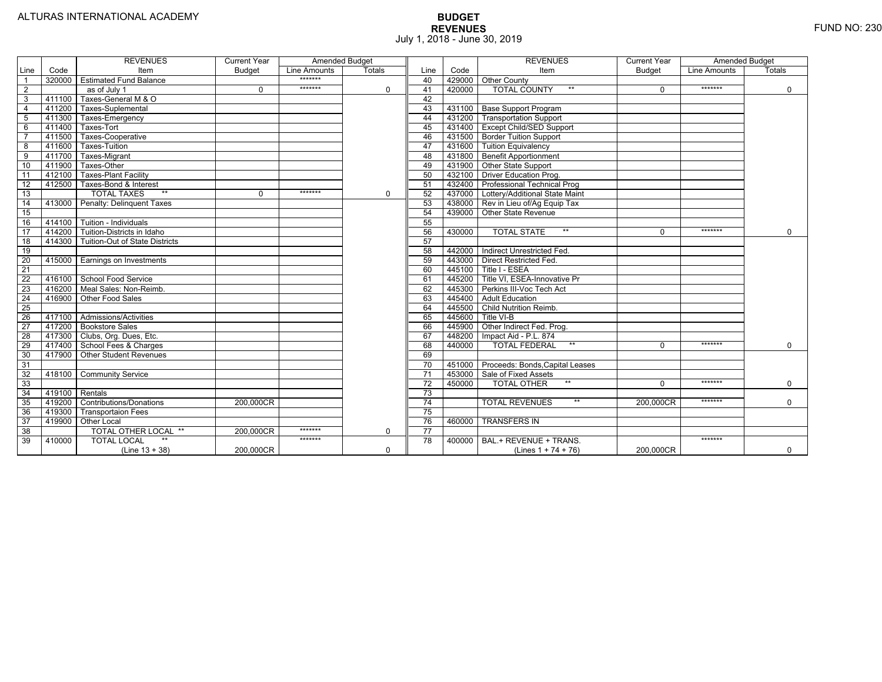ALTURAS INTERNATIONAL ACADEMY

FUND NO: 230

# BUDGET
## REVENUES
July 1, 2018 - June 30, 2019

| Line | Code | REVENUES Item | Current Year Budget | Amended Budget Line Amounts | Amended Budget Totals | Line | Code | REVENUES Item | Current Year Budget | Amended Budget Line Amounts | Amended Budget Totals |
|---|---|---|---|---|---|---|---|---|---|---|---|
| 1 | 320000 | Estimated Fund Balance | | ******* | | 40 | 429000 | Other County | | | |
| 2 | | as of July 1 | 0 | ******* | 0 | 41 | 420000 | TOTAL COUNTY ** | 0 | ******* | 0 |
| 3 | 411100 | Taxes-General M & O | | | | 42 | | | | | |
| 4 | 411200 | Taxes-Suplemental | | | | 43 | 431100 | Base Support Program | | | |
| 5 | 411300 | Taxes-Emergency | | | | 44 | 431200 | Transportation Support | | | |
| 6 | 411400 | Taxes-Tort | | | | 45 | 431400 | Except Child/SED Support | | | |
| 7 | 411500 | Taxes-Cooperative | | | | 46 | 431500 | Border Tuition Support | | | |
| 8 | 411600 | Taxes-Tuition | | | | 47 | 431600 | Tuition Equivalency | | | |
| 9 | 411700 | Taxes-Migrant | | | | 48 | 431800 | Benefit Apportionment | | | |
| 10 | 411900 | Taxes-Other | | | | 49 | 431900 | Other State Support | | | |
| 11 | 412100 | Taxes-Plant Facility | | | | 50 | 432100 | Driver Education Prog. | | | |
| 12 | 412500 | Taxes-Bond & Interest | | | | 51 | 432400 | Professional Technical Prog | | | |
| 13 | | TOTAL TAXES ** | 0 | ******* | 0 | 52 | 437000 | Lottery/Additional State Maint | | | |
| 14 | 413000 | Penalty: Delinquent Taxes | | | | 53 | 438000 | Rev in Lieu of/Ag Equip Tax | | | |
| 15 | | | | | | 54 | 439000 | Other State Revenue | | | |
| 16 | 414100 | Tuition - Individuals | | | | 55 | | | | | |
| 17 | 414200 | Tuition-Districts in Idaho | | | | 56 | 430000 | TOTAL STATE ** | 0 | ******* | 0 |
| 18 | 414300 | Tuition-Out of State Districts | | | | 57 | | | | | |
| 19 | | | | | | 58 | 442000 | Indirect Unrestricted Fed. | | | |
| 20 | 415000 | Earnings on Investments | | | | 59 | 443000 | Direct Restricted Fed. | | | |
| 21 | | | | | | 60 | 445100 | Title I - ESEA | | | |
| 22 | 416100 | School Food Service | | | | 61 | 445200 | Title VI, ESEA-Innovative Pr | | | |
| 23 | 416200 | Meal Sales: Non-Reimb. | | | | 62 | 445300 | Perkins III-Voc Tech Act | | | |
| 24 | 416900 | Other Food Sales | | | | 63 | 445400 | Adult Education | | | |
| 25 | | | | | | 64 | 445500 | Child Nutrition Reimb. | | | |
| 26 | 417100 | Admissions/Activities | | | | 65 | 445600 | Title VI-B | | | |
| 27 | 417200 | Bookstore Sales | | | | 66 | 445900 | Other Indirect Fed. Prog. | | | |
| 28 | 417300 | Clubs, Org. Dues, Etc. | | | | 67 | 448200 | Impact Aid - P.L. 874 | | | |
| 29 | 417400 | School Fees & Charges | | | | 68 | 440000 | TOTAL FEDERAL ** | 0 | ******* | 0 |
| 30 | 417900 | Other Student Revenues | | | | 69 | | | | | |
| 31 | | | | | | 70 | 451000 | Proceeds: Bonds,Capital Leases | | | |
| 32 | 418100 | Community Service | | | | 71 | 453000 | Sale of Fixed Assets | | | |
| 33 | | | | | | 72 | 450000 | TOTAL OTHER ** | 0 | ******* | 0 |
| 34 | 419100 | Rentals | | | | 73 | | | | | |
| 35 | 419200 | Contributions/Donations | 200,000CR | | | 74 | | TOTAL REVENUES ** | 200,000CR | ******* | 0 |
| 36 | 419300 | Transportaion Fees | | | | 75 | | | | | |
| 37 | 419900 | Other Local | | | | 76 | 460000 | TRANSFERS IN | | | |
| 38 | | TOTAL OTHER LOCAL ** | 200,000CR | ******* | 0 | 77 | | | | | |
| 39 | 410000 | TOTAL LOCAL ** (Line 13 + 38) | 200,000CR | ******* | 0 | 78 | 400000 | BAL.+ REVENUE + TRANS. (Lines 1 + 74 + 76) | 200,000CR | ******* | 0 |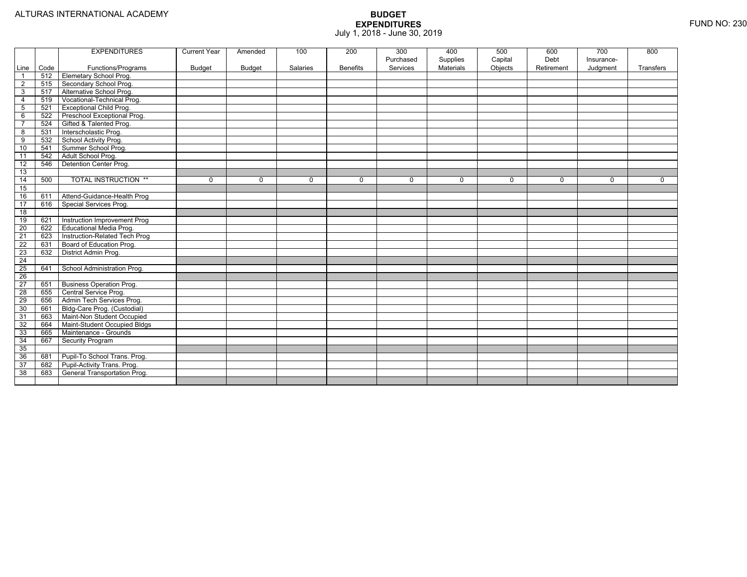ALTURAS INTERNATIONAL ACADEMY

# BUDGET
## EXPENDITURES
July 1, 2018 - June 30, 2019

FUND NO: 230

| Line | Code | EXPENDITURES Functions/Programs | Current Year Budget | Amended Budget | 100 Salaries | 200 Benefits | 300 Purchased Services | 400 Supplies Materials | 500 Capital Objects | 600 Debt Retirement | 700 Insurance-Judgment | 800 Transfers |
|---|---|---|---|---|---|---|---|---|---|---|---|---|
| 1 | 512 | Elemetary School Prog. | | | | | | | | | | |
| 2 | 515 | Secondary School Prog. | | | | | | | | | | |
| 3 | 517 | Alternative School Prog. | | | | | | | | | | |
| 4 | 519 | Vocational-Technical Prog. | | | | | | | | | | |
| 5 | 521 | Exceptional Child Prog. | | | | | | | | | | |
| 6 | 522 | Preschool Exceptional Prog. | | | | | | | | | | |
| 7 | 524 | Gifted & Talented Prog. | | | | | | | | | | |
| 8 | 531 | Interscholastic Prog. | | | | | | | | | | |
| 9 | 532 | School Activity Prog. | | | | | | | | | | |
| 10 | 541 | Summer School Prog. | | | | | | | | | | |
| 11 | 542 | Adult School Prog. | | | | | | | | | | |
| 12 | 546 | Detention Center Prog. | | | | | | | | | | |
| 13 | | | | | | | | | | | | |
| 14 | 500 | TOTAL INSTRUCTION ** | 0 | 0 | 0 | 0 | 0 | 0 | 0 | 0 | 0 | 0 |
| 15 | | | | | | | | | | | | |
| 16 | 611 | Attend-Guidance-Health Prog | | | | | | | | | | |
| 17 | 616 | Special Services Prog. | | | | | | | | | | |
| 18 | | | | | | | | | | | | |
| 19 | 621 | Instruction Improvement Prog | | | | | | | | | | |
| 20 | 622 | Educational Media Prog. | | | | | | | | | | |
| 21 | 623 | Instruction-Related Tech Prog | | | | | | | | | | |
| 22 | 631 | Board of Education Prog. | | | | | | | | | | |
| 23 | 632 | District Admin Prog. | | | | | | | | | | |
| 24 | | | | | | | | | | | | |
| 25 | 641 | School Administration Prog. | | | | | | | | | | |
| 26 | | | | | | | | | | | | |
| 27 | 651 | Business Operation Prog. | | | | | | | | | | |
| 28 | 655 | Central Service Prog. | | | | | | | | | | |
| 29 | 656 | Admin Tech Services Prog. | | | | | | | | | | |
| 30 | 661 | Bldg-Care Prog. (Custodial) | | | | | | | | | | |
| 31 | 663 | Maint-Non Student Occupied | | | | | | | | | | |
| 32 | 664 | Maint-Student Occupied Bldgs | | | | | | | | | | |
| 33 | 665 | Maintenance - Grounds | | | | | | | | | | |
| 34 | 667 | Security Program | | | | | | | | | | |
| 35 | | | | | | | | | | | | |
| 36 | 681 | Pupil-To School Trans. Prog. | | | | | | | | | | |
| 37 | 682 | Pupil-Activity Trans. Prog. | | | | | | | | | | |
| 38 | 683 | General Transportation Prog. | | | | | | | | | | |
| | | | | | | | | | | | | |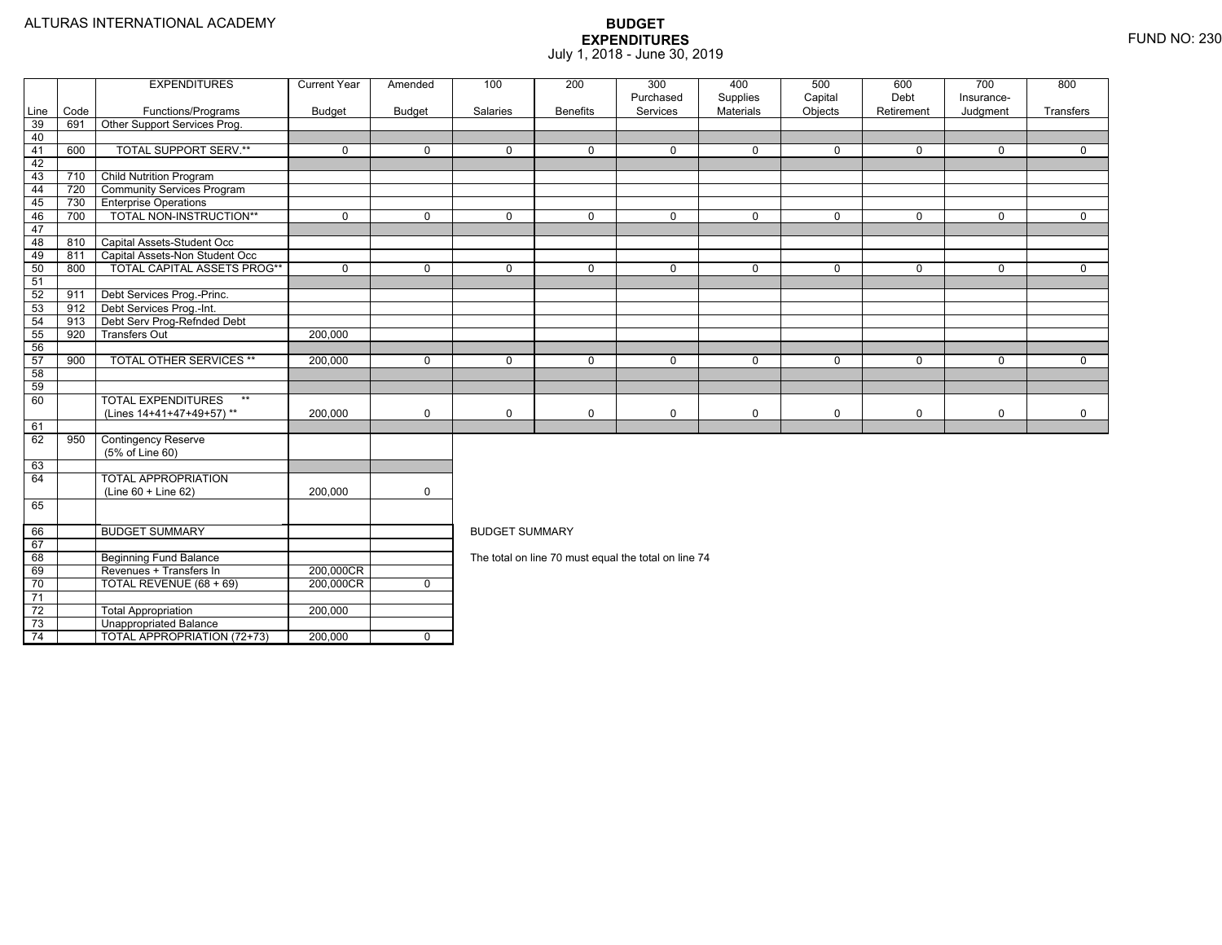ALTURAS INTERNATIONAL ACADEMY

# BUDGET EXPENDITURES

July 1, 2018 - June 30, 2019

FUND NO: 230

| Line | Code | EXPENDITURES Functions/Programs | Current Year Budget | Amended Budget | 100 Salaries | 200 Benefits | 300 Purchased Services | 400 Supplies Materials | 500 Capital Objects | 600 Debt Retirement | 700 Insurance-Judgment | 800 Transfers |
|---|---|---|---|---|---|---|---|---|---|---|---|---|
| 39 | 691 | Other Support Services Prog. | | | | | | | | | | |
| 40 | | | | | | | | | | | | |
| 41 | 600 | TOTAL SUPPORT SERV.** | 0 | 0 | 0 | 0 | 0 | 0 | 0 | 0 | 0 | 0 |
| 42 | | | | | | | | | | | | |
| 43 | 710 | Child Nutrition Program | | | | | | | | | | |
| 44 | 720 | Community Services Program | | | | | | | | | | |
| 45 | 730 | Enterprise Operations | | | | | | | | | | |
| 46 | 700 | TOTAL NON-INSTRUCTION** | 0 | 0 | 0 | 0 | 0 | 0 | 0 | 0 | 0 | 0 |
| 47 | | | | | | | | | | | | |
| 48 | 810 | Capital Assets-Student Occ | | | | | | | | | | |
| 49 | 811 | Capital Assets-Non Student Occ | | | | | | | | | | |
| 50 | 800 | TOTAL CAPITAL ASSETS PROG** | 0 | 0 | 0 | 0 | 0 | 0 | 0 | 0 | 0 | 0 |
| 51 | | | | | | | | | | | | |
| 52 | 911 | Debt Services Prog.-Princ. | | | | | | | | | | |
| 53 | 912 | Debt Services Prog.-Int. | | | | | | | | | | |
| 54 | 913 | Debt Serv Prog-Refnded Debt | | | | | | | | | | |
| 55 | 920 | Transfers Out | 200,000 | | | | | | | | | |
| 56 | | | | | | | | | | | | |
| 57 | 900 | TOTAL OTHER SERVICES ** | 200,000 | 0 | 0 | 0 | 0 | 0 | 0 | 0 | 0 | 0 |
| 58 | | | | | | | | | | | | |
| 59 | | | | | | | | | | | | |
| 60 | | TOTAL EXPENDITURES ** (Lines 14+41+47+49+57) ** | 200,000 | 0 | 0 | 0 | 0 | 0 | 0 | 0 | 0 | 0 |
| 61 | | | | | | | | | | | | |
| 62 | 950 | Contingency Reserve (5% of Line 60) | | | | | | | | | | |
| 63 | | | | | | | | | | | | |
| 64 | | TOTAL APPROPRIATION (Line 60 + Line 62) | 200,000 | 0 | | | | | | | | |
| 65 | | | | | | | | | | | | |
| 66 | | BUDGET SUMMARY | | | | | | | | | | |
| 67 | | | | | | | | | | | | |
| 68 | | Beginning Fund Balance | | | | | | | | | | |
| 69 | | Revenues + Transfers In | 200,000CR | | | | | | | | | |
| 70 | | TOTAL REVENUE (68 + 69) | 200,000CR | 0 | | | | | | | | |
| 71 | | | | | | | | | | | | |
| 72 | | Total Appropriation | 200,000 | | | | | | | | | |
| 73 | | Unappropriated Balance | | | | | | | | | | |
| 74 | | TOTAL APPROPRIATION (72+73) | 200,000 | 0 | | | | | | | | |

BUDGET SUMMARY

The total on line 70 must equal the total on line 74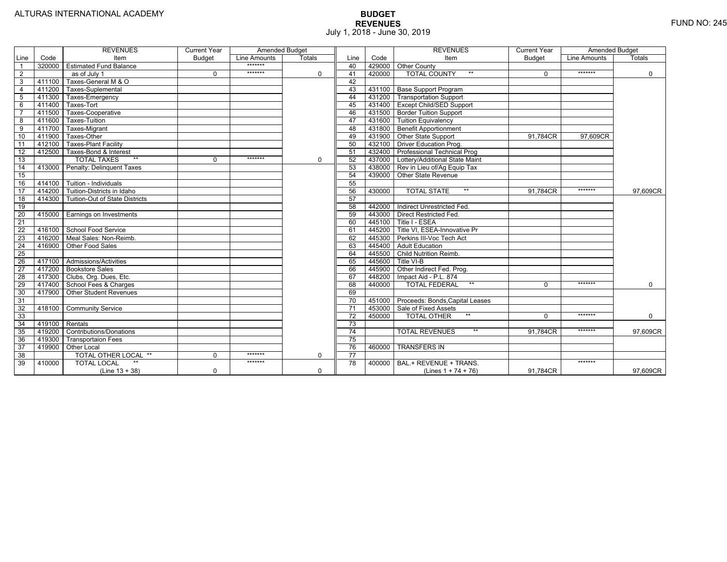ALTURAS INTERNATIONAL ACADEMY

# BUDGET
## REVENUES
July 1, 2018 - June 30, 2019

FUND NO: 245

| Line | Code | REVENUES Item | Current Year Budget | Amended Budget Line Amounts | Amended Budget Totals | Line | Code | REVENUES Item | Current Year Budget | Amended Budget Line Amounts | Amended Budget Totals |
|---|---|---|---|---|---|---|---|---|---|---|---|
| 1 | 320000 | Estimated Fund Balance | | ******* | | 40 | 429000 | Other County | | | |
| 2 | | as of July 1 | 0 | ******* | 0 | 41 | 420000 | TOTAL COUNTY ** | 0 | ******* | 0 |
| 3 | 411100 | Taxes-General M & O | | | | 42 | | | | | |
| 4 | 411200 | Taxes-Suplemental | | | | 43 | 431100 | Base Support Program | | | |
| 5 | 411300 | Taxes-Emergency | | | | 44 | 431200 | Transportation Support | | | |
| 6 | 411400 | Taxes-Tort | | | | 45 | 431400 | Except Child/SED Support | | | |
| 7 | 411500 | Taxes-Cooperative | | | | 46 | 431500 | Border Tuition Support | | | |
| 8 | 411600 | Taxes-Tuition | | | | 47 | 431600 | Tuition Equivalency | | | |
| 9 | 411700 | Taxes-Migrant | | | | 48 | 431800 | Benefit Apportionment | | | |
| 10 | 411900 | Taxes-Other | | | | 49 | 431900 | Other State Support | 91,784CR | 97,609CR | |
| 11 | 412100 | Taxes-Plant Facility | | | | 50 | 432100 | Driver Education Prog. | | | |
| 12 | 412500 | Taxes-Bond & Interest | | | | 51 | 432400 | Professional Technical Prog | | | |
| 13 | | TOTAL TAXES ** | 0 | ******* | 0 | 52 | 437000 | Lottery/Additional State Maint | | | |
| 14 | 413000 | Penalty: Delinquent Taxes | | | | 53 | 438000 | Rev in Lieu of/Ag Equip Tax | | | |
| 15 | | | | | | 54 | 439000 | Other State Revenue | | | |
| 16 | 414100 | Tuition - Individuals | | | | 55 | | | | | |
| 17 | 414200 | Tuition-Districts in Idaho | | | | 56 | 430000 | TOTAL STATE ** | 91,784CR | ******* | 97,609CR |
| 18 | 414300 | Tuition-Out of State Districts | | | | 57 | | | | | |
| 19 | | | | | | 58 | 442000 | Indirect Unrestricted Fed. | | | |
| 20 | 415000 | Earnings on Investments | | | | 59 | 443000 | Direct Restricted Fed. | | | |
| 21 | | | | | | 60 | 445100 | Title I - ESEA | | | |
| 22 | 416100 | School Food Service | | | | 61 | 445200 | Title VI, ESEA-Innovative Pr | | | |
| 23 | 416200 | Meal Sales: Non-Reimb. | | | | 62 | 445300 | Perkins III-Voc Tech Act | | | |
| 24 | 416900 | Other Food Sales | | | | 63 | 445400 | Adult Education | | | |
| 25 | | | | | | 64 | 445500 | Child Nutrition Reimb. | | | |
| 26 | 417100 | Admissions/Activities | | | | 65 | 445600 | Title VI-B | | | |
| 27 | 417200 | Bookstore Sales | | | | 66 | 445900 | Other Indirect Fed. Prog. | | | |
| 28 | 417300 | Clubs, Org. Dues, Etc. | | | | 67 | 448200 | Impact Aid - P.L. 874 | | | |
| 29 | 417400 | School Fees & Charges | | | | 68 | 440000 | TOTAL FEDERAL ** | 0 | ******* | 0 |
| 30 | 417900 | Other Student Revenues | | | | 69 | | | | | |
| 31 | | | | | | 70 | 451000 | Proceeds: Bonds,Capital Leases | | | |
| 32 | 418100 | Community Service | | | | 71 | 453000 | Sale of Fixed Assets | | | |
| 33 | | | | | | 72 | 450000 | TOTAL OTHER ** | 0 | ******* | 0 |
| 34 | 419100 | Rentals | | | | 73 | | | | | |
| 35 | 419200 | Contributions/Donations | | | | 74 | | TOTAL REVENUES ** | 91,784CR | ******* | 97,609CR |
| 36 | 419300 | Transportaion Fees | | | | 75 | | | | | |
| 37 | 419900 | Other Local | | | | 76 | 460000 | TRANSFERS IN | | | |
| 38 | | TOTAL OTHER LOCAL ** | 0 | ******* | 0 | 77 | | | | | |
| 39 | 410000 | TOTAL LOCAL ** (Line 13 + 38) | 0 | ******* | 0 | 78 | 400000 | BAL.+ REVENUE + TRANS. (Lines 1 + 74 + 76) | 91,784CR | ******* | 97,609CR |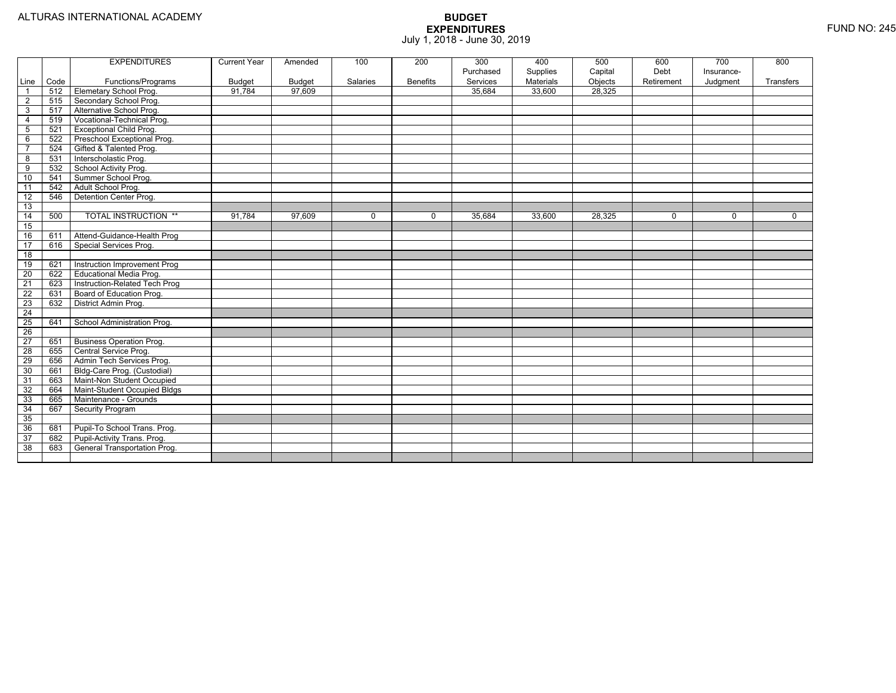ALTURAS INTERNATIONAL ACADEMY

# BUDGET
## EXPENDITURES
July 1, 2018 - June 30, 2019

FUND NO: 245

| | | EXPENDITURES | Current Year | Amended | 100 | 200 | 300 | 400 | 500 | 600 | 700 | 800 |
|---|---|---|---|---|---|---|---|---|---|---|---|---|
| | | | | | | | Purchased | Supplies | Capital | Debt | Insurance- | |
| Line | Code | Functions/Programs | Budget | Budget | Salaries | Benefits | Services | Materials | Objects | Retirement | Judgment | Transfers |
| 1 | 512 | Elemetary School Prog. | 91,784 | 97,609 | | | 35,684 | 33,600 | 28,325 | | | |
| 2 | 515 | Secondary School Prog. | | | | | | | | | | |
| 3 | 517 | Alternative School Prog. | | | | | | | | | | |
| 4 | 519 | Vocational-Technical Prog. | | | | | | | | | | |
| 5 | 521 | Exceptional Child Prog. | | | | | | | | | | |
| 6 | 522 | Preschool Exceptional Prog. | | | | | | | | | | |
| 7 | 524 | Gifted & Talented Prog. | | | | | | | | | | |
| 8 | 531 | Interscholastic Prog. | | | | | | | | | | |
| 9 | 532 | School Activity Prog. | | | | | | | | | | |
| 10 | 541 | Summer School Prog. | | | | | | | | | | |
| 11 | 542 | Adult School Prog. | | | | | | | | | | |
| 12 | 546 | Detention Center Prog. | | | | | | | | | | |
| 13 | | | | | | | | | | | | |
| 14 | 500 | TOTAL INSTRUCTION ** | 91,784 | 97,609 | 0 | 0 | 35,684 | 33,600 | 28,325 | 0 | 0 | 0 |
| 15 | | | | | | | | | | | | |
| 16 | 611 | Attend-Guidance-Health Prog | | | | | | | | | | |
| 17 | 616 | Special Services Prog. | | | | | | | | | | |
| 18 | | | | | | | | | | | | |
| 19 | 621 | Instruction Improvement Prog | | | | | | | | | | |
| 20 | 622 | Educational Media Prog. | | | | | | | | | | |
| 21 | 623 | Instruction-Related Tech Prog | | | | | | | | | | |
| 22 | 631 | Board of Education Prog. | | | | | | | | | | |
| 23 | 632 | District Admin Prog. | | | | | | | | | | |
| 24 | | | | | | | | | | | | |
| 25 | 641 | School Administration Prog. | | | | | | | | | | |
| 26 | | | | | | | | | | | | |
| 27 | 651 | Business Operation Prog. | | | | | | | | | | |
| 28 | 655 | Central Service Prog. | | | | | | | | | | |
| 29 | 656 | Admin Tech Services Prog. | | | | | | | | | | |
| 30 | 661 | Bldg-Care Prog. (Custodial) | | | | | | | | | | |
| 31 | 663 | Maint-Non Student Occupied | | | | | | | | | | |
| 32 | 664 | Maint-Student Occupied Bldgs | | | | | | | | | | |
| 33 | 665 | Maintenance - Grounds | | | | | | | | | | |
| 34 | 667 | Security Program | | | | | | | | | | |
| 35 | | | | | | | | | | | | |
| 36 | 681 | Pupil-To School Trans. Prog. | | | | | | | | | | |
| 37 | 682 | Pupil-Activity Trans. Prog. | | | | | | | | | | |
| 38 | 683 | General Transportation Prog. | | | | | | | | | | |
| | | | | | | | | | | | | |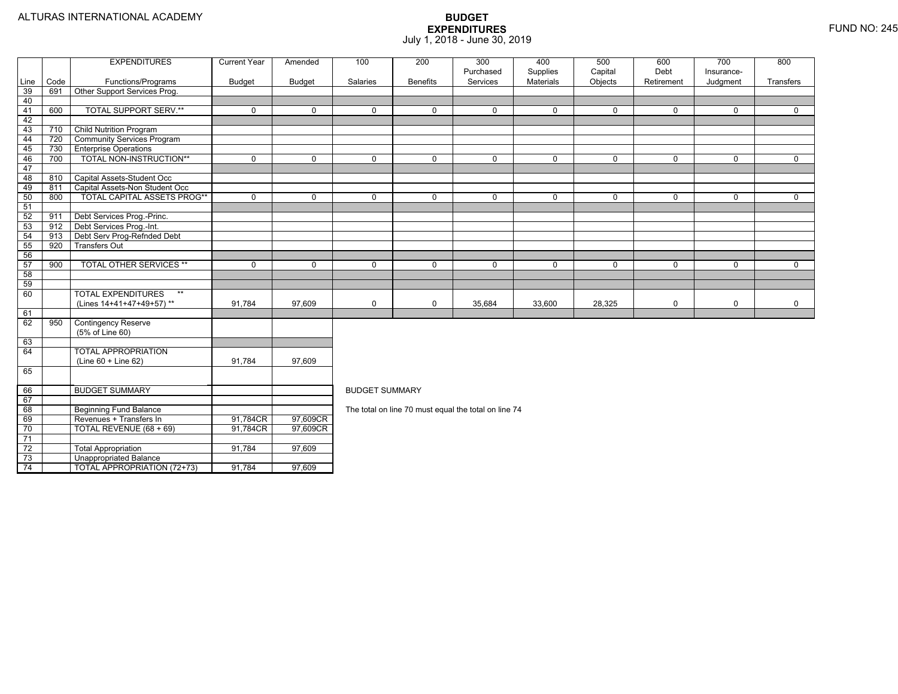ALTURAS INTERNATIONAL ACADEMY

# BUDGET EXPENDITURES

July 1, 2018 - June 30, 2019

FUND NO: 245

| Line | Code | EXPENDITURES Functions/Programs | Current Year Budget | Amended Budget | 100 Salaries | 200 Benefits | 300 Purchased Services | 400 Supplies Materials | 500 Capital Objects | 600 Debt Retirement | 700 Insurance-Judgment | 800 Transfers |
|---|---|---|---|---|---|---|---|---|---|---|---|---|
| 39 | 691 | Other Support Services Prog. | | | | | | | | | | |
| 40 | | | | | | | | | | | | |
| 41 | 600 | TOTAL SUPPORT SERV.** | 0 | 0 | 0 | 0 | 0 | 0 | 0 | 0 | 0 | 0 |
| 42 | | | | | | | | | | | | |
| 43 | 710 | Child Nutrition Program | | | | | | | | | | |
| 44 | 720 | Community Services Program | | | | | | | | | | |
| 45 | 730 | Enterprise Operations | | | | | | | | | | |
| 46 | 700 | TOTAL NON-INSTRUCTION** | 0 | 0 | 0 | 0 | 0 | 0 | 0 | 0 | 0 | 0 |
| 47 | | | | | | | | | | | | |
| 48 | 810 | Capital Assets-Student Occ | | | | | | | | | | |
| 49 | 811 | Capital Assets-Non Student Occ | | | | | | | | | | |
| 50 | 800 | TOTAL CAPITAL ASSETS PROG** | 0 | 0 | 0 | 0 | 0 | 0 | 0 | 0 | 0 | 0 |
| 51 | | | | | | | | | | | | |
| 52 | 911 | Debt Services Prog.-Princ. | | | | | | | | | | |
| 53 | 912 | Debt Services Prog.-Int. | | | | | | | | | | |
| 54 | 913 | Debt Serv Prog-Refnded Debt | | | | | | | | | | |
| 55 | 920 | Transfers Out | | | | | | | | | | |
| 56 | | | | | | | | | | | | |
| 57 | 900 | TOTAL OTHER SERVICES ** | 0 | 0 | 0 | 0 | 0 | 0 | 0 | 0 | 0 | 0 |
| 58 | | | | | | | | | | | | |
| 59 | | | | | | | | | | | | |
| 60 | | TOTAL EXPENDITURES ** (Lines 14+41+47+49+57) ** | 91,784 | 97,609 | 0 | 0 | 35,684 | 33,600 | 28,325 | 0 | 0 | 0 |
| 61 | | | | | | | | | | | | |
| 62 | 950 | Contingency Reserve (5% of Line 60) | | | | | | | | | | |
| 63 | | | | | | | | | | | | |
| 64 | | TOTAL APPROPRIATION (Line 60 + Line 62) | 91,784 | 97,609 | | | | | | | | |
| 65 | | | | | | | | | | | | |

| Line | Code | BUDGET SUMMARY | Current Year Budget | Amended Budget |
|---|---|---|---|---|
| 66 | | BUDGET SUMMARY | | |
| 67 | | | | |
| 68 | | Beginning Fund Balance | | |
| 69 | | Revenues + Transfers In | 91,784CR | 97,609CR |
| 70 | | TOTAL REVENUE (68 + 69) | 91,784CR | 97,609CR |
| 71 | | | | |
| 72 | | Total Appropriation | 91,784 | 97,609 |
| 73 | | Unappropriated Balance | | |
| 74 | | TOTAL APPROPRIATION (72+73) | 91,784 | 97,609 |

BUDGET SUMMARY

The total on line 70 must equal the total on line 74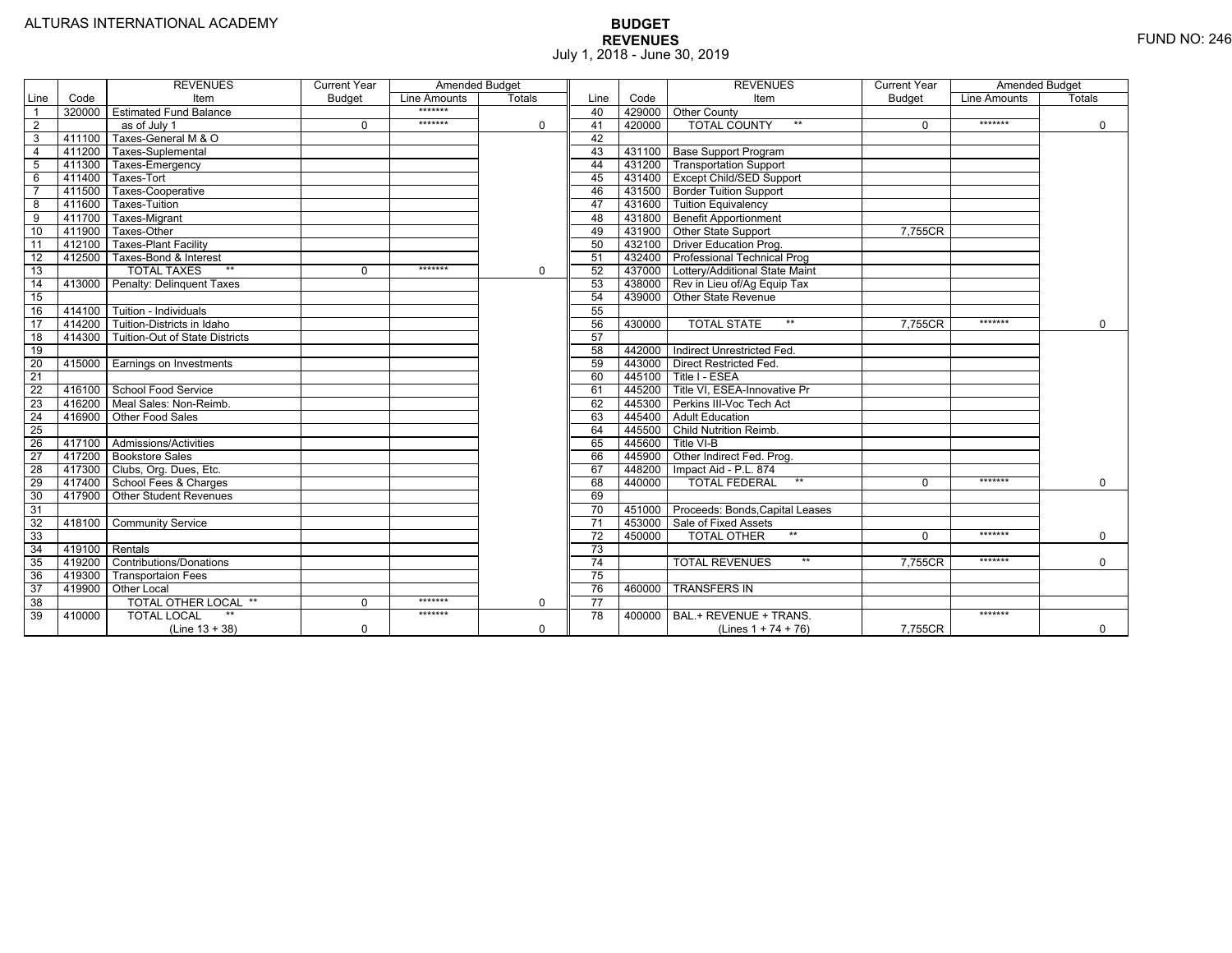ALTURAS INTERNATIONAL ACADEMY

# BUDGET
## REVENUES
July 1, 2018 - June 30, 2019

FUND NO: 246

| Line | Code | REVENUES Item | Current Year Budget | Amended Budget Line Amounts | Amended Budget Totals | Line | Code | REVENUES Item | Current Year Budget | Amended Budget Line Amounts | Amended Budget Totals |
|---|---|---|---|---|---|---|---|---|---|---|---|
| 1 | 320000 | Estimated Fund Balance | | ******* | | 40 | 429000 | Other County | | | |
| 2 | | as of July 1 | 0 | ******* | 0 | 41 | 420000 | TOTAL COUNTY ** | 0 | ******* | 0 |
| 3 | 411100 | Taxes-General M & O | | | | 42 | | | | | |
| 4 | 411200 | Taxes-Suplemental | | | | 43 | 431100 | Base Support Program | | | |
| 5 | 411300 | Taxes-Emergency | | | | 44 | 431200 | Transportation Support | | | |
| 6 | 411400 | Taxes-Tort | | | | 45 | 431400 | Except Child/SED Support | | | |
| 7 | 411500 | Taxes-Cooperative | | | | 46 | 431500 | Border Tuition Support | | | |
| 8 | 411600 | Taxes-Tuition | | | | 47 | 431600 | Tuition Equivalency | | | |
| 9 | 411700 | Taxes-Migrant | | | | 48 | 431800 | Benefit Apportionment | | | |
| 10 | 411900 | Taxes-Other | | | | 49 | 431900 | Other State Support | 7,755CR | | |
| 11 | 412100 | Taxes-Plant Facility | | | | 50 | 432100 | Driver Education Prog. | | | |
| 12 | 412500 | Taxes-Bond & Interest | | | | 51 | 432400 | Professional Technical Prog | | | |
| 13 | | TOTAL TAXES ** | 0 | ******* | 0 | 52 | 437000 | Lottery/Additional State Maint | | | |
| 14 | 413000 | Penalty: Delinquent Taxes | | | | 53 | 438000 | Rev in Lieu of/Ag Equip Tax | | | |
| 15 | | | | | | 54 | 439000 | Other State Revenue | | | |
| 16 | 414100 | Tuition - Individuals | | | | 55 | | | | | |
| 17 | 414200 | Tuition-Districts in Idaho | | | | 56 | 430000 | TOTAL STATE ** | 7,755CR | ******* | 0 |
| 18 | 414300 | Tuition-Out of State Districts | | | | 57 | | | | | |
| 19 | | | | | | 58 | 442000 | Indirect Unrestricted Fed. | | | |
| 20 | 415000 | Earnings on Investments | | | | 59 | 443000 | Direct Restricted Fed. | | | |
| 21 | | | | | | 60 | 445100 | Title I - ESEA | | | |
| 22 | 416100 | School Food Service | | | | 61 | 445200 | Title VI, ESEA-Innovative Pr | | | |
| 23 | 416200 | Meal Sales: Non-Reimb. | | | | 62 | 445300 | Perkins III-Voc Tech Act | | | |
| 24 | 416900 | Other Food Sales | | | | 63 | 445400 | Adult Education | | | |
| 25 | | | | | | 64 | 445500 | Child Nutrition Reimb. | | | |
| 26 | 417100 | Admissions/Activities | | | | 65 | 445600 | Title VI-B | | | |
| 27 | 417200 | Bookstore Sales | | | | 66 | 445900 | Other Indirect Fed. Prog. | | | |
| 28 | 417300 | Clubs, Org. Dues, Etc. | | | | 67 | 448200 | Impact Aid - P.L. 874 | | | |
| 29 | 417400 | School Fees & Charges | | | | 68 | 440000 | TOTAL FEDERAL ** | 0 | ******* | 0 |
| 30 | 417900 | Other Student Revenues | | | | 69 | | | | | |
| 31 | | | | | | 70 | 451000 | Proceeds: Bonds,Capital Leases | | | |
| 32 | 418100 | Community Service | | | | 71 | 453000 | Sale of Fixed Assets | | | |
| 33 | | | | | | 72 | 450000 | TOTAL OTHER ** | 0 | ******* | 0 |
| 34 | 419100 | Rentals | | | | 73 | | | | | |
| 35 | 419200 | Contributions/Donations | | | | 74 | | TOTAL REVENUES ** | 7,755CR | ******* | 0 |
| 36 | 419300 | Transportaion Fees | | | | 75 | | | | | |
| 37 | 419900 | Other Local | | | | 76 | 460000 | TRANSFERS IN | | | |
| 38 | | TOTAL OTHER LOCAL ** | 0 | ******* | 0 | 77 | | | | | |
| 39 | 410000 | TOTAL LOCAL ** (Line 13 + 38) | 0 | ******* | 0 | 78 | 400000 | BAL.+ REVENUE + TRANS. (Lines 1 + 74 + 76) | 7,755CR | ******* | 0 |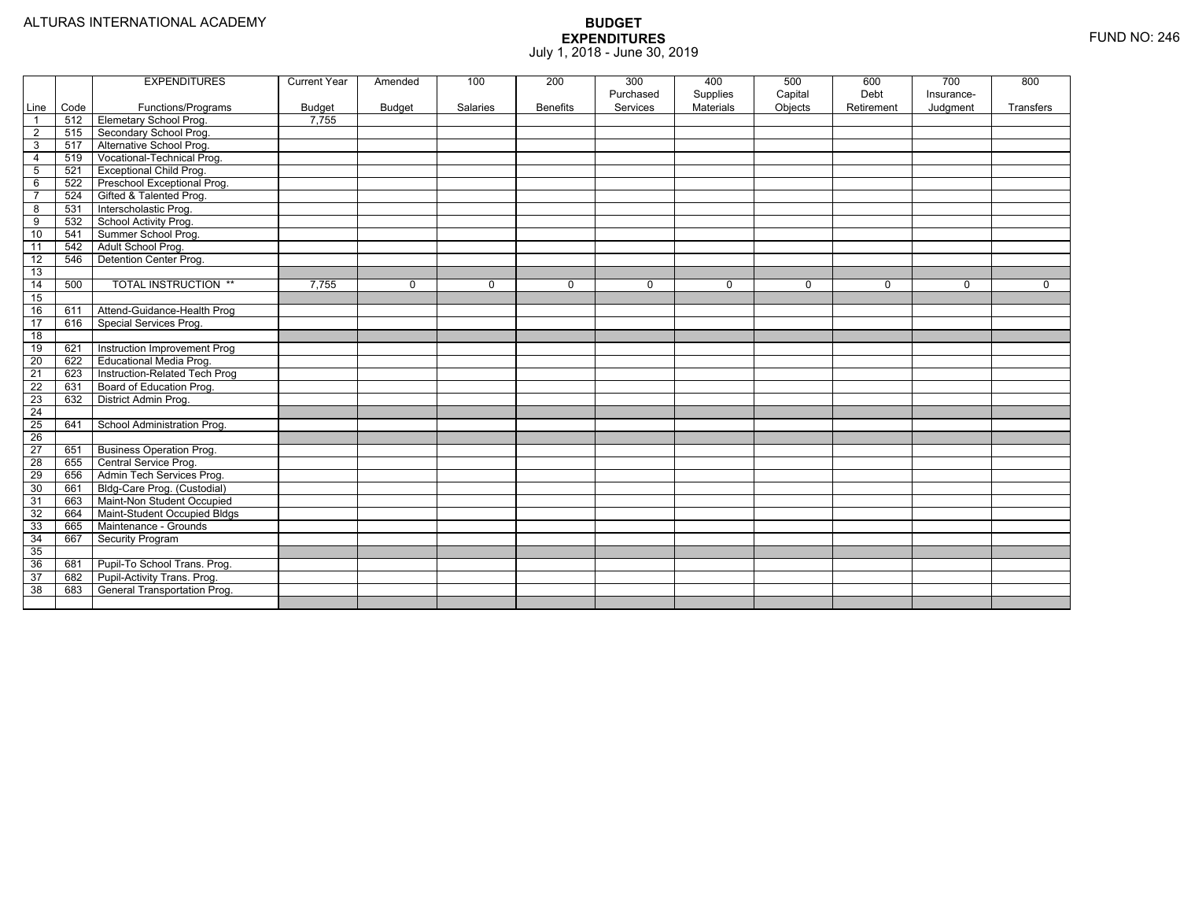ALTURAS INTERNATIONAL ACADEMY

# BUDGET
## EXPENDITURES
July 1, 2018 - June 30, 2019

FUND NO: 246

| Line | Code | EXPENDITURES Functions/Programs | Current Year Budget | Amended Budget | 100 Salaries | 200 Benefits | 300 Purchased Services | 400 Supplies Materials | 500 Capital Objects | 600 Debt Retirement | 700 Insurance-Judgment | 800 Transfers |
|---|---|---|---|---|---|---|---|---|---|---|---|---|
| 1 | 512 | Elemetary School Prog. | 7,755 | | | | | | | | | |
| 2 | 515 | Secondary School Prog. | | | | | | | | | | |
| 3 | 517 | Alternative School Prog. | | | | | | | | | | |
| 4 | 519 | Vocational-Technical Prog. | | | | | | | | | | |
| 5 | 521 | Exceptional Child Prog. | | | | | | | | | | |
| 6 | 522 | Preschool Exceptional Prog. | | | | | | | | | | |
| 7 | 524 | Gifted & Talented Prog. | | | | | | | | | | |
| 8 | 531 | Interscholastic Prog. | | | | | | | | | | |
| 9 | 532 | School Activity Prog. | | | | | | | | | | |
| 10 | 541 | Summer School Prog. | | | | | | | | | | |
| 11 | 542 | Adult School Prog. | | | | | | | | | | |
| 12 | 546 | Detention Center Prog. | | | | | | | | | | |
| 13 | | | | | | | | | | | | |
| 14 | 500 | TOTAL INSTRUCTION ** | 7,755 | 0 | 0 | 0 | 0 | 0 | 0 | 0 | 0 | 0 |
| 15 | | | | | | | | | | | | |
| 16 | 611 | Attend-Guidance-Health Prog | | | | | | | | | | |
| 17 | 616 | Special Services Prog. | | | | | | | | | | |
| 18 | | | | | | | | | | | | |
| 19 | 621 | Instruction Improvement Prog | | | | | | | | | | |
| 20 | 622 | Educational Media Prog. | | | | | | | | | | |
| 21 | 623 | Instruction-Related Tech Prog | | | | | | | | | | |
| 22 | 631 | Board of Education Prog. | | | | | | | | | | |
| 23 | 632 | District Admin Prog. | | | | | | | | | | |
| 24 | | | | | | | | | | | | |
| 25 | 641 | School Administration Prog. | | | | | | | | | | |
| 26 | | | | | | | | | | | | |
| 27 | 651 | Business Operation Prog. | | | | | | | | | | |
| 28 | 655 | Central Service Prog. | | | | | | | | | | |
| 29 | 656 | Admin Tech Services Prog. | | | | | | | | | | |
| 30 | 661 | Bldg-Care Prog. (Custodial) | | | | | | | | | | |
| 31 | 663 | Maint-Non Student Occupied | | | | | | | | | | |
| 32 | 664 | Maint-Student Occupied Bldgs | | | | | | | | | | |
| 33 | 665 | Maintenance - Grounds | | | | | | | | | | |
| 34 | 667 | Security Program | | | | | | | | | | |
| 35 | | | | | | | | | | | | |
| 36 | 681 | Pupil-To School Trans. Prog. | | | | | | | | | | |
| 37 | 682 | Pupil-Activity Trans. Prog. | | | | | | | | | | |
| 38 | 683 | General Transportation Prog. | | | | | | | | | | |
| | | | | | | | | | | | | |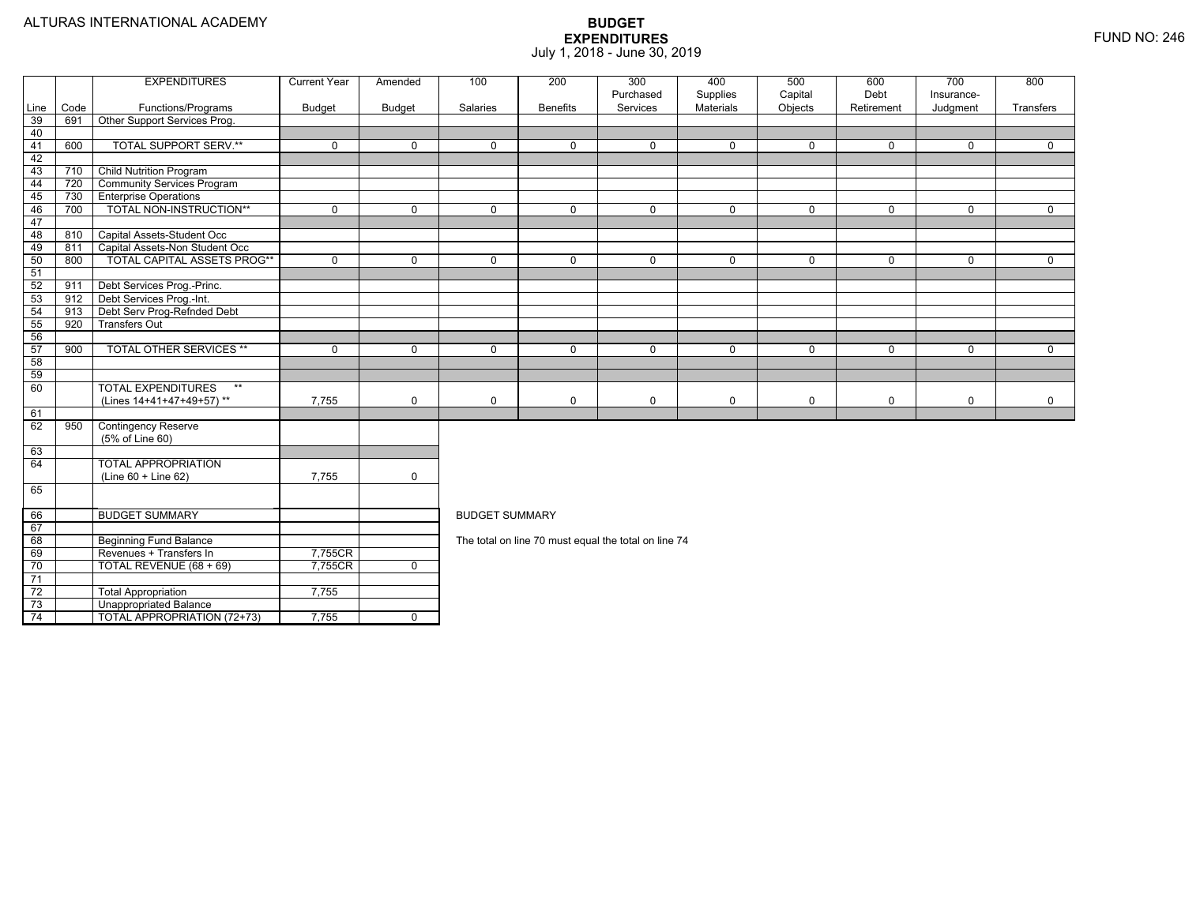ALTURAS INTERNATIONAL ACADEMY

# BUDGET EXPENDITURES
July 1, 2018 - June 30, 2019

FUND NO: 246

| Line | Code | EXPENDITURES Functions/Programs | Current Year Budget | Amended Budget | 100 Salaries | 200 Benefits | 300 Purchased Services | 400 Supplies Materials | 500 Capital Objects | 600 Debt Retirement | 700 Insurance-Judgment | 800 Transfers |
|---|---|---|---|---|---|---|---|---|---|---|---|---|
| 39 | 691 | Other Support Services Prog. | | | | | | | | | | |
| 40 | | | | | | | | | | | | |
| 41 | 600 | TOTAL SUPPORT SERV.** | 0 | 0 | 0 | 0 | 0 | 0 | 0 | 0 | 0 | 0 |
| 42 | | | | | | | | | | | | |
| 43 | 710 | Child Nutrition Program | | | | | | | | | | |
| 44 | 720 | Community Services Program | | | | | | | | | | |
| 45 | 730 | Enterprise Operations | | | | | | | | | | |
| 46 | 700 | TOTAL NON-INSTRUCTION** | 0 | 0 | 0 | 0 | 0 | 0 | 0 | 0 | 0 | 0 |
| 47 | | | | | | | | | | | | |
| 48 | 810 | Capital Assets-Student Occ | | | | | | | | | | |
| 49 | 811 | Capital Assets-Non Student Occ | | | | | | | | | | |
| 50 | 800 | TOTAL CAPITAL ASSETS PROG** | 0 | 0 | 0 | 0 | 0 | 0 | 0 | 0 | 0 | 0 |
| 51 | | | | | | | | | | | | |
| 52 | 911 | Debt Services Prog.-Princ. | | | | | | | | | | |
| 53 | 912 | Debt Services Prog.-Int. | | | | | | | | | | |
| 54 | 913 | Debt Serv Prog-Refnded Debt | | | | | | | | | | |
| 55 | 920 | Transfers Out | | | | | | | | | | |
| 56 | | | | | | | | | | | | |
| 57 | 900 | TOTAL OTHER SERVICES ** | 0 | 0 | 0 | 0 | 0 | 0 | 0 | 0 | 0 | 0 |
| 58 | | | | | | | | | | | | |
| 59 | | | | | | | | | | | | |
| 60 | | TOTAL EXPENDITURES ** (Lines 14+41+47+49+57) ** | 7,755 | 0 | 0 | 0 | 0 | 0 | 0 | 0 | 0 | 0 |
| 61 | | | | | | | | | | | | |
| 62 | 950 | Contingency Reserve (5% of Line 60) | | | | | | | | | | |
| 63 | | | | | | | | | | | | |
| 64 | | TOTAL APPROPRIATION (Line 60 + Line 62) | 7,755 | 0 | | | | | | | | |
| 65 | | | | | | | | | | | | |
| 66 | | BUDGET SUMMARY | | | | | | | | | | |
| 67 | | | | | | | | | | | | |
| 68 | | Beginning Fund Balance | | | | | | | | | | |
| 69 | | Revenues + Transfers In | 7,755CR | | | | | | | | | |
| 70 | | TOTAL REVENUE (68 + 69) | 7,755CR | 0 | | | | | | | | |
| 71 | | | | | | | | | | | | |
| 72 | | Total Appropriation | 7,755 | | | | | | | | | |
| 73 | | Unappropriated Balance | | | | | | | | | | |
| 74 | | TOTAL APPROPRIATION (72+73) | 7,755 | 0 | | | | | | | | |

BUDGET SUMMARY

The total on line 70 must equal the total on line 74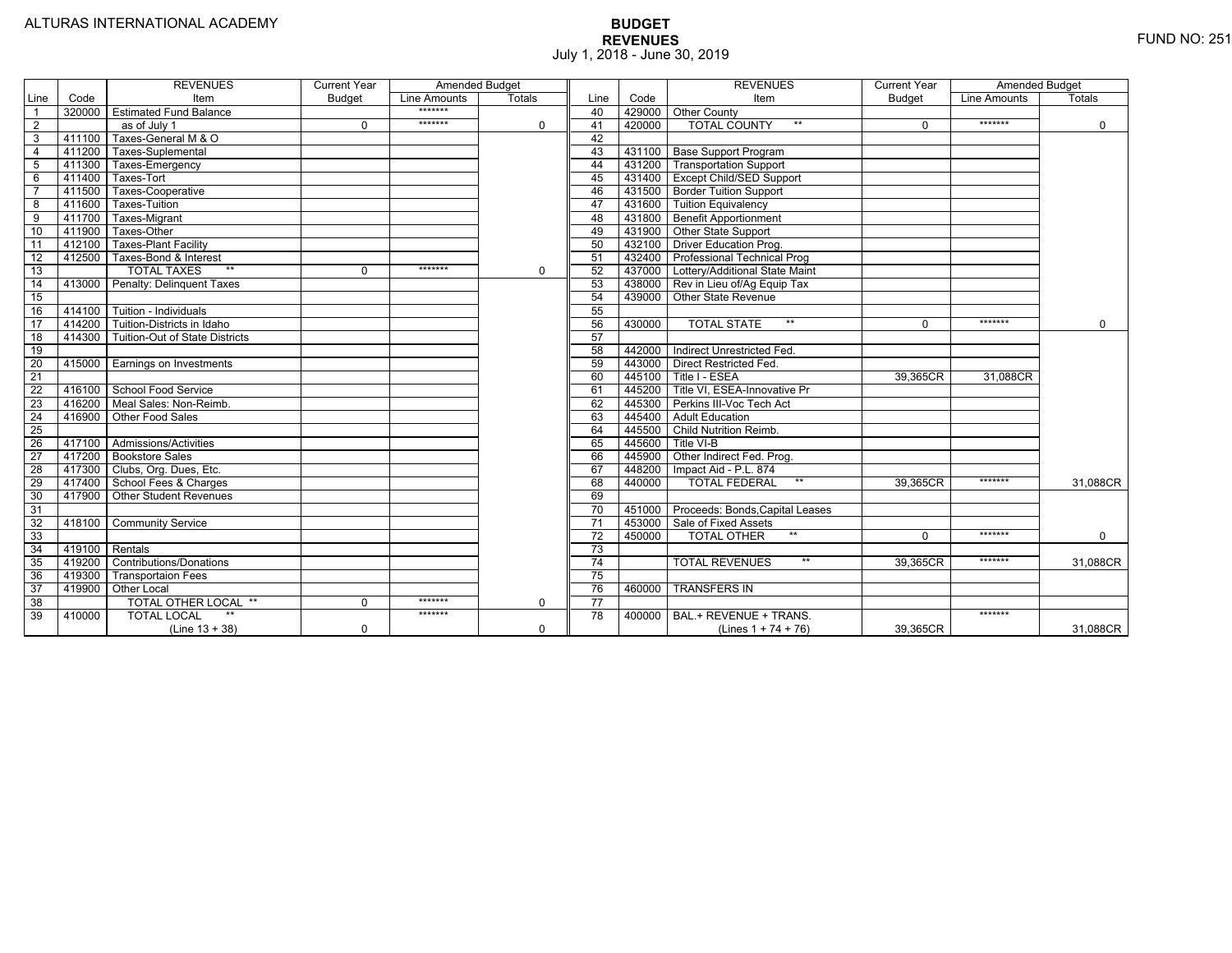ALTURAS INTERNATIONAL ACADEMY

**BUDGET**
**REVENUES**
July 1, 2018 - June 30, 2019

FUND NO: 251

| Line | Code | REVENUES Item | Current Year Budget | Amended Budget Line Amounts | Amended Budget Totals |
|---|---|---|---|---|---|
| 1 | 320000 | Estimated Fund Balance | | ******* | |
| 2 | | as of July 1 | 0 | ******* | 0 |
| 3 | 411100 | Taxes-General M & O | | | |
| 4 | 411200 | Taxes-Suplemental | | | |
| 5 | 411300 | Taxes-Emergency | | | |
| 6 | 411400 | Taxes-Tort | | | |
| 7 | 411500 | Taxes-Cooperative | | | |
| 8 | 411600 | Taxes-Tuition | | | |
| 9 | 411700 | Taxes-Migrant | | | |
| 10 | 411900 | Taxes-Other | | | |
| 11 | 412100 | Taxes-Plant Facility | | | |
| 12 | 412500 | Taxes-Bond & Interest | | | |
| 13 | | TOTAL TAXES ** | 0 | ******* | 0 |
| 14 | 413000 | Penalty: Delinquent Taxes | | | |
| 15 | | | | | |
| 16 | 414100 | Tuition - Individuals | | | |
| 17 | 414200 | Tuition-Districts in Idaho | | | |
| 18 | 414300 | Tuition-Out of State Districts | | | |
| 19 | | | | | |
| 20 | 415000 | Earnings on Investments | | | |
| 21 | | | | | |
| 22 | 416100 | School Food Service | | | |
| 23 | 416200 | Meal Sales: Non-Reimb. | | | |
| 24 | 416900 | Other Food Sales | | | |
| 25 | | | | | |
| 26 | 417100 | Admissions/Activities | | | |
| 27 | 417200 | Bookstore Sales | | | |
| 28 | 417300 | Clubs, Org. Dues, Etc. | | | |
| 29 | 417400 | School Fees & Charges | | | |
| 30 | 417900 | Other Student Revenues | | | |
| 31 | | | | | |
| 32 | 418100 | Community Service | | | |
| 33 | | | | | |
| 34 | 419100 | Rentals | | | |
| 35 | 419200 | Contributions/Donations | | | |
| 36 | 419300 | Transportaion Fees | | | |
| 37 | 419900 | Other Local | | | |
| 38 | | TOTAL OTHER LOCAL ** | 0 | ******* | 0 |
| 39 | 410000 | TOTAL LOCAL ** (Line 13 + 38) | 0 | ******* | 0 |
| 40 | 429000 | Other County | | | |
| 41 | 420000 | TOTAL COUNTY ** | 0 | ******* | 0 |
| 42 | | | | | |
| 43 | 431100 | Base Support Program | | | |
| 44 | 431200 | Transportation Support | | | |
| 45 | 431400 | Except Child/SED Support | | | |
| 46 | 431500 | Border Tuition Support | | | |
| 47 | 431600 | Tuition Equivalency | | | |
| 48 | 431800 | Benefit Apportionment | | | |
| 49 | 431900 | Other State Support | | | |
| 50 | 432100 | Driver Education Prog. | | | |
| 51 | 432400 | Professional Technical Prog | | | |
| 52 | 437000 | Lottery/Additional State Maint | | | |
| 53 | 438000 | Rev in Lieu of/Ag Equip Tax | | | |
| 54 | 439000 | Other State Revenue | | | |
| 55 | | | | | |
| 56 | 430000 | TOTAL STATE ** | 0 | ******* | 0 |
| 57 | | | | | |
| 58 | 442000 | Indirect Unrestricted Fed. | | | |
| 59 | 443000 | Direct Restricted Fed. | | | |
| 60 | 445100 | Title I - ESEA | 39,365CR | 31,088CR | |
| 61 | 445200 | Title VI, ESEA-Innovative Pr | | | |
| 62 | 445300 | Perkins III-Voc Tech Act | | | |
| 63 | 445400 | Adult Education | | | |
| 64 | 445500 | Child Nutrition Reimb. | | | |
| 65 | 445600 | Title VI-B | | | |
| 66 | 445900 | Other Indirect Fed. Prog. | | | |
| 67 | 448200 | Impact Aid - P.L. 874 | | | |
| 68 | 440000 | TOTAL FEDERAL ** | 39,365CR | ******* | 31,088CR |
| 69 | | | | | |
| 70 | 451000 | Proceeds: Bonds,Capital Leases | | | |
| 71 | 453000 | Sale of Fixed Assets | | | |
| 72 | 450000 | TOTAL OTHER ** | 0 | ******* | 0 |
| 73 | | | | | |
| 74 | | TOTAL REVENUES ** | 39,365CR | ******* | 31,088CR |
| 75 | | | | | |
| 76 | 460000 | TRANSFERS IN | | | |
| 77 | | | | | |
| 78 | 400000 | BAL.+ REVENUE + TRANS. (Lines 1 + 74 + 76) | 39,365CR | ******* | 31,088CR |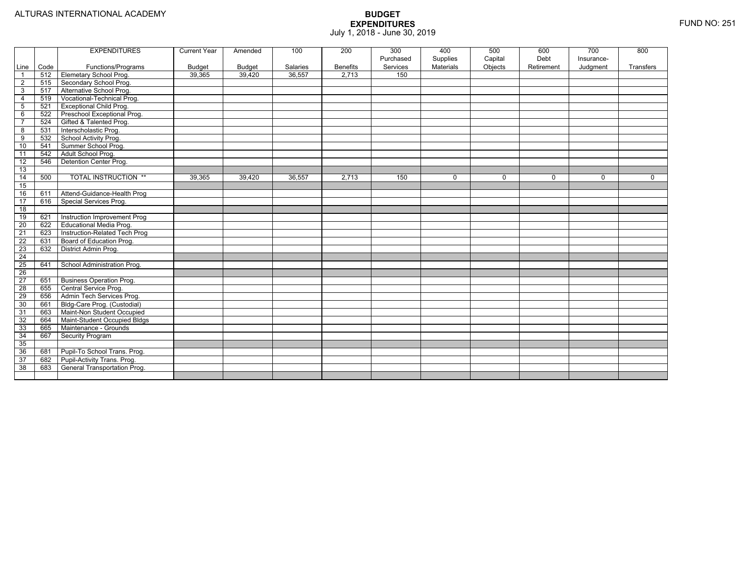ALTURAS INTERNATIONAL ACADEMY

# BUDGET
## EXPENDITURES
July 1, 2018 - June 30, 2019

FUND NO: 251

| Line | Code | EXPENDITURES Functions/Programs | Current Year Budget | Amended Budget | 100 Salaries | 200 Benefits | 300 Purchased Services | 400 Supplies Materials | 500 Capital Objects | 600 Debt Retirement | 700 Insurance-Judgment | 800 Transfers |
|---|---|---|---|---|---|---|---|---|---|---|---|---|
| 1 | 512 | Elemetary School Prog. | 39,365 | 39,420 | 36,557 | 2,713 | 150 | | | | | |
| 2 | 515 | Secondary School Prog. | | | | | | | | | | |
| 3 | 517 | Alternative School Prog. | | | | | | | | | | |
| 4 | 519 | Vocational-Technical Prog. | | | | | | | | | | |
| 5 | 521 | Exceptional Child Prog. | | | | | | | | | | |
| 6 | 522 | Preschool Exceptional Prog. | | | | | | | | | | |
| 7 | 524 | Gifted & Talented Prog. | | | | | | | | | | |
| 8 | 531 | Interscholastic Prog. | | | | | | | | | | |
| 9 | 532 | School Activity Prog. | | | | | | | | | | |
| 10 | 541 | Summer School Prog. | | | | | | | | | | |
| 11 | 542 | Adult School Prog. | | | | | | | | | | |
| 12 | 546 | Detention Center Prog. | | | | | | | | | | |
| 13 | | | | | | | | | | | | |
| 14 | 500 | TOTAL INSTRUCTION ** | 39,365 | 39,420 | 36,557 | 2,713 | 150 | 0 | 0 | 0 | 0 | 0 |
| 15 | | | | | | | | | | | | |
| 16 | 611 | Attend-Guidance-Health Prog | | | | | | | | | | |
| 17 | 616 | Special Services Prog. | | | | | | | | | | |
| 18 | | | | | | | | | | | | |
| 19 | 621 | Instruction Improvement Prog | | | | | | | | | | |
| 20 | 622 | Educational Media Prog. | | | | | | | | | | |
| 21 | 623 | Instruction-Related Tech Prog | | | | | | | | | | |
| 22 | 631 | Board of Education Prog. | | | | | | | | | | |
| 23 | 632 | District Admin Prog. | | | | | | | | | | |
| 24 | | | | | | | | | | | | |
| 25 | 641 | School Administration Prog. | | | | | | | | | | |
| 26 | | | | | | | | | | | | |
| 27 | 651 | Business Operation Prog. | | | | | | | | | | |
| 28 | 655 | Central Service Prog. | | | | | | | | | | |
| 29 | 656 | Admin Tech Services Prog. | | | | | | | | | | |
| 30 | 661 | Bldg-Care Prog. (Custodial) | | | | | | | | | | |
| 31 | 663 | Maint-Non Student Occupied | | | | | | | | | | |
| 32 | 664 | Maint-Student Occupied Bldgs | | | | | | | | | | |
| 33 | 665 | Maintenance - Grounds | | | | | | | | | | |
| 34 | 667 | Security Program | | | | | | | | | | |
| 35 | | | | | | | | | | | | |
| 36 | 681 | Pupil-To School Trans. Prog. | | | | | | | | | | |
| 37 | 682 | Pupil-Activity Trans. Prog. | | | | | | | | | | |
| 38 | 683 | General Transportation Prog. | | | | | | | | | | |
| | | | | | | | | | | | | |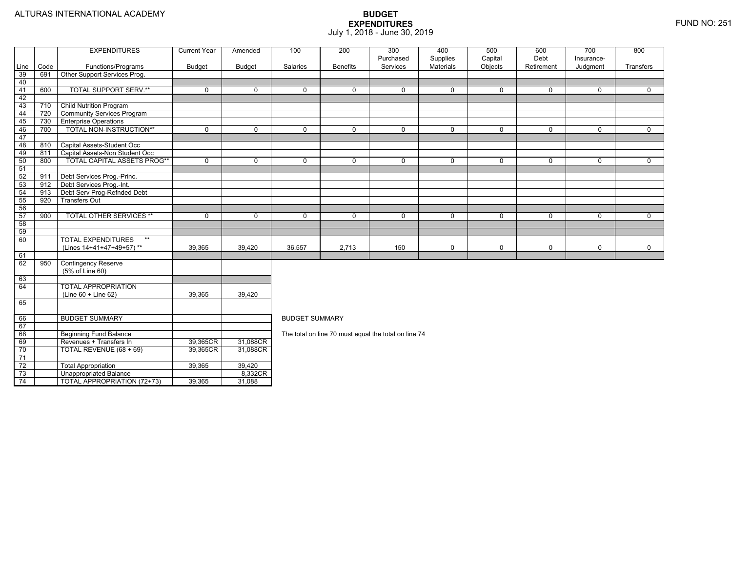ALTURAS INTERNATIONAL ACADEMY

# BUDGET EXPENDITURES

July 1, 2018 - June 30, 2019

FUND NO: 251

| Line | Code | EXPENDITURES Functions/Programs | Current Year Budget | Amended Budget | 100 Salaries | 200 Benefits | 300 Purchased Services | 400 Supplies Materials | 500 Capital Objects | 600 Debt Retirement | 700 Insurance-Judgment | 800 Transfers |
|---|---|---|---|---|---|---|---|---|---|---|---|---|
| 39 | 691 | Other Support Services Prog. | | | | | | | | | | |
| 40 | | | | | | | | | | | | |
| 41 | 600 | TOTAL SUPPORT SERV.** | 0 | 0 | 0 | 0 | 0 | 0 | 0 | 0 | 0 | 0 |
| 42 | | | | | | | | | | | | |
| 43 | 710 | Child Nutrition Program | | | | | | | | | | |
| 44 | 720 | Community Services Program | | | | | | | | | | |
| 45 | 730 | Enterprise Operations | | | | | | | | | | |
| 46 | 700 | TOTAL NON-INSTRUCTION** | 0 | 0 | 0 | 0 | 0 | 0 | 0 | 0 | 0 | 0 |
| 47 | | | | | | | | | | | | |
| 48 | 810 | Capital Assets-Student Occ | | | | | | | | | | |
| 49 | 811 | Capital Assets-Non Student Occ | | | | | | | | | | |
| 50 | 800 | TOTAL CAPITAL ASSETS PROG** | 0 | 0 | 0 | 0 | 0 | 0 | 0 | 0 | 0 | 0 |
| 51 | | | | | | | | | | | | |
| 52 | 911 | Debt Services Prog.-Princ. | | | | | | | | | | |
| 53 | 912 | Debt Services Prog.-Int. | | | | | | | | | | |
| 54 | 913 | Debt Serv Prog-Refnded Debt | | | | | | | | | | |
| 55 | 920 | Transfers Out | | | | | | | | | | |
| 56 | | | | | | | | | | | | |
| 57 | 900 | TOTAL OTHER SERVICES ** | 0 | 0 | 0 | 0 | 0 | 0 | 0 | 0 | 0 | 0 |
| 58 | | | | | | | | | | | | |
| 59 | | | | | | | | | | | | |
| 60 | | TOTAL EXPENDITURES ** (Lines 14+41+47+49+57) ** | 39,365 | 39,420 | 36,557 | 2,713 | 150 | 0 | 0 | 0 | 0 | 0 |
| 61 | | | | | | | | | | | | |
| 62 | 950 | Contingency Reserve (5% of Line 60) | | | | | | | | | | |
| 63 | | | | | | | | | | | | |
| 64 | | TOTAL APPROPRIATION (Line 60 + Line 62) | 39,365 | 39,420 | | | | | | | | |
| 65 | | | | | | | | | | | | |
| 66 | | BUDGET SUMMARY | | | | | | | | | | |
| 67 | | | | | | | | | | | | |
| 68 | | Beginning Fund Balance | | | | | | | | | | |
| 69 | | Revenues + Transfers In | 39,365CR | 31,088CR | | | | | | | | |
| 70 | | TOTAL REVENUE (68 + 69) | 39,365CR | 31,088CR | | | | | | | | |
| 71 | | | | | | | | | | | | |
| 72 | | Total Appropriation | 39,365 | 39,420 | | | | | | | | |
| 73 | | Unappropriated Balance | | 8,332CR | | | | | | | | |
| 74 | | TOTAL APPROPRIATION (72+73) | 39,365 | 31,088 | | | | | | | | |

BUDGET SUMMARY

The total on line 70 must equal the total on line 74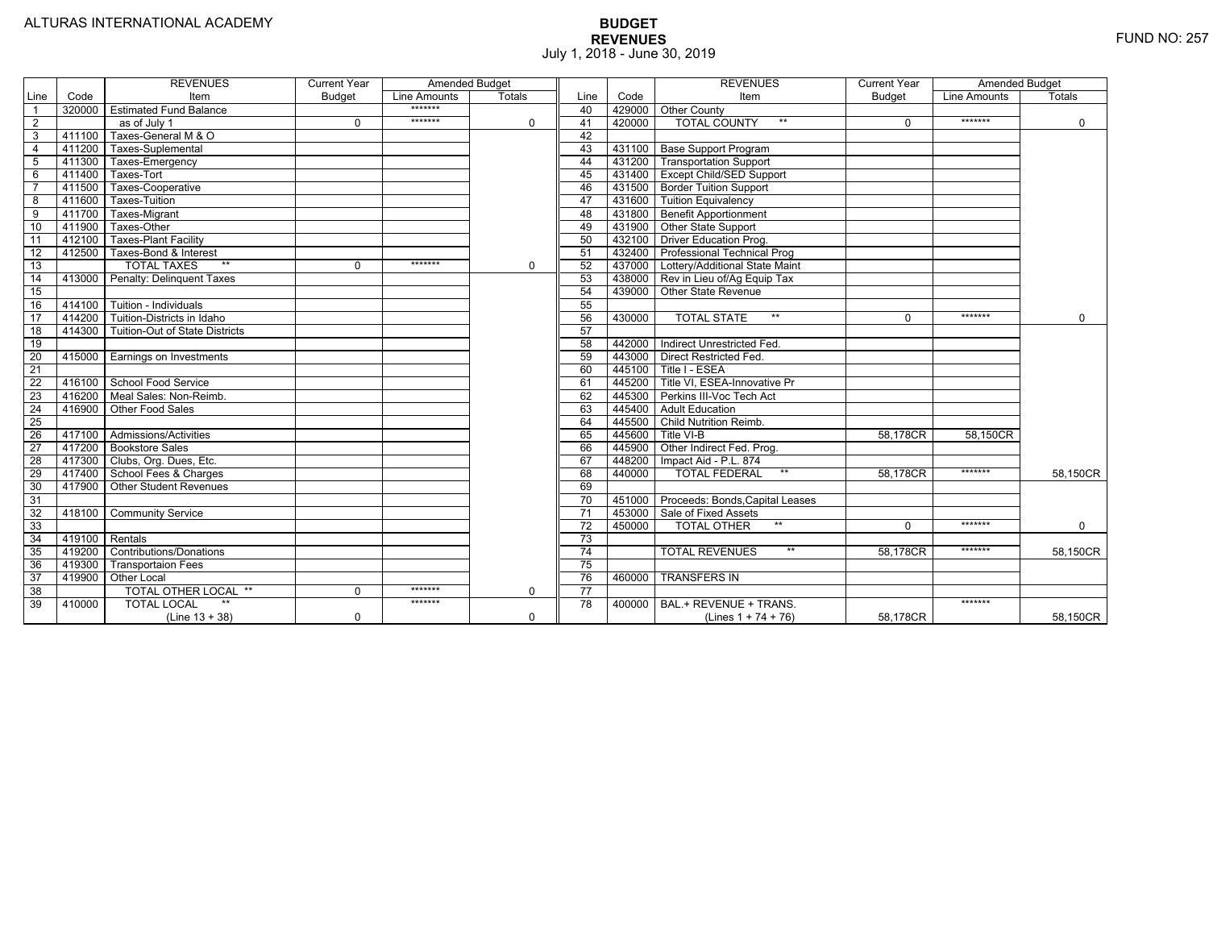ALTURAS INTERNATIONAL ACADEMY

# BUDGET
## REVENUES
July 1, 2018 - June 30, 2019

FUND NO: 257

| Line | Code | REVENUES Item | Current Year Budget | Amended Budget Line Amounts | Amended Budget Totals | Line | Code | REVENUES Item | Current Year Budget | Amended Budget Line Amounts | Amended Budget Totals |
|---|---|---|---|---|---|---|---|---|---|---|---|
| 1 | 320000 | Estimated Fund Balance | | ******* | | 40 | 429000 | Other County | | | |
| 2 | | as of July 1 | 0 | ******* | 0 | 41 | 420000 | TOTAL COUNTY ** | 0 | ******* | 0 |
| 3 | 411100 | Taxes-General M & O | | | | 42 | | | | | |
| 4 | 411200 | Taxes-Suplemental | | | | 43 | 431100 | Base Support Program | | | |
| 5 | 411300 | Taxes-Emergency | | | | 44 | 431200 | Transportation Support | | | |
| 6 | 411400 | Taxes-Tort | | | | 45 | 431400 | Except Child/SED Support | | | |
| 7 | 411500 | Taxes-Cooperative | | | | 46 | 431500 | Border Tuition Support | | | |
| 8 | 411600 | Taxes-Tuition | | | | 47 | 431600 | Tuition Equivalency | | | |
| 9 | 411700 | Taxes-Migrant | | | | 48 | 431800 | Benefit Apportionment | | | |
| 10 | 411900 | Taxes-Other | | | | 49 | 431900 | Other State Support | | | |
| 11 | 412100 | Taxes-Plant Facility | | | | 50 | 432100 | Driver Education Prog. | | | |
| 12 | 412500 | Taxes-Bond & Interest | | | | 51 | 432400 | Professional Technical Prog | | | |
| 13 | | TOTAL TAXES ** | 0 | ******* | 0 | 52 | 437000 | Lottery/Additional State Maint | | | |
| 14 | 413000 | Penalty: Delinquent Taxes | | | | 53 | 438000 | Rev in Lieu of/Ag Equip Tax | | | |
| 15 | | | | | | 54 | 439000 | Other State Revenue | | | |
| 16 | 414100 | Tuition - Individuals | | | | 55 | | | | | |
| 17 | 414200 | Tuition-Districts in Idaho | | | | 56 | 430000 | TOTAL STATE ** | 0 | ******* | 0 |
| 18 | 414300 | Tuition-Out of State Districts | | | | 57 | | | | | |
| 19 | | | | | | 58 | 442000 | Indirect Unrestricted Fed. | | | |
| 20 | 415000 | Earnings on Investments | | | | 59 | 443000 | Direct Restricted Fed. | | | |
| 21 | | | | | | 60 | 445100 | Title I - ESEA | | | |
| 22 | 416100 | School Food Service | | | | 61 | 445200 | Title VI, ESEA-Innovative Pr | | | |
| 23 | 416200 | Meal Sales: Non-Reimb. | | | | 62 | 445300 | Perkins III-Voc Tech Act | | | |
| 24 | 416900 | Other Food Sales | | | | 63 | 445400 | Adult Education | | | |
| 25 | | | | | | 64 | 445500 | Child Nutrition Reimb. | | | |
| 26 | 417100 | Admissions/Activities | | | | 65 | 445600 | Title VI-B | 58,178CR | 58,150CR | |
| 27 | 417200 | Bookstore Sales | | | | 66 | 445900 | Other Indirect Fed. Prog. | | | |
| 28 | 417300 | Clubs, Org. Dues, Etc. | | | | 67 | 448200 | Impact Aid - P.L. 874 | | | |
| 29 | 417400 | School Fees & Charges | | | | 68 | 440000 | TOTAL FEDERAL ** | 58,178CR | ******* | 58,150CR |
| 30 | 417900 | Other Student Revenues | | | | 69 | | | | | |
| 31 | | | | | | 70 | 451000 | Proceeds: Bonds,Capital Leases | | | |
| 32 | 418100 | Community Service | | | | 71 | 453000 | Sale of Fixed Assets | | | |
| 33 | | | | | | 72 | 450000 | TOTAL OTHER ** | 0 | ******* | 0 |
| 34 | 419100 | Rentals | | | | 73 | | | | | |
| 35 | 419200 | Contributions/Donations | | | | 74 | | TOTAL REVENUES ** | 58,178CR | ******* | 58,150CR |
| 36 | 419300 | Transportaion Fees | | | | 75 | | | | | |
| 37 | 419900 | Other Local | | | | 76 | 460000 | TRANSFERS IN | | | |
| 38 | | TOTAL OTHER LOCAL ** | 0 | ******* | 0 | 77 | | | | | |
| 39 | 410000 | TOTAL LOCAL ** (Line 13 + 38) | 0 | ******* | 0 | 78 | 400000 | BAL.+ REVENUE + TRANS. (Lines 1 + 74 + 76) | 58,178CR | ******* | 58,150CR |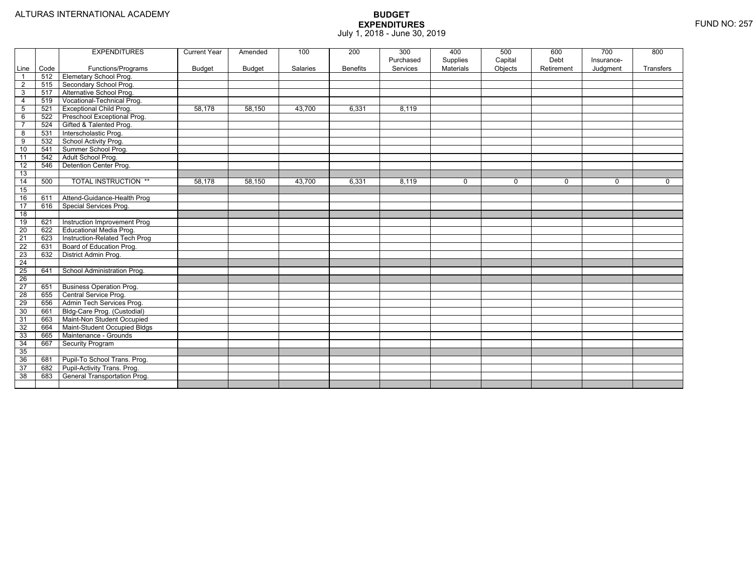ALTURAS INTERNATIONAL ACADEMY

# BUDGET EXPENDITURES
July 1, 2018 - June 30, 2019

FUND NO: 257

| Line | Code | EXPENDITURES Functions/Programs | Current Year Budget | Amended Budget | 100 Salaries | 200 Benefits | 300 Purchased Services | 400 Supplies Materials | 500 Capital Objects | 600 Debt Retirement | 700 Insurance-Judgment | 800 Transfers |
|---|---|---|---|---|---|---|---|---|---|---|---|---|
| 1 | 512 | Elemetary School Prog. | | | | | | | | | | |
| 2 | 515 | Secondary School Prog. | | | | | | | | | | |
| 3 | 517 | Alternative School Prog. | | | | | | | | | | |
| 4 | 519 | Vocational-Technical Prog. | | | | | | | | | | |
| 5 | 521 | Exceptional Child Prog. | 58,178 | 58,150 | 43,700 | 6,331 | 8,119 | | | | | |
| 6 | 522 | Preschool Exceptional Prog. | | | | | | | | | | |
| 7 | 524 | Gifted & Talented Prog. | | | | | | | | | | |
| 8 | 531 | Interscholastic Prog. | | | | | | | | | | |
| 9 | 532 | School Activity Prog. | | | | | | | | | | |
| 10 | 541 | Summer School Prog. | | | | | | | | | | |
| 11 | 542 | Adult School Prog. | | | | | | | | | | |
| 12 | 546 | Detention Center Prog. | | | | | | | | | | |
| 13 | | | | | | | | | | | | |
| 14 | 500 | TOTAL INSTRUCTION ** | 58,178 | 58,150 | 43,700 | 6,331 | 8,119 | 0 | 0 | 0 | 0 | 0 |
| 15 | | | | | | | | | | | | |
| 16 | 611 | Attend-Guidance-Health Prog | | | | | | | | | | |
| 17 | 616 | Special Services Prog. | | | | | | | | | | |
| 18 | | | | | | | | | | | | |
| 19 | 621 | Instruction Improvement Prog | | | | | | | | | | |
| 20 | 622 | Educational Media Prog. | | | | | | | | | | |
| 21 | 623 | Instruction-Related Tech Prog | | | | | | | | | | |
| 22 | 631 | Board of Education Prog. | | | | | | | | | | |
| 23 | 632 | District Admin Prog. | | | | | | | | | | |
| 24 | | | | | | | | | | | | |
| 25 | 641 | School Administration Prog. | | | | | | | | | | |
| 26 | | | | | | | | | | | | |
| 27 | 651 | Business Operation Prog. | | | | | | | | | | |
| 28 | 655 | Central Service Prog. | | | | | | | | | | |
| 29 | 656 | Admin Tech Services Prog. | | | | | | | | | | |
| 30 | 661 | Bldg-Care Prog. (Custodial) | | | | | | | | | | |
| 31 | 663 | Maint-Non Student Occupied | | | | | | | | | | |
| 32 | 664 | Maint-Student Occupied Bldgs | | | | | | | | | | |
| 33 | 665 | Maintenance - Grounds | | | | | | | | | | |
| 34 | 667 | Security Program | | | | | | | | | | |
| 35 | | | | | | | | | | | | |
| 36 | 681 | Pupil-To School Trans. Prog. | | | | | | | | | | |
| 37 | 682 | Pupil-Activity Trans. Prog. | | | | | | | | | | |
| 38 | 683 | General Transportation Prog. | | | | | | | | | | |
| | | | | | | | | | | | | |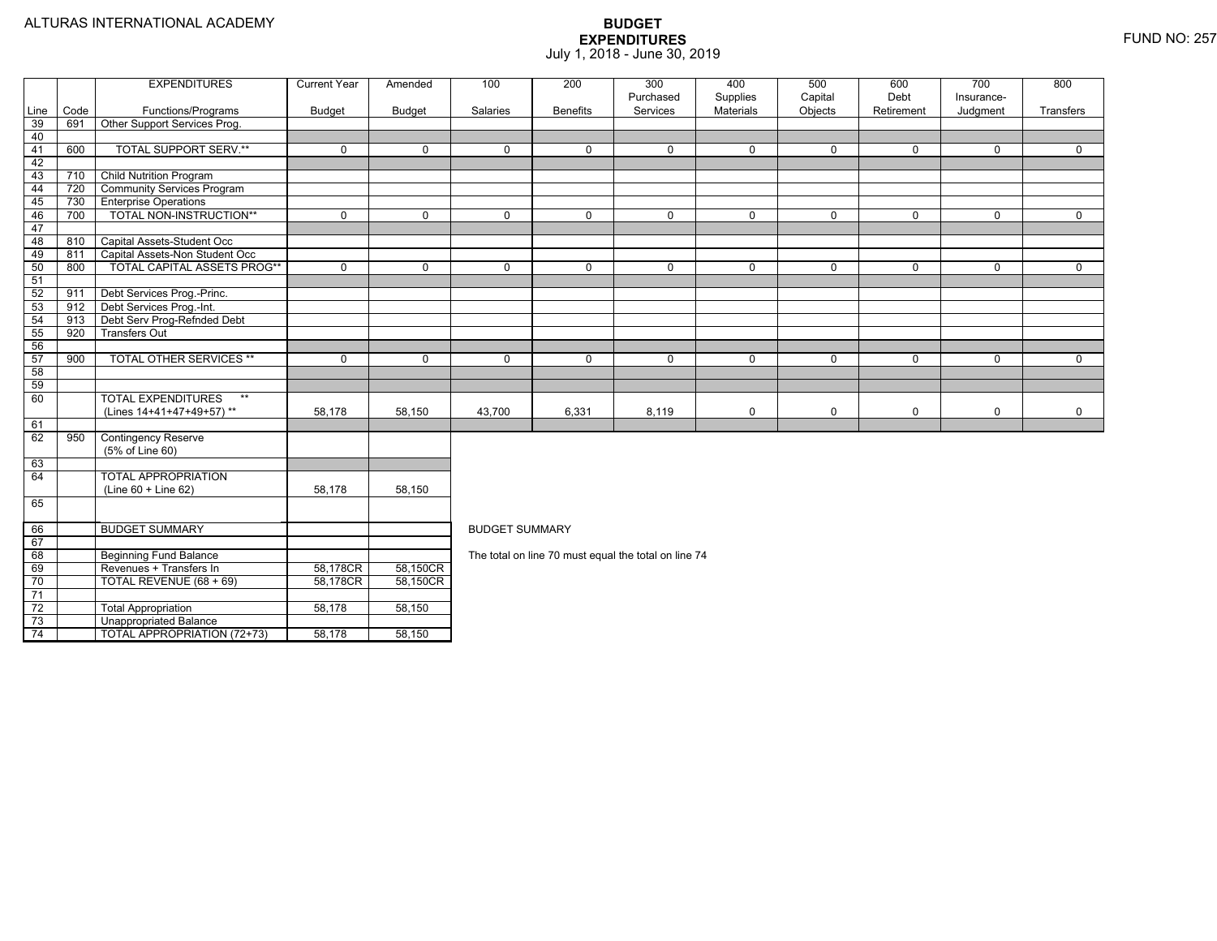ALTURAS INTERNATIONAL ACADEMY

# BUDGET EXPENDITURES

July 1, 2018 - June 30, 2019

FUND NO: 257

| Line | Code | EXPENDITURES Functions/Programs | Current Year Budget | Amended Budget | 100 Salaries | 200 Benefits | 300 Purchased Services | 400 Supplies Materials | 500 Capital Objects | 600 Debt Retirement | 700 Insurance-Judgment | 800 Transfers |
|---|---|---|---|---|---|---|---|---|---|---|---|---|
| 39 | 691 | Other Support Services Prog. | | | | | | | | | | |
| 40 | | | | | | | | | | | | |
| 41 | 600 | TOTAL SUPPORT SERV.** | 0 | 0 | 0 | 0 | 0 | 0 | 0 | 0 | 0 | 0 |
| 42 | | | | | | | | | | | | |
| 43 | 710 | Child Nutrition Program | | | | | | | | | | |
| 44 | 720 | Community Services Program | | | | | | | | | | |
| 45 | 730 | Enterprise Operations | | | | | | | | | | |
| 46 | 700 | TOTAL NON-INSTRUCTION** | 0 | 0 | 0 | 0 | 0 | 0 | 0 | 0 | 0 | 0 |
| 47 | | | | | | | | | | | | |
| 48 | 810 | Capital Assets-Student Occ | | | | | | | | | | |
| 49 | 811 | Capital Assets-Non Student Occ | | | | | | | | | | |
| 50 | 800 | TOTAL CAPITAL ASSETS PROG** | 0 | 0 | 0 | 0 | 0 | 0 | 0 | 0 | 0 | 0 |
| 51 | | | | | | | | | | | | |
| 52 | 911 | Debt Services Prog.-Princ. | | | | | | | | | | |
| 53 | 912 | Debt Services Prog.-Int. | | | | | | | | | | |
| 54 | 913 | Debt Serv Prog-Refnded Debt | | | | | | | | | | |
| 55 | 920 | Transfers Out | | | | | | | | | | |
| 56 | | | | | | | | | | | | |
| 57 | 900 | TOTAL OTHER SERVICES ** | 0 | 0 | 0 | 0 | 0 | 0 | 0 | 0 | 0 | 0 |
| 58 | | | | | | | | | | | | |
| 59 | | | | | | | | | | | | |
| 60 | | TOTAL EXPENDITURES ** (Lines 14+41+47+49+57) ** | 58,178 | 58,150 | 43,700 | 6,331 | 8,119 | 0 | 0 | 0 | 0 | 0 |
| 61 | | | | | | | | | | | | |
| 62 | 950 | Contingency Reserve (5% of Line 60) | | | | | | | | | | |
| 63 | | | | | | | | | | | | |
| 64 | | TOTAL APPROPRIATION (Line 60 + Line 62) | 58,178 | 58,150 | | | | | | | | |
| 65 | | | | | | | | | | | | |
| 66 | | BUDGET SUMMARY | | | | | | | | | | |
| 67 | | | | | | | | | | | | |
| 68 | | Beginning Fund Balance | | | | | | | | | | |
| 69 | | Revenues + Transfers In | 58,178CR | 58,150CR | | | | | | | | |
| 70 | | TOTAL REVENUE (68 + 69) | 58,178CR | 58,150CR | | | | | | | | |
| 71 | | | | | | | | | | | | |
| 72 | | Total Appropriation | 58,178 | 58,150 | | | | | | | | |
| 73 | | Unappropriated Balance | | | | | | | | | | |
| 74 | | TOTAL APPROPRIATION (72+73) | 58,178 | 58,150 | | | | | | | | |

BUDGET SUMMARY

The total on line 70 must equal the total on line 74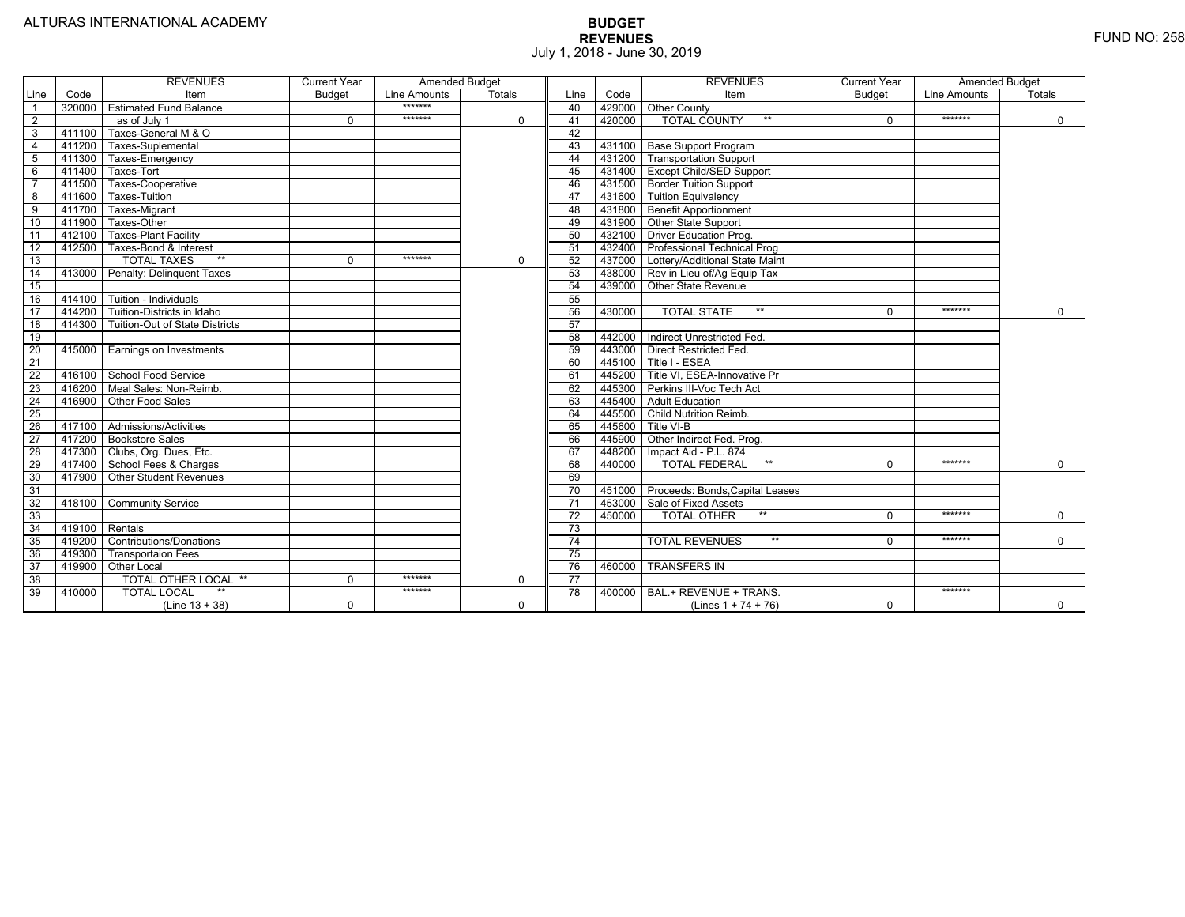ALTURAS INTERNATIONAL ACADEMY

# BUDGET
## REVENUES
July 1, 2018 - June 30, 2019

FUND NO: 258

| Line | Code | REVENUES Item | Current Year Budget | Amended Budget Line Amounts | Amended Budget Totals | Line | Code | REVENUES Item | Current Year Budget | Amended Budget Line Amounts | Amended Budget Totals |
|---|---|---|---|---|---|---|---|---|---|---|---|
| 1 | 320000 | Estimated Fund Balance | | ******* | | 40 | 429000 | Other County | | | |
| 2 | | as of July 1 | 0 | ******* | 0 | 41 | 420000 | TOTAL COUNTY ** | 0 | ******* | 0 |
| 3 | 411100 | Taxes-General M & O | | | | 42 | | | | | |
| 4 | 411200 | Taxes-Suplemental | | | | 43 | 431100 | Base Support Program | | | |
| 5 | 411300 | Taxes-Emergency | | | | 44 | 431200 | Transportation Support | | | |
| 6 | 411400 | Taxes-Tort | | | | 45 | 431400 | Except Child/SED Support | | | |
| 7 | 411500 | Taxes-Cooperative | | | | 46 | 431500 | Border Tuition Support | | | |
| 8 | 411600 | Taxes-Tuition | | | | 47 | 431600 | Tuition Equivalency | | | |
| 9 | 411700 | Taxes-Migrant | | | | 48 | 431800 | Benefit Apportionment | | | |
| 10 | 411900 | Taxes-Other | | | | 49 | 431900 | Other State Support | | | |
| 11 | 412100 | Taxes-Plant Facility | | | | 50 | 432100 | Driver Education Prog. | | | |
| 12 | 412500 | Taxes-Bond & Interest | | | | 51 | 432400 | Professional Technical Prog | | | |
| 13 | | TOTAL TAXES ** | 0 | ******* | 0 | 52 | 437000 | Lottery/Additional State Maint | | | |
| 14 | 413000 | Penalty: Delinquent Taxes | | | | 53 | 438000 | Rev in Lieu of/Ag Equip Tax | | | |
| 15 | | | | | | 54 | 439000 | Other State Revenue | | | |
| 16 | 414100 | Tuition - Individuals | | | | 55 | | | | | |
| 17 | 414200 | Tuition-Districts in Idaho | | | | 56 | 430000 | TOTAL STATE ** | 0 | ******* | 0 |
| 18 | 414300 | Tuition-Out of State Districts | | | | 57 | | | | | |
| 19 | | | | | | 58 | 442000 | Indirect Unrestricted Fed. | | | |
| 20 | 415000 | Earnings on Investments | | | | 59 | 443000 | Direct Restricted Fed. | | | |
| 21 | | | | | | 60 | 445100 | Title I - ESEA | | | |
| 22 | 416100 | School Food Service | | | | 61 | 445200 | Title VI, ESEA-Innovative Pr | | | |
| 23 | 416200 | Meal Sales: Non-Reimb. | | | | 62 | 445300 | Perkins III-Voc Tech Act | | | |
| 24 | 416900 | Other Food Sales | | | | 63 | 445400 | Adult Education | | | |
| 25 | | | | | | 64 | 445500 | Child Nutrition Reimb. | | | |
| 26 | 417100 | Admissions/Activities | | | | 65 | 445600 | Title VI-B | | | |
| 27 | 417200 | Bookstore Sales | | | | 66 | 445900 | Other Indirect Fed. Prog. | | | |
| 28 | 417300 | Clubs, Org. Dues, Etc. | | | | 67 | 448200 | Impact Aid - P.L. 874 | | | |
| 29 | 417400 | School Fees & Charges | | | | 68 | 440000 | TOTAL FEDERAL ** | 0 | ******* | 0 |
| 30 | 417900 | Other Student Revenues | | | | 69 | | | | | |
| 31 | | | | | | 70 | 451000 | Proceeds: Bonds,Capital Leases | | | |
| 32 | 418100 | Community Service | | | | 71 | 453000 | Sale of Fixed Assets | | | |
| 33 | | | | | | 72 | 450000 | TOTAL OTHER ** | 0 | ******* | 0 |
| 34 | 419100 | Rentals | | | | 73 | | | | | |
| 35 | 419200 | Contributions/Donations | | | | 74 | | TOTAL REVENUES ** | 0 | ******* | 0 |
| 36 | 419300 | Transportaion Fees | | | | 75 | | | | | |
| 37 | 419900 | Other Local | | | | 76 | 460000 | TRANSFERS IN | | | |
| 38 | | TOTAL OTHER LOCAL ** | 0 | ******* | 0 | 77 | | | | | |
| 39 | 410000 | TOTAL LOCAL ** (Line 13 + 38) | 0 | ******* | 0 | 78 | 400000 | BAL.+ REVENUE + TRANS. (Lines 1 + 74 + 76) | 0 | ******* | 0 |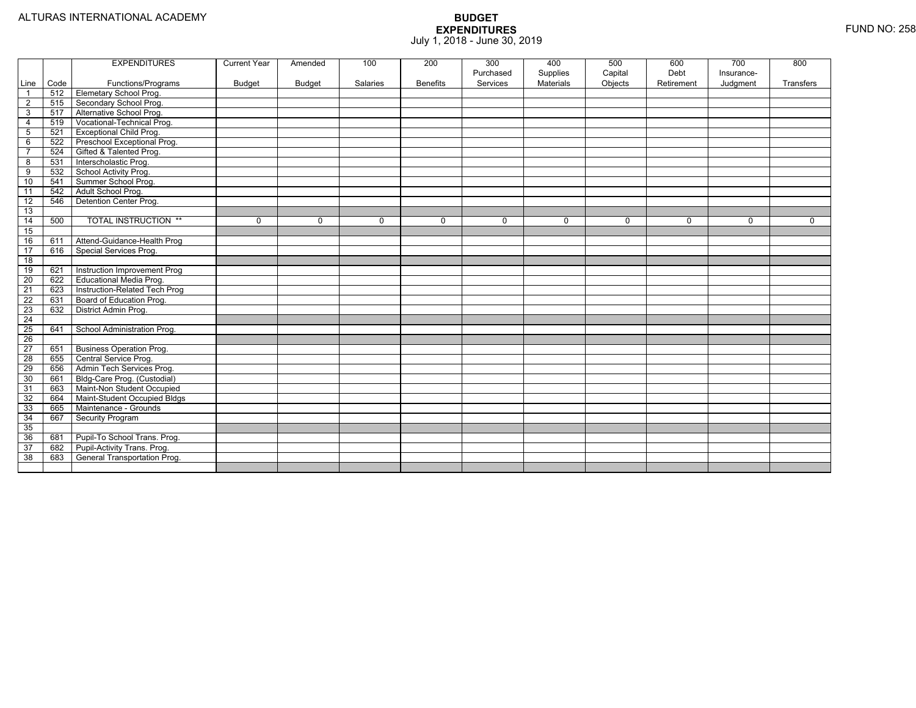ALTURAS INTERNATIONAL ACADEMY

# BUDGET
## EXPENDITURES
July 1, 2018 - June 30, 2019

FUND NO: 258

| Line | Code | EXPENDITURES Functions/Programs | Current Year Budget | Amended Budget | 100 Salaries | 200 Benefits | 300 Purchased Services | 400 Supplies Materials | 500 Capital Objects | 600 Debt Retirement | 700 Insurance-Judgment | 800 Transfers |
|---|---|---|---|---|---|---|---|---|---|---|---|---|
| 1 | 512 | Elemetary School Prog. | | | | | | | | | | |
| 2 | 515 | Secondary School Prog. | | | | | | | | | | |
| 3 | 517 | Alternative School Prog. | | | | | | | | | | |
| 4 | 519 | Vocational-Technical Prog. | | | | | | | | | | |
| 5 | 521 | Exceptional Child Prog. | | | | | | | | | | |
| 6 | 522 | Preschool Exceptional Prog. | | | | | | | | | | |
| 7 | 524 | Gifted & Talented Prog. | | | | | | | | | | |
| 8 | 531 | Interscholastic Prog. | | | | | | | | | | |
| 9 | 532 | School Activity Prog. | | | | | | | | | | |
| 10 | 541 | Summer School Prog. | | | | | | | | | | |
| 11 | 542 | Adult School Prog. | | | | | | | | | | |
| 12 | 546 | Detention Center Prog. | | | | | | | | | | |
| 13 | | | | | | | | | | | | |
| 14 | 500 | TOTAL INSTRUCTION ** | 0 | 0 | 0 | 0 | 0 | 0 | 0 | 0 | 0 | 0 |
| 15 | | | | | | | | | | | | |
| 16 | 611 | Attend-Guidance-Health Prog | | | | | | | | | | |
| 17 | 616 | Special Services Prog. | | | | | | | | | | |
| 18 | | | | | | | | | | | | |
| 19 | 621 | Instruction Improvement Prog | | | | | | | | | | |
| 20 | 622 | Educational Media Prog. | | | | | | | | | | |
| 21 | 623 | Instruction-Related Tech Prog | | | | | | | | | | |
| 22 | 631 | Board of Education Prog. | | | | | | | | | | |
| 23 | 632 | District Admin Prog. | | | | | | | | | | |
| 24 | | | | | | | | | | | | |
| 25 | 641 | School Administration Prog. | | | | | | | | | | |
| 26 | | | | | | | | | | | | |
| 27 | 651 | Business Operation Prog. | | | | | | | | | | |
| 28 | 655 | Central Service Prog. | | | | | | | | | | |
| 29 | 656 | Admin Tech Services Prog. | | | | | | | | | | |
| 30 | 661 | Bldg-Care Prog. (Custodial) | | | | | | | | | | |
| 31 | 663 | Maint-Non Student Occupied | | | | | | | | | | |
| 32 | 664 | Maint-Student Occupied Bldgs | | | | | | | | | | |
| 33 | 665 | Maintenance - Grounds | | | | | | | | | | |
| 34 | 667 | Security Program | | | | | | | | | | |
| 35 | | | | | | | | | | | | |
| 36 | 681 | Pupil-To School Trans. Prog. | | | | | | | | | | |
| 37 | 682 | Pupil-Activity Trans. Prog. | | | | | | | | | | |
| 38 | 683 | General Transportation Prog. | | | | | | | | | | |
| | | | | | | | | | | | | |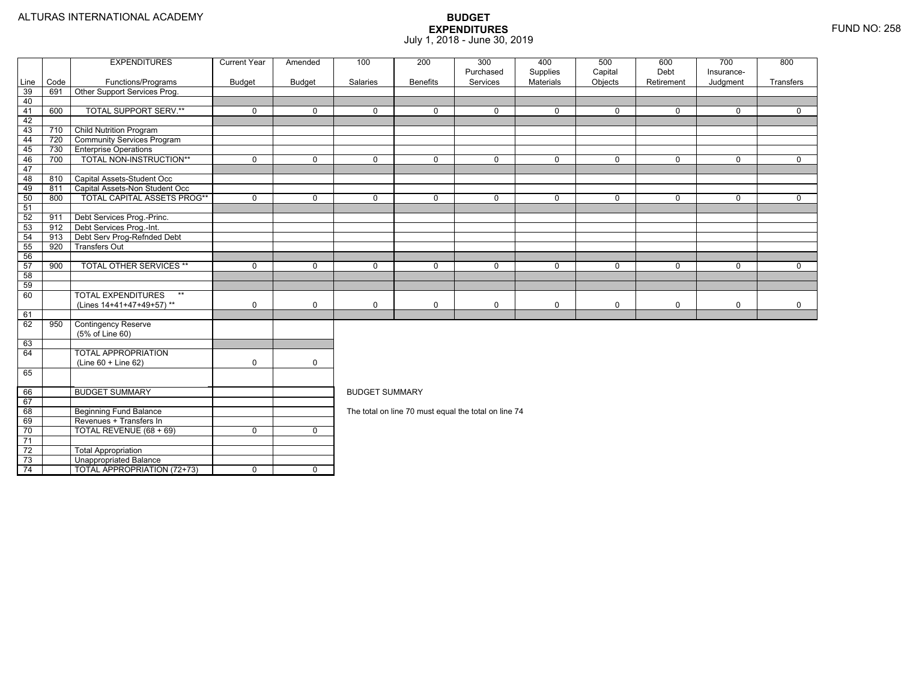ALTURAS INTERNATIONAL ACADEMY

# BUDGET EXPENDITURES

July 1, 2018 - June 30, 2019

FUND NO: 258

| Line | Code | EXPENDITURES Functions/Programs | Current Year Budget | Amended Budget | 100 Salaries | 200 Benefits | 300 Purchased Services | 400 Supplies Materials | 500 Capital Objects | 600 Debt Retirement | 700 Insurance-Judgment | 800 Transfers |
|---|---|---|---|---|---|---|---|---|---|---|---|---|
| 39 | 691 | Other Support Services Prog. | | | | | | | | | | |
| 40 | | | | | | | | | | | | |
| 41 | 600 | TOTAL SUPPORT SERV.** | 0 | 0 | 0 | 0 | 0 | 0 | 0 | 0 | 0 | 0 |
| 42 | | | | | | | | | | | | |
| 43 | 710 | Child Nutrition Program | | | | | | | | | | |
| 44 | 720 | Community Services Program | | | | | | | | | | |
| 45 | 730 | Enterprise Operations | | | | | | | | | | |
| 46 | 700 | TOTAL NON-INSTRUCTION** | 0 | 0 | 0 | 0 | 0 | 0 | 0 | 0 | 0 | 0 |
| 47 | | | | | | | | | | | | |
| 48 | 810 | Capital Assets-Student Occ | | | | | | | | | | |
| 49 | 811 | Capital Assets-Non Student Occ | | | | | | | | | | |
| 50 | 800 | TOTAL CAPITAL ASSETS PROG** | 0 | 0 | 0 | 0 | 0 | 0 | 0 | 0 | 0 | 0 |
| 51 | | | | | | | | | | | | |
| 52 | 911 | Debt Services Prog.-Princ. | | | | | | | | | | |
| 53 | 912 | Debt Services Prog.-Int. | | | | | | | | | | |
| 54 | 913 | Debt Serv Prog-Refnded Debt | | | | | | | | | | |
| 55 | 920 | Transfers Out | | | | | | | | | | |
| 56 | | | | | | | | | | | | |
| 57 | 900 | TOTAL OTHER SERVICES ** | 0 | 0 | 0 | 0 | 0 | 0 | 0 | 0 | 0 | 0 |
| 58 | | | | | | | | | | | | |
| 59 | | | | | | | | | | | | |
| 60 | | TOTAL EXPENDITURES ** (Lines 14+41+47+49+57) ** | 0 | 0 | 0 | 0 | 0 | 0 | 0 | 0 | 0 | 0 |
| 61 | | | | | | | | | | | | |
| 62 | 950 | Contingency Reserve (5% of Line 60) | | | | | | | | | | |
| 63 | | | | | | | | | | | | |
| 64 | | TOTAL APPROPRIATION (Line 60 + Line 62) | 0 | 0 | | | | | | | | |
| 65 | | | | | | | | | | | | |
| 66 | | BUDGET SUMMARY | | | | | | | | | | |
| 67 | | | | | | | | | | | | |
| 68 | | Beginning Fund Balance | | | | | | | | | | |
| 69 | | Revenues + Transfers In | | | | | | | | | | |
| 70 | | TOTAL REVENUE (68 + 69) | 0 | 0 | | | | | | | | |
| 71 | | | | | | | | | | | | |
| 72 | | Total Appropriation | | | | | | | | | | |
| 73 | | Unappropriated Balance | | | | | | | | | | |
| 74 | | TOTAL APPROPRIATION (72+73) | 0 | 0 | | | | | | | | |

BUDGET SUMMARY

The total on line 70 must equal the total on line 74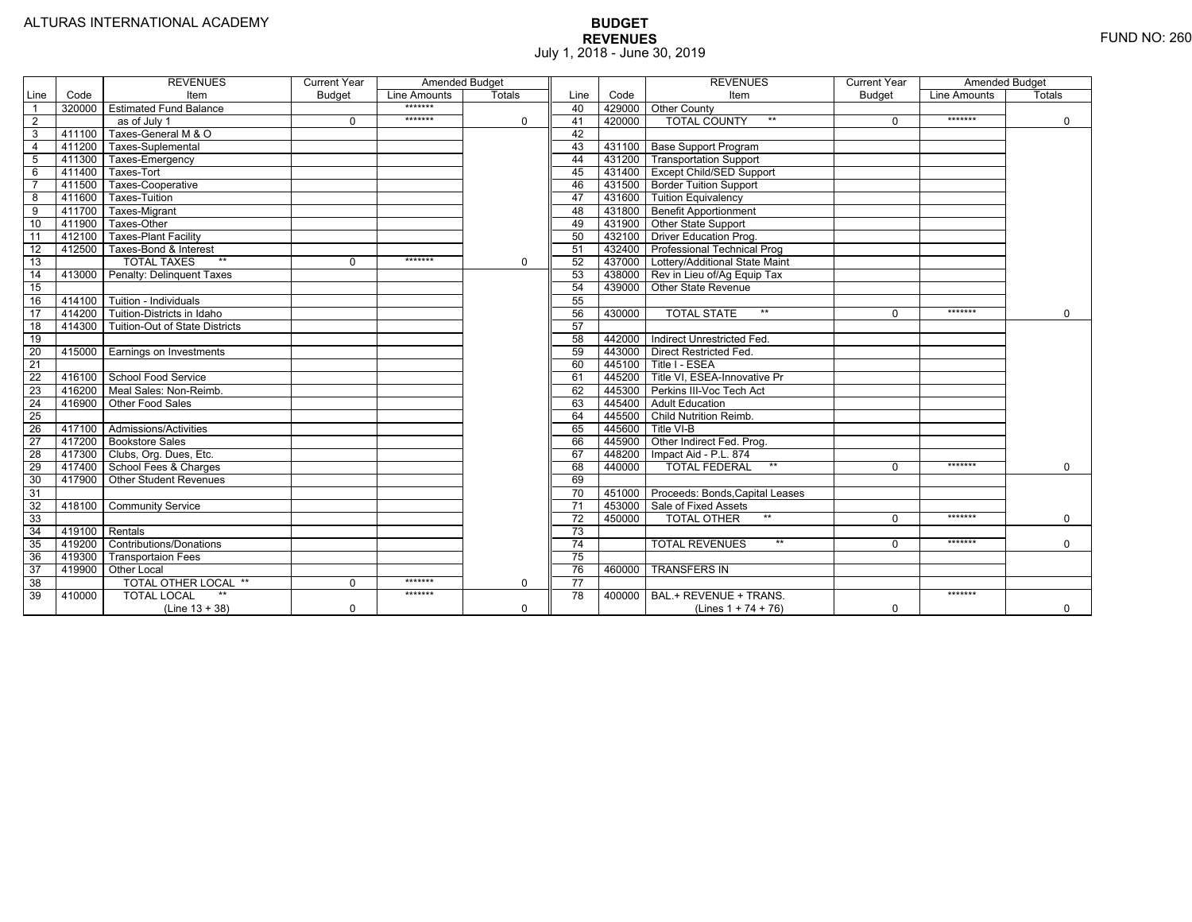ALTURAS INTERNATIONAL ACADEMY

# BUDGET
## REVENUES
July 1, 2018 - June 30, 2019

FUND NO: 260

| Line | Code | REVENUES Item | Current Year Budget | Amended Budget Line Amounts | Totals |
|---|---|---|---|---|---|
| 1 | 320000 | Estimated Fund Balance | | ******* | |
| 2 | | as of July 1 | 0 | ******* | 0 |
| 3 | 411100 | Taxes-General M & O | | | |
| 4 | 411200 | Taxes-Suplemental | | | |
| 5 | 411300 | Taxes-Emergency | | | |
| 6 | 411400 | Taxes-Tort | | | |
| 7 | 411500 | Taxes-Cooperative | | | |
| 8 | 411600 | Taxes-Tuition | | | |
| 9 | 411700 | Taxes-Migrant | | | |
| 10 | 411900 | Taxes-Other | | | |
| 11 | 412100 | Taxes-Plant Facility | | | |
| 12 | 412500 | Taxes-Bond & Interest | | | |
| 13 | | TOTAL TAXES ** | 0 | ******* | 0 |
| 14 | 413000 | Penalty: Delinquent Taxes | | | |
| 15 | | | | | |
| 16 | 414100 | Tuition - Individuals | | | |
| 17 | 414200 | Tuition-Districts in Idaho | | | |
| 18 | 414300 | Tuition-Out of State Districts | | | |
| 19 | | | | | |
| 20 | 415000 | Earnings on Investments | | | |
| 21 | | | | | |
| 22 | 416100 | School Food Service | | | |
| 23 | 416200 | Meal Sales: Non-Reimb. | | | |
| 24 | 416900 | Other Food Sales | | | |
| 25 | | | | | |
| 26 | 417100 | Admissions/Activities | | | |
| 27 | 417200 | Bookstore Sales | | | |
| 28 | 417300 | Clubs, Org. Dues, Etc. | | | |
| 29 | 417400 | School Fees & Charges | | | |
| 30 | 417900 | Other Student Revenues | | | |
| 31 | | | | | |
| 32 | 418100 | Community Service | | | |
| 33 | | | | | |
| 34 | 419100 | Rentals | | | |
| 35 | 419200 | Contributions/Donations | | | |
| 36 | 419300 | Transportaion Fees | | | |
| 37 | 419900 | Other Local | | | |
| 38 | | TOTAL OTHER LOCAL ** | 0 | ******* | 0 |
| 39 | 410000 | TOTAL LOCAL ** (Line 13 + 38) | 0 | ******* | 0 |
| 40 | 429000 | Other County | | | |
| 41 | 420000 | TOTAL COUNTY ** | 0 | ******* | 0 |
| 42 | | | | | |
| 43 | 431100 | Base Support Program | | | |
| 44 | 431200 | Transportation Support | | | |
| 45 | 431400 | Except Child/SED Support | | | |
| 46 | 431500 | Border Tuition Support | | | |
| 47 | 431600 | Tuition Equivalency | | | |
| 48 | 431800 | Benefit Apportionment | | | |
| 49 | 431900 | Other State Support | | | |
| 50 | 432100 | Driver Education Prog. | | | |
| 51 | 432400 | Professional Technical Prog | | | |
| 52 | 437000 | Lottery/Additional State Maint | | | |
| 53 | 438000 | Rev in Lieu of/Ag Equip Tax | | | |
| 54 | 439000 | Other State Revenue | | | |
| 55 | | | | | |
| 56 | 430000 | TOTAL STATE ** | 0 | ******* | 0 |
| 57 | | | | | |
| 58 | 442000 | Indirect Unrestricted Fed. | | | |
| 59 | 443000 | Direct Restricted Fed. | | | |
| 60 | 445100 | Title I - ESEA | | | |
| 61 | 445200 | Title VI, ESEA-Innovative Pr | | | |
| 62 | 445300 | Perkins III-Voc Tech Act | | | |
| 63 | 445400 | Adult Education | | | |
| 64 | 445500 | Child Nutrition Reimb. | | | |
| 65 | 445600 | Title VI-B | | | |
| 66 | 445900 | Other Indirect Fed. Prog. | | | |
| 67 | 448200 | Impact Aid - P.L. 874 | | | |
| 68 | 440000 | TOTAL FEDERAL ** | 0 | ******* | 0 |
| 69 | | | | | |
| 70 | 451000 | Proceeds: Bonds,Capital Leases | | | |
| 71 | 453000 | Sale of Fixed Assets | | | |
| 72 | 450000 | TOTAL OTHER ** | 0 | ******* | 0 |
| 73 | | | | | |
| 74 | | TOTAL REVENUES ** | 0 | ******* | 0 |
| 75 | | | | | |
| 76 | 460000 | TRANSFERS IN | | | |
| 77 | | | | | |
| 78 | 400000 | BAL.+ REVENUE + TRANS. (Lines 1 + 74 + 76) | 0 | ******* | 0 |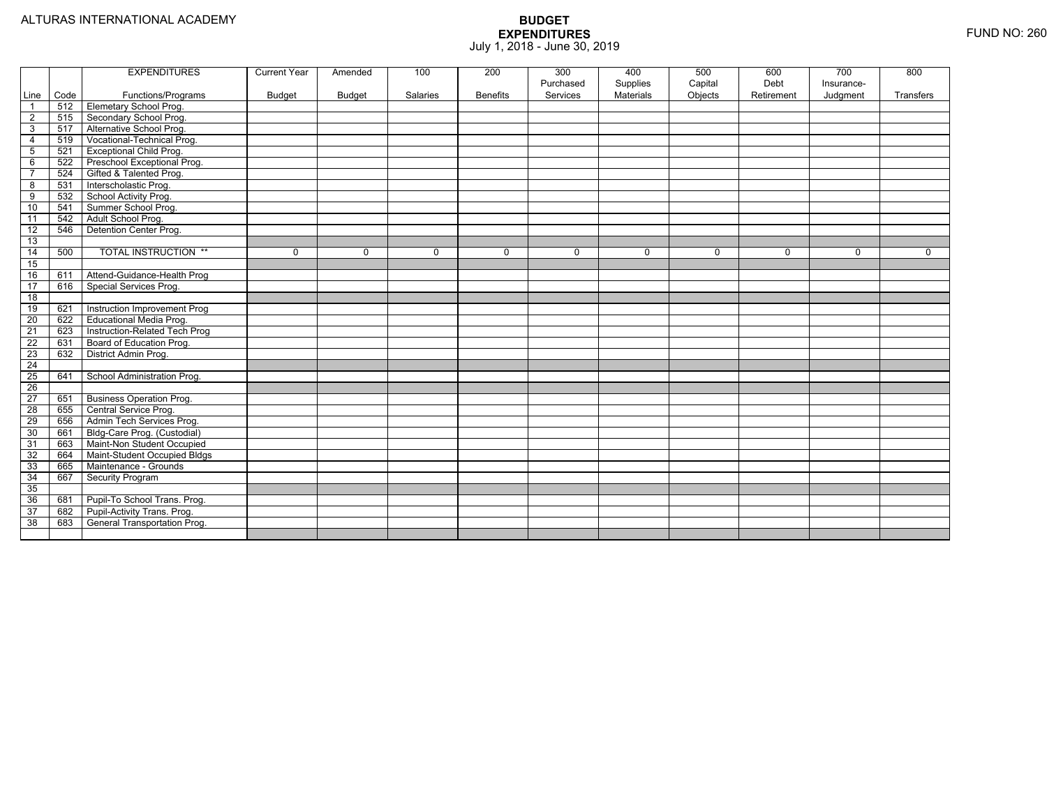ALTURAS INTERNATIONAL ACADEMY

# BUDGET
## EXPENDITURES
July 1, 2018 - June 30, 2019

FUND NO: 260

| Line | Code | EXPENDITURES Functions/Programs | Current Year Budget | Amended Budget | 100 Salaries | 200 Benefits | 300 Purchased Services | 400 Supplies Materials | 500 Capital Objects | 600 Debt Retirement | 700 Insurance-Judgment | 800 Transfers |
|---|---|---|---|---|---|---|---|---|---|---|---|---|
| 1 | 512 | Elemetary School Prog. | | | | | | | | | | |
| 2 | 515 | Secondary School Prog. | | | | | | | | | | |
| 3 | 517 | Alternative School Prog. | | | | | | | | | | |
| 4 | 519 | Vocational-Technical Prog. | | | | | | | | | | |
| 5 | 521 | Exceptional Child Prog. | | | | | | | | | | |
| 6 | 522 | Preschool Exceptional Prog. | | | | | | | | | | |
| 7 | 524 | Gifted & Talented Prog. | | | | | | | | | | |
| 8 | 531 | Interscholastic Prog. | | | | | | | | | | |
| 9 | 532 | School Activity Prog. | | | | | | | | | | |
| 10 | 541 | Summer School Prog. | | | | | | | | | | |
| 11 | 542 | Adult School Prog. | | | | | | | | | | |
| 12 | 546 | Detention Center Prog. | | | | | | | | | | |
| 13 | | | | | | | | | | | | |
| 14 | 500 | TOTAL INSTRUCTION ** | 0 | 0 | 0 | 0 | 0 | 0 | 0 | 0 | 0 | 0 |
| 15 | | | | | | | | | | | | |
| 16 | 611 | Attend-Guidance-Health Prog | | | | | | | | | | |
| 17 | 616 | Special Services Prog. | | | | | | | | | | |
| 18 | | | | | | | | | | | | |
| 19 | 621 | Instruction Improvement Prog | | | | | | | | | | |
| 20 | 622 | Educational Media Prog. | | | | | | | | | | |
| 21 | 623 | Instruction-Related Tech Prog | | | | | | | | | | |
| 22 | 631 | Board of Education Prog. | | | | | | | | | | |
| 23 | 632 | District Admin Prog. | | | | | | | | | | |
| 24 | | | | | | | | | | | | |
| 25 | 641 | School Administration Prog. | | | | | | | | | | |
| 26 | | | | | | | | | | | | |
| 27 | 651 | Business Operation Prog. | | | | | | | | | | |
| 28 | 655 | Central Service Prog. | | | | | | | | | | |
| 29 | 656 | Admin Tech Services Prog. | | | | | | | | | | |
| 30 | 661 | Bldg-Care Prog. (Custodial) | | | | | | | | | | |
| 31 | 663 | Maint-Non Student Occupied | | | | | | | | | | |
| 32 | 664 | Maint-Student Occupied Bldgs | | | | | | | | | | |
| 33 | 665 | Maintenance - Grounds | | | | | | | | | | |
| 34 | 667 | Security Program | | | | | | | | | | |
| 35 | | | | | | | | | | | | |
| 36 | 681 | Pupil-To School Trans. Prog. | | | | | | | | | | |
| 37 | 682 | Pupil-Activity Trans. Prog. | | | | | | | | | | |
| 38 | 683 | General Transportation Prog. | | | | | | | | | | |
| | | | | | | | | | | | | |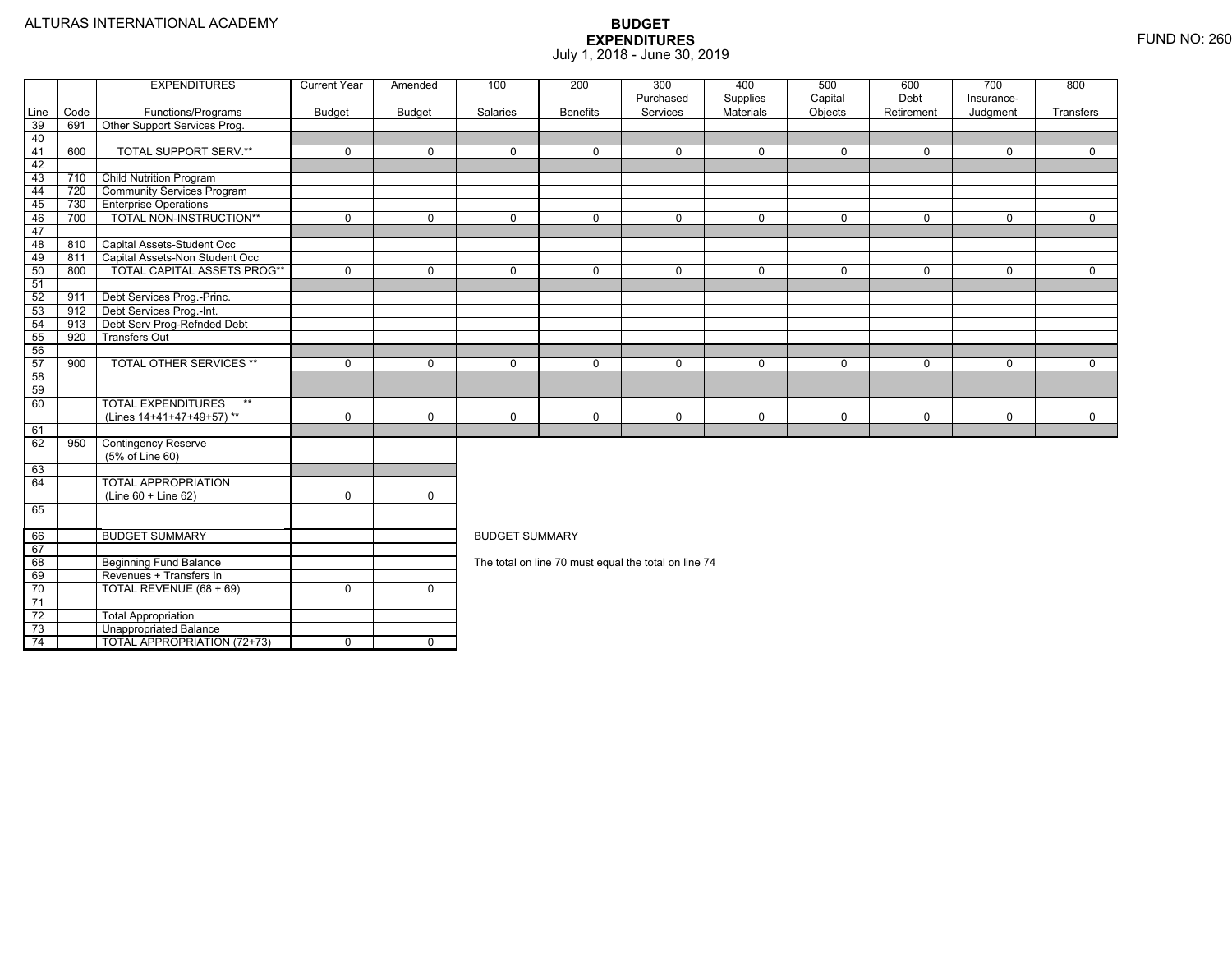ALTURAS INTERNATIONAL ACADEMY

# BUDGET EXPENDITURES

July 1, 2018 - June 30, 2019

FUND NO: 260

| Line | Code | EXPENDITURES Functions/Programs | Current Year Budget | Amended Budget | 100 Salaries | 200 Benefits | 300 Purchased Services | 400 Supplies Materials | 500 Capital Objects | 600 Debt Retirement | 700 Insurance-Judgment | 800 Transfers |
|---|---|---|---|---|---|---|---|---|---|---|---|---|
| 39 | 691 | Other Support Services Prog. | | | | | | | | | | |
| 40 | | | | | | | | | | | | |
| 41 | 600 | TOTAL SUPPORT SERV.** | 0 | 0 | 0 | 0 | 0 | 0 | 0 | 0 | 0 | 0 |
| 42 | | | | | | | | | | | | |
| 43 | 710 | Child Nutrition Program | | | | | | | | | | |
| 44 | 720 | Community Services Program | | | | | | | | | | |
| 45 | 730 | Enterprise Operations | | | | | | | | | | |
| 46 | 700 | TOTAL NON-INSTRUCTION** | 0 | 0 | 0 | 0 | 0 | 0 | 0 | 0 | 0 | 0 |
| 47 | | | | | | | | | | | | |
| 48 | 810 | Capital Assets-Student Occ | | | | | | | | | | |
| 49 | 811 | Capital Assets-Non Student Occ | | | | | | | | | | |
| 50 | 800 | TOTAL CAPITAL ASSETS PROG** | 0 | 0 | 0 | 0 | 0 | 0 | 0 | 0 | 0 | 0 |
| 51 | | | | | | | | | | | | |
| 52 | 911 | Debt Services Prog.-Princ. | | | | | | | | | | |
| 53 | 912 | Debt Services Prog.-Int. | | | | | | | | | | |
| 54 | 913 | Debt Serv Prog-Refnded Debt | | | | | | | | | | |
| 55 | 920 | Transfers Out | | | | | | | | | | |
| 56 | | | | | | | | | | | | |
| 57 | 900 | TOTAL OTHER SERVICES ** | 0 | 0 | 0 | 0 | 0 | 0 | 0 | 0 | 0 | 0 |
| 58 | | | | | | | | | | | | |
| 59 | | | | | | | | | | | | |
| 60 | | TOTAL EXPENDITURES ** (Lines 14+41+47+49+57) ** | 0 | 0 | 0 | 0 | 0 | 0 | 0 | 0 | 0 | 0 |
| 61 | | | | | | | | | | | | |
| 62 | 950 | Contingency Reserve (5% of Line 60) | | | | | | | | | | |
| 63 | | | | | | | | | | | | |
| 64 | | TOTAL APPROPRIATION (Line 60 + Line 62) | 0 | 0 | | | | | | | | |
| 65 | | | | | | | | | | | | |
| 66 | | BUDGET SUMMARY | | | | | | | | | | |
| 67 | | | | | | | | | | | | |
| 68 | | Beginning Fund Balance | | | | | | | | | | |
| 69 | | Revenues + Transfers In | | | | | | | | | | |
| 70 | | TOTAL REVENUE (68 + 69) | 0 | 0 | | | | | | | | |
| 71 | | | | | | | | | | | | |
| 72 | | Total Appropriation | | | | | | | | | | |
| 73 | | Unappropriated Balance | | | | | | | | | | |
| 74 | | TOTAL APPROPRIATION (72+73) | 0 | 0 | | | | | | | | |

BUDGET SUMMARY

The total on line 70 must equal the total on line 74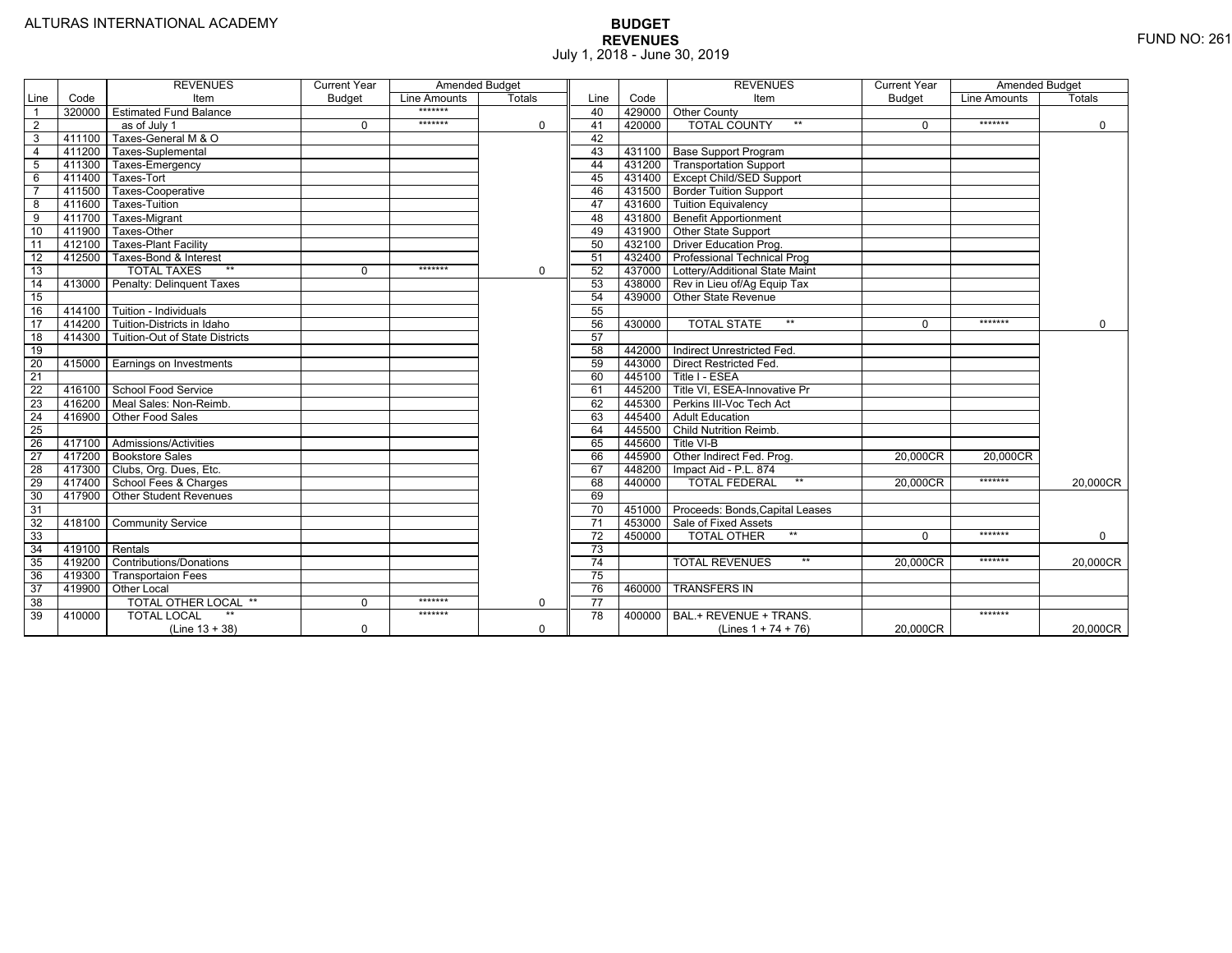ALTURAS INTERNATIONAL ACADEMY

# BUDGET
## REVENUES
July 1, 2018 - June 30, 2019

FUND NO: 261

| Line | Code | REVENUES Item | Current Year Budget | Amended Budget Line Amounts | Amended Budget Totals |
|---|---|---|---|---|---|
| 1 | 320000 | Estimated Fund Balance | | ******* | |
| 2 | | as of July 1 | 0 | ******* | 0 |
| 3 | 411100 | Taxes-General M & O | | | |
| 4 | 411200 | Taxes-Suplemental | | | |
| 5 | 411300 | Taxes-Emergency | | | |
| 6 | 411400 | Taxes-Tort | | | |
| 7 | 411500 | Taxes-Cooperative | | | |
| 8 | 411600 | Taxes-Tuition | | | |
| 9 | 411700 | Taxes-Migrant | | | |
| 10 | 411900 | Taxes-Other | | | |
| 11 | 412100 | Taxes-Plant Facility | | | |
| 12 | 412500 | Taxes-Bond & Interest | | | |
| 13 | | TOTAL TAXES ** | 0 | ******* | 0 |
| 14 | 413000 | Penalty: Delinquent Taxes | | | |
| 15 | | | | | |
| 16 | 414100 | Tuition - Individuals | | | |
| 17 | 414200 | Tuition-Districts in Idaho | | | |
| 18 | 414300 | Tuition-Out of State Districts | | | |
| 19 | | | | | |
| 20 | 415000 | Earnings on Investments | | | |
| 21 | | | | | |
| 22 | 416100 | School Food Service | | | |
| 23 | 416200 | Meal Sales: Non-Reimb. | | | |
| 24 | 416900 | Other Food Sales | | | |
| 25 | | | | | |
| 26 | 417100 | Admissions/Activities | | | |
| 27 | 417200 | Bookstore Sales | | | |
| 28 | 417300 | Clubs, Org. Dues, Etc. | | | |
| 29 | 417400 | School Fees & Charges | | | |
| 30 | 417900 | Other Student Revenues | | | |
| 31 | | | | | |
| 32 | 418100 | Community Service | | | |
| 33 | | | | | |
| 34 | 419100 | Rentals | | | |
| 35 | 419200 | Contributions/Donations | | | |
| 36 | 419300 | Transportaion Fees | | | |
| 37 | 419900 | Other Local | | | |
| 38 | | TOTAL OTHER LOCAL ** | 0 | ******* | 0 |
| 39 | 410000 | TOTAL LOCAL ** (Line 13 + 38) | 0 | ******* | 0 |

| Line | Code | REVENUES Item | Current Year Budget | Amended Budget Line Amounts | Amended Budget Totals |
|---|---|---|---|---|---|
| 40 | 429000 | Other County | | | |
| 41 | 420000 | TOTAL COUNTY ** | 0 | ******* | 0 |
| 42 | | | | | |
| 43 | 431100 | Base Support Program | | | |
| 44 | 431200 | Transportation Support | | | |
| 45 | 431400 | Except Child/SED Support | | | |
| 46 | 431500 | Border Tuition Support | | | |
| 47 | 431600 | Tuition Equivalency | | | |
| 48 | 431800 | Benefit Apportionment | | | |
| 49 | 431900 | Other State Support | | | |
| 50 | 432100 | Driver Education Prog. | | | |
| 51 | 432400 | Professional Technical Prog | | | |
| 52 | 437000 | Lottery/Additional State Maint | | | |
| 53 | 438000 | Rev in Lieu of/Ag Equip Tax | | | |
| 54 | 439000 | Other State Revenue | | | |
| 55 | | | | | |
| 56 | 430000 | TOTAL STATE ** | 0 | ******* | 0 |
| 57 | | | | | |
| 58 | 442000 | Indirect Unrestricted Fed. | | | |
| 59 | 443000 | Direct Restricted Fed. | | | |
| 60 | 445100 | Title I - ESEA | | | |
| 61 | 445200 | Title VI, ESEA-Innovative Pr | | | |
| 62 | 445300 | Perkins III-Voc Tech Act | | | |
| 63 | 445400 | Adult Education | | | |
| 64 | 445500 | Child Nutrition Reimb. | | | |
| 65 | 445600 | Title VI-B | | | |
| 66 | 445900 | Other Indirect Fed. Prog. | 20,000CR | 20,000CR | |
| 67 | 448200 | Impact Aid - P.L. 874 | | | |
| 68 | 440000 | TOTAL FEDERAL ** | 20,000CR | ******* | 20,000CR |
| 69 | | | | | |
| 70 | 451000 | Proceeds: Bonds,Capital Leases | | | |
| 71 | 453000 | Sale of Fixed Assets | | | |
| 72 | 450000 | TOTAL OTHER ** | 0 | ******* | 0 |
| 73 | | | | | |
| 74 | | TOTAL REVENUES ** | 20,000CR | ******* | 20,000CR |
| 75 | | | | | |
| 76 | 460000 | TRANSFERS IN | | | |
| 77 | | | | | |
| 78 | 400000 | BAL.+ REVENUE + TRANS. (Lines 1 + 74 + 76) | 20,000CR | ******* | 20,000CR |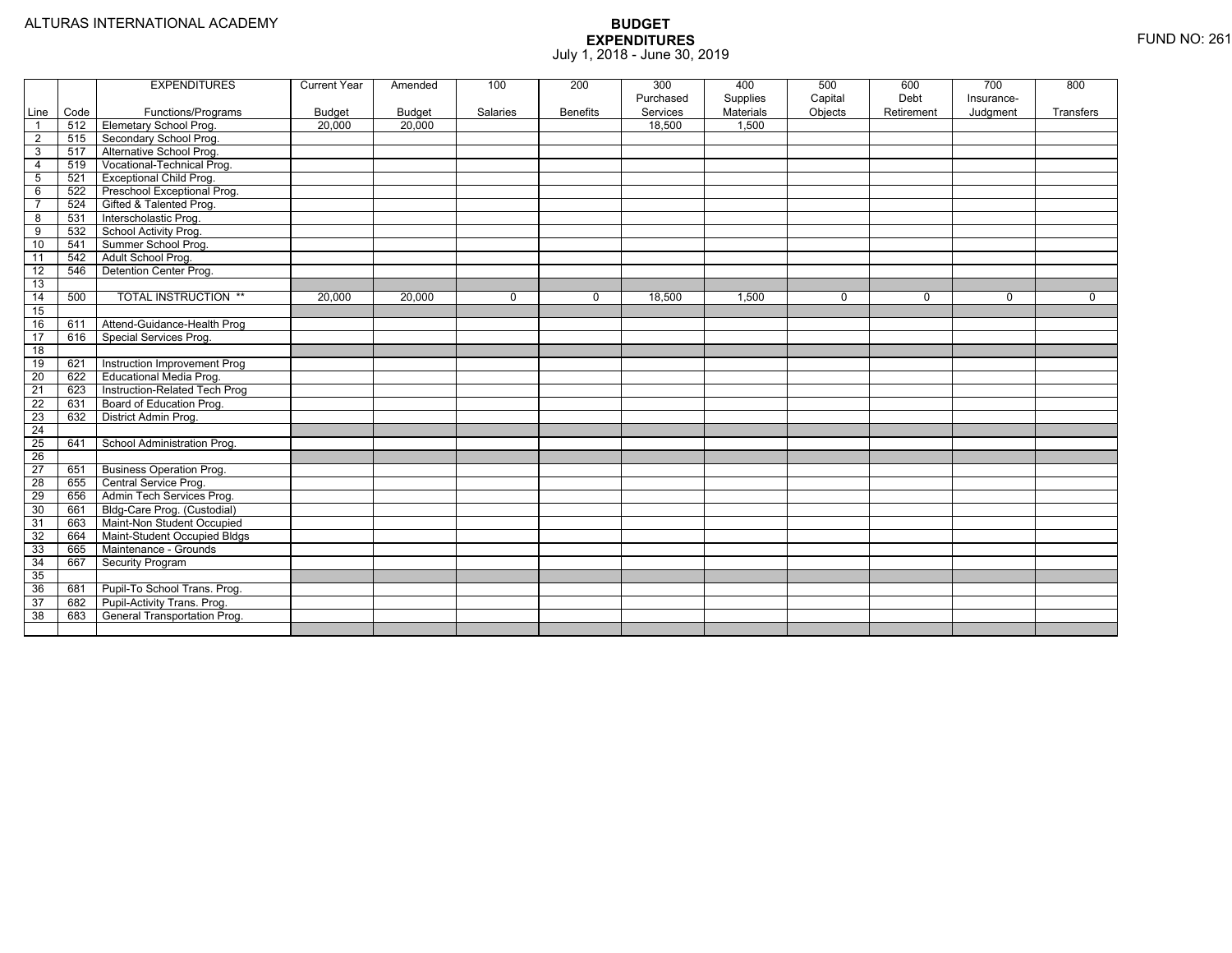ALTURAS INTERNATIONAL ACADEMY

# BUDGET EXPENDITURES
July 1, 2018 - June 30, 2019

FUND NO: 261

| Line | Code | EXPENDITURES Functions/Programs | Current Year Budget | Amended Budget | 100 Salaries | 200 Benefits | 300 Purchased Services | 400 Supplies Materials | 500 Capital Objects | 600 Debt Retirement | 700 Insurance-Judgment | 800 Transfers |
|---|---|---|---|---|---|---|---|---|---|---|---|---|
| 1 | 512 | Elemetary School Prog. | 20,000 | 20,000 | | | 18,500 | 1,500 | | | | |
| 2 | 515 | Secondary School Prog. | | | | | | | | | | |
| 3 | 517 | Alternative School Prog. | | | | | | | | | | |
| 4 | 519 | Vocational-Technical Prog. | | | | | | | | | | |
| 5 | 521 | Exceptional Child Prog. | | | | | | | | | | |
| 6 | 522 | Preschool Exceptional Prog. | | | | | | | | | | |
| 7 | 524 | Gifted & Talented Prog. | | | | | | | | | | |
| 8 | 531 | Interscholastic Prog. | | | | | | | | | | |
| 9 | 532 | School Activity Prog. | | | | | | | | | | |
| 10 | 541 | Summer School Prog. | | | | | | | | | | |
| 11 | 542 | Adult School Prog. | | | | | | | | | | |
| 12 | 546 | Detention Center Prog. | | | | | | | | | | |
| 13 | | | | | | | | | | | | |
| 14 | 500 | TOTAL INSTRUCTION ** | 20,000 | 20,000 | 0 | 0 | 18,500 | 1,500 | 0 | 0 | 0 | 0 |
| 15 | | | | | | | | | | | | |
| 16 | 611 | Attend-Guidance-Health Prog | | | | | | | | | | |
| 17 | 616 | Special Services Prog. | | | | | | | | | | |
| 18 | | | | | | | | | | | | |
| 19 | 621 | Instruction Improvement Prog | | | | | | | | | | |
| 20 | 622 | Educational Media Prog. | | | | | | | | | | |
| 21 | 623 | Instruction-Related Tech Prog | | | | | | | | | | |
| 22 | 631 | Board of Education Prog. | | | | | | | | | | |
| 23 | 632 | District Admin Prog. | | | | | | | | | | |
| 24 | | | | | | | | | | | | |
| 25 | 641 | School Administration Prog. | | | | | | | | | | |
| 26 | | | | | | | | | | | | |
| 27 | 651 | Business Operation Prog. | | | | | | | | | | |
| 28 | 655 | Central Service Prog. | | | | | | | | | | |
| 29 | 656 | Admin Tech Services Prog. | | | | | | | | | | |
| 30 | 661 | Bldg-Care Prog. (Custodial) | | | | | | | | | | |
| 31 | 663 | Maint-Non Student Occupied | | | | | | | | | | |
| 32 | 664 | Maint-Student Occupied Bldgs | | | | | | | | | | |
| 33 | 665 | Maintenance - Grounds | | | | | | | | | | |
| 34 | 667 | Security Program | | | | | | | | | | |
| 35 | | | | | | | | | | | | |
| 36 | 681 | Pupil-To School Trans. Prog. | | | | | | | | | | |
| 37 | 682 | Pupil-Activity Trans. Prog. | | | | | | | | | | |
| 38 | 683 | General Transportation Prog. | | | | | | | | | | |
| | | | | | | | | | | | | |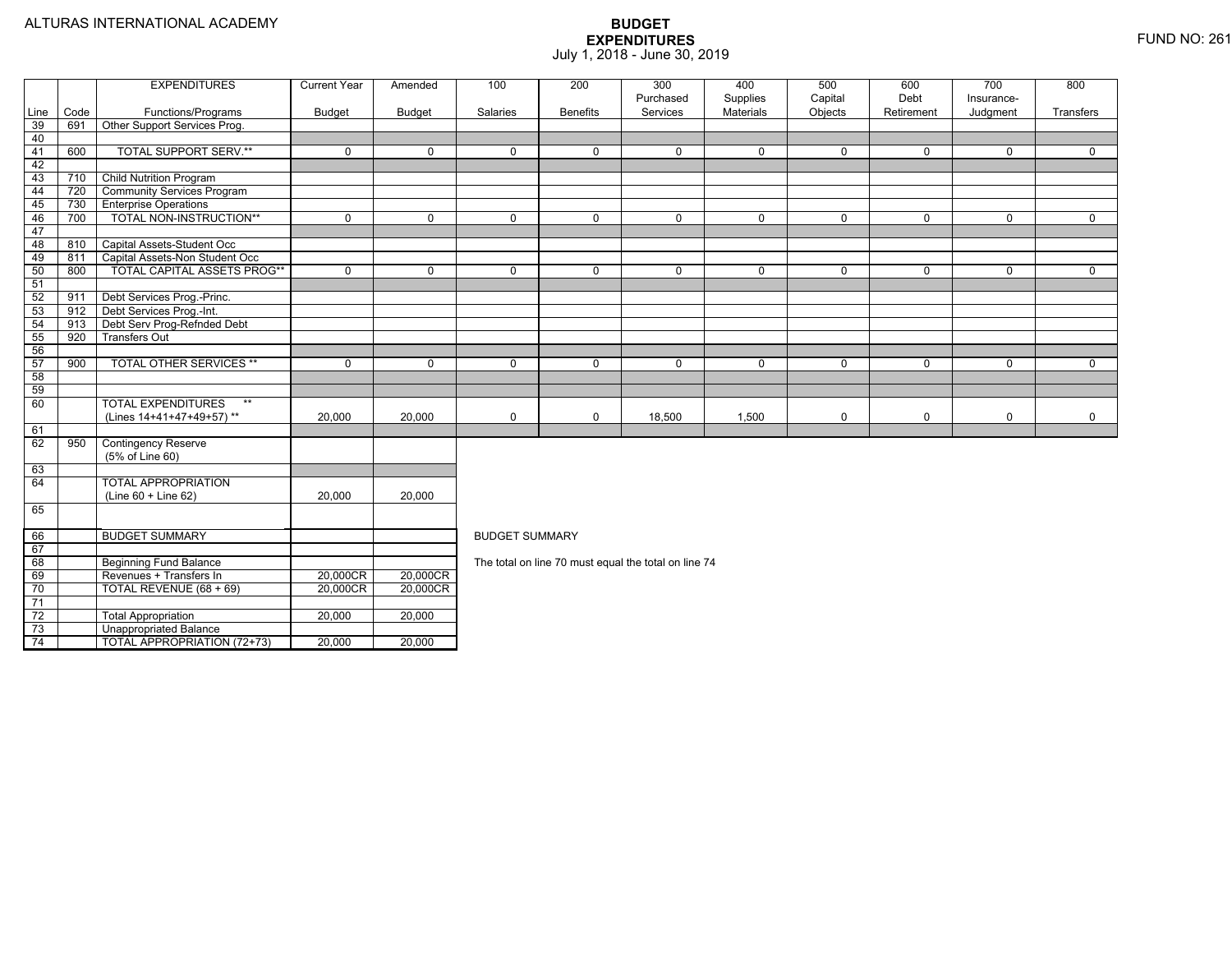ALTURAS INTERNATIONAL ACADEMY

# BUDGET EXPENDITURES

July 1, 2018 - June 30, 2019

FUND NO: 261

| Line | Code | EXPENDITURES Functions/Programs | Current Year Budget | Amended Budget | 100 Salaries | 200 Benefits | 300 Purchased Services | 400 Supplies Materials | 500 Capital Objects | 600 Debt Retirement | 700 Insurance-Judgment | 800 Transfers |
|---|---|---|---|---|---|---|---|---|---|---|---|---|
| 39 | 691 | Other Support Services Prog. | | | | | | | | | | |
| 40 | | | | | | | | | | | | |
| 41 | 600 | TOTAL SUPPORT SERV.** | 0 | 0 | 0 | 0 | 0 | 0 | 0 | 0 | 0 | 0 |
| 42 | | | | | | | | | | | | |
| 43 | 710 | Child Nutrition Program | | | | | | | | | | |
| 44 | 720 | Community Services Program | | | | | | | | | | |
| 45 | 730 | Enterprise Operations | | | | | | | | | | |
| 46 | 700 | TOTAL NON-INSTRUCTION** | 0 | 0 | 0 | 0 | 0 | 0 | 0 | 0 | 0 | 0 |
| 47 | | | | | | | | | | | | |
| 48 | 810 | Capital Assets-Student Occ | | | | | | | | | | |
| 49 | 811 | Capital Assets-Non Student Occ | | | | | | | | | | |
| 50 | 800 | TOTAL CAPITAL ASSETS PROG** | 0 | 0 | 0 | 0 | 0 | 0 | 0 | 0 | 0 | 0 |
| 51 | | | | | | | | | | | | |
| 52 | 911 | Debt Services Prog.-Princ. | | | | | | | | | | |
| 53 | 912 | Debt Services Prog.-Int. | | | | | | | | | | |
| 54 | 913 | Debt Serv Prog-Refnded Debt | | | | | | | | | | |
| 55 | 920 | Transfers Out | | | | | | | | | | |
| 56 | | | | | | | | | | | | |
| 57 | 900 | TOTAL OTHER SERVICES ** | 0 | 0 | 0 | 0 | 0 | 0 | 0 | 0 | 0 | 0 |
| 58 | | | | | | | | | | | | |
| 59 | | | | | | | | | | | | |
| 60 | | TOTAL EXPENDITURES ** (Lines 14+41+47+49+57) ** | 20,000 | 20,000 | 0 | 0 | 18,500 | 1,500 | 0 | 0 | 0 | 0 |
| 61 | | | | | | | | | | | | |
| 62 | 950 | Contingency Reserve (5% of Line 60) | | | | | | | | | | |
| 63 | | | | | | | | | | | | |
| 64 | | TOTAL APPROPRIATION (Line 60 + Line 62) | 20,000 | 20,000 | | | | | | | | |
| 65 | | | | | | | | | | | | |

| Line | Code | BUDGET SUMMARY | Current Year Budget | Amended Budget |
|---|---|---|---|---|
| 66 | | BUDGET SUMMARY | | |
| 67 | | | | |
| 68 | | Beginning Fund Balance | | |
| 69 | | Revenues + Transfers In | 20,000CR | 20,000CR |
| 70 | | TOTAL REVENUE (68 + 69) | 20,000CR | 20,000CR |
| 71 | | | | |
| 72 | | Total Appropriation | 20,000 | 20,000 |
| 73 | | Unappropriated Balance | | |
| 74 | | TOTAL APPROPRIATION (72+73) | 20,000 | 20,000 |

BUDGET SUMMARY

The total on line 70 must equal the total on line 74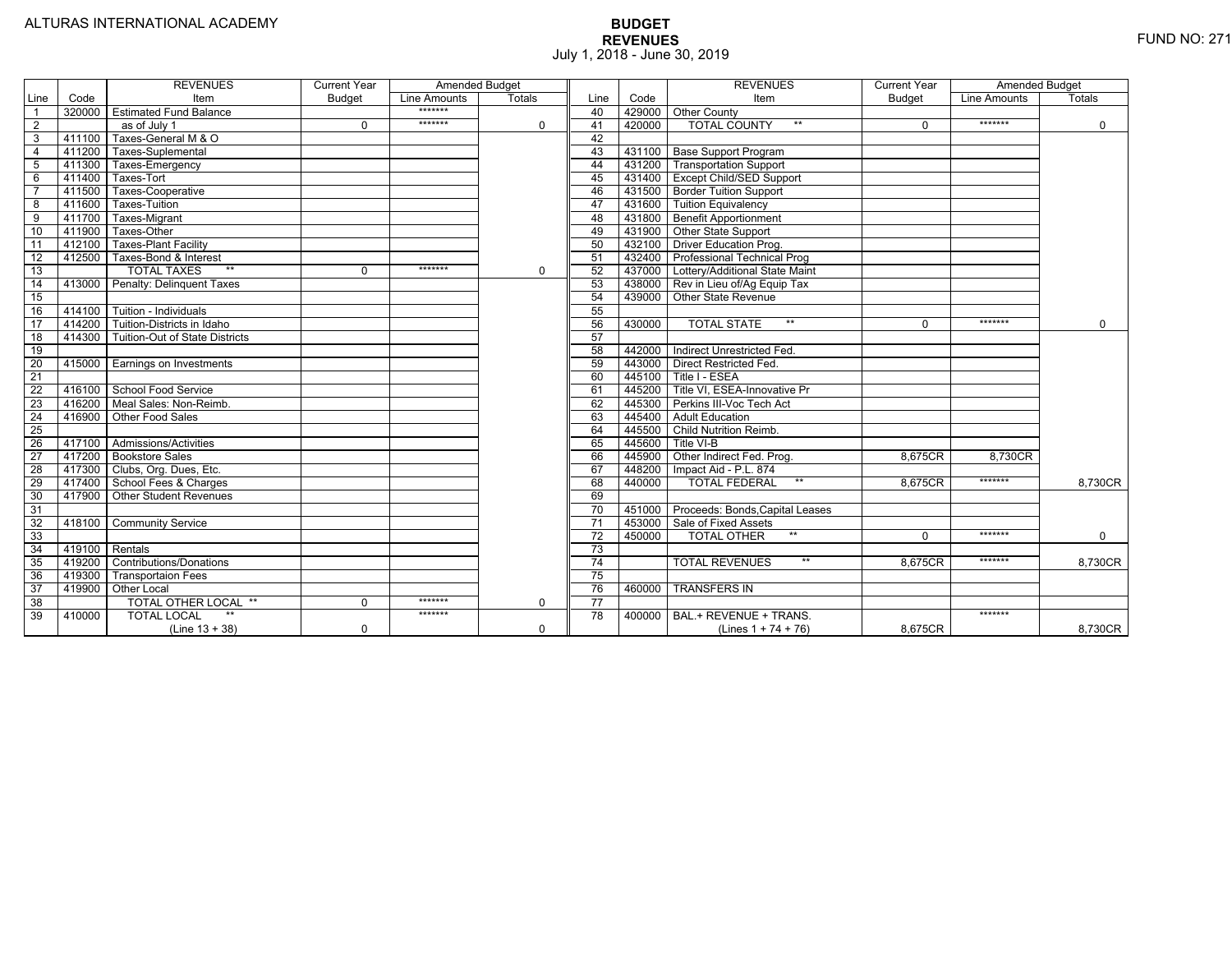ALTURAS INTERNATIONAL ACADEMY

# BUDGET
## REVENUES
July 1, 2018 - June 30, 2019

FUND NO: 271

| Line | Code | REVENUES Item | Current Year Budget | Amended Budget Line Amounts | Amended Budget Totals | Line | Code | REVENUES Item | Current Year Budget | Amended Budget Line Amounts | Amended Budget Totals |
|---|---|---|---|---|---|---|---|---|---|---|---|
| 1 | 320000 | Estimated Fund Balance | | ******* | | 40 | 429000 | Other County | | | |
| 2 | | as of July 1 | 0 | ******* | 0 | 41 | 420000 | TOTAL COUNTY ** | 0 | ******* | 0 |
| 3 | 411100 | Taxes-General M & O | | | | 42 | | | | | |
| 4 | 411200 | Taxes-Suplemental | | | | 43 | 431100 | Base Support Program | | | |
| 5 | 411300 | Taxes-Emergency | | | | 44 | 431200 | Transportation Support | | | |
| 6 | 411400 | Taxes-Tort | | | | 45 | 431400 | Except Child/SED Support | | | |
| 7 | 411500 | Taxes-Cooperative | | | | 46 | 431500 | Border Tuition Support | | | |
| 8 | 411600 | Taxes-Tuition | | | | 47 | 431600 | Tuition Equivalency | | | |
| 9 | 411700 | Taxes-Migrant | | | | 48 | 431800 | Benefit Apportionment | | | |
| 10 | 411900 | Taxes-Other | | | | 49 | 431900 | Other State Support | | | |
| 11 | 412100 | Taxes-Plant Facility | | | | 50 | 432100 | Driver Education Prog. | | | |
| 12 | 412500 | Taxes-Bond & Interest | | | | 51 | 432400 | Professional Technical Prog | | | |
| 13 | | TOTAL TAXES ** | 0 | ******* | 0 | 52 | 437000 | Lottery/Additional State Maint | | | |
| 14 | 413000 | Penalty: Delinquent Taxes | | | | 53 | 438000 | Rev in Lieu of/Ag Equip Tax | | | |
| 15 | | | | | | 54 | 439000 | Other State Revenue | | | |
| 16 | 414100 | Tuition - Individuals | | | | 55 | | | | | |
| 17 | 414200 | Tuition-Districts in Idaho | | | | 56 | 430000 | TOTAL STATE ** | 0 | ******* | 0 |
| 18 | 414300 | Tuition-Out of State Districts | | | | 57 | | | | | |
| 19 | | | | | | 58 | 442000 | Indirect Unrestricted Fed. | | | |
| 20 | 415000 | Earnings on Investments | | | | 59 | 443000 | Direct Restricted Fed. | | | |
| 21 | | | | | | 60 | 445100 | Title I - ESEA | | | |
| 22 | 416100 | School Food Service | | | | 61 | 445200 | Title VI, ESEA-Innovative Pr | | | |
| 23 | 416200 | Meal Sales: Non-Reimb. | | | | 62 | 445300 | Perkins III-Voc Tech Act | | | |
| 24 | 416900 | Other Food Sales | | | | 63 | 445400 | Adult Education | | | |
| 25 | | | | | | 64 | 445500 | Child Nutrition Reimb. | | | |
| 26 | 417100 | Admissions/Activities | | | | 65 | 445600 | Title VI-B | | | |
| 27 | 417200 | Bookstore Sales | | | | 66 | 445900 | Other Indirect Fed. Prog. | 8,675CR | 8,730CR | |
| 28 | 417300 | Clubs, Org. Dues, Etc. | | | | 67 | 448200 | Impact Aid - P.L. 874 | | | |
| 29 | 417400 | School Fees & Charges | | | | 68 | 440000 | TOTAL FEDERAL ** | 8,675CR | ******* | 8,730CR |
| 30 | 417900 | Other Student Revenues | | | | 69 | | | | | |
| 31 | | | | | | 70 | 451000 | Proceeds: Bonds,Capital Leases | | | |
| 32 | 418100 | Community Service | | | | 71 | 453000 | Sale of Fixed Assets | | | |
| 33 | | | | | | 72 | 450000 | TOTAL OTHER ** | 0 | ******* | 0 |
| 34 | 419100 | Rentals | | | | 73 | | | | | |
| 35 | 419200 | Contributions/Donations | | | | 74 | | TOTAL REVENUES ** | 8,675CR | ******* | 8,730CR |
| 36 | 419300 | Transportaion Fees | | | | 75 | | | | | |
| 37 | 419900 | Other Local | | | | 76 | 460000 | TRANSFERS IN | | | |
| 38 | | TOTAL OTHER LOCAL ** | 0 | ******* | 0 | 77 | | | | | |
| 39 | 410000 | TOTAL LOCAL ** (Line 13 + 38) | 0 | ******* | 0 | 78 | 400000 | BAL.+ REVENUE + TRANS. (Lines 1 + 74 + 76) | 8,675CR | ******* | 8,730CR |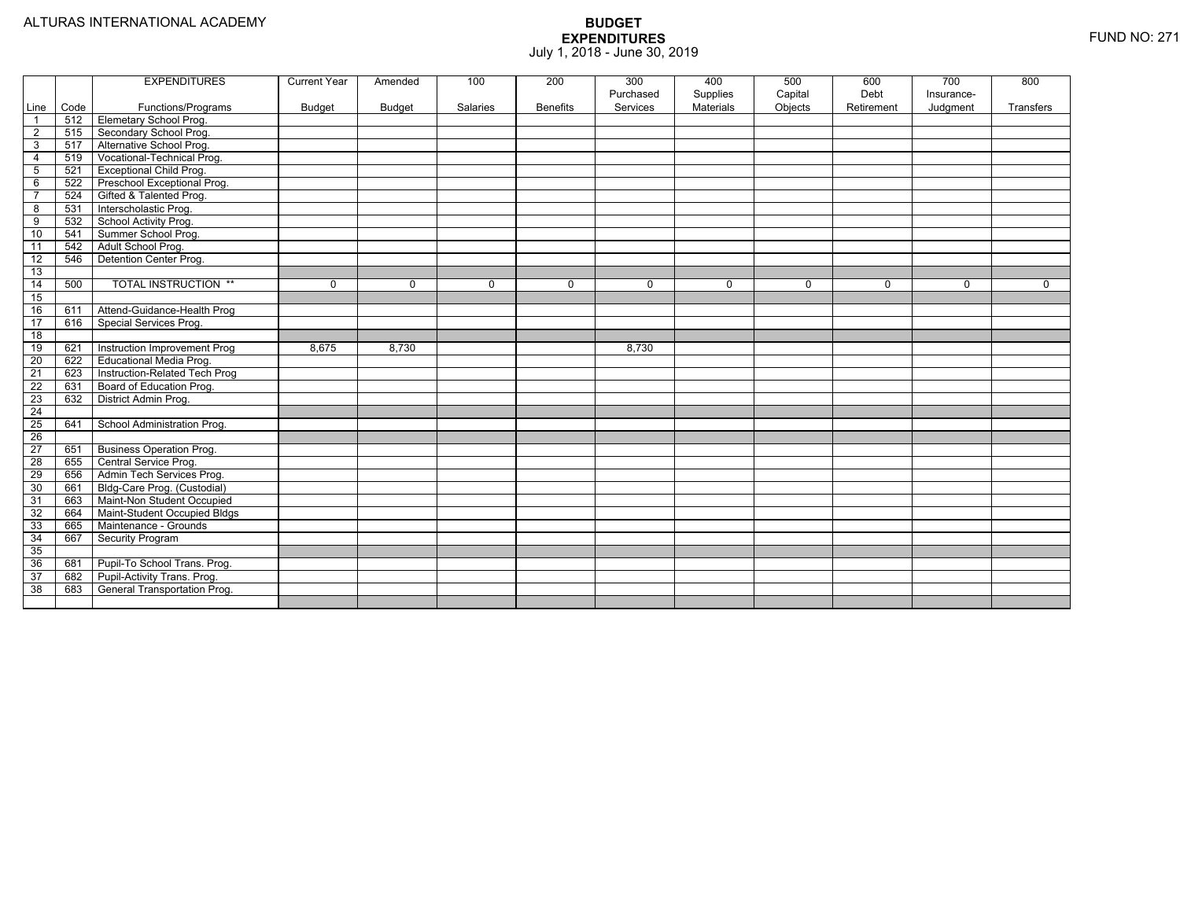ALTURAS INTERNATIONAL ACADEMY

# BUDGET
## EXPENDITURES
July 1, 2018 - June 30, 2019

FUND NO: 271

| Line | Code | EXPENDITURES Functions/Programs | Current Year Budget | Amended Budget | 100 Salaries | 200 Benefits | 300 Purchased Services | 400 Supplies Materials | 500 Capital Objects | 600 Debt Retirement | 700 Insurance-Judgment | 800 Transfers |
|---|---|---|---|---|---|---|---|---|---|---|---|---|
| 1 | 512 | Elemetary School Prog. | | | | | | | | | | |
| 2 | 515 | Secondary School Prog. | | | | | | | | | | |
| 3 | 517 | Alternative School Prog. | | | | | | | | | | |
| 4 | 519 | Vocational-Technical Prog. | | | | | | | | | | |
| 5 | 521 | Exceptional Child Prog. | | | | | | | | | | |
| 6 | 522 | Preschool Exceptional Prog. | | | | | | | | | | |
| 7 | 524 | Gifted & Talented Prog. | | | | | | | | | | |
| 8 | 531 | Interscholastic Prog. | | | | | | | | | | |
| 9 | 532 | School Activity Prog. | | | | | | | | | | |
| 10 | 541 | Summer School Prog. | | | | | | | | | | |
| 11 | 542 | Adult School Prog. | | | | | | | | | | |
| 12 | 546 | Detention Center Prog. | | | | | | | | | | |
| 13 | | | | | | | | | | | | |
| 14 | 500 | TOTAL INSTRUCTION ** | 0 | 0 | 0 | 0 | 0 | 0 | 0 | 0 | 0 | 0 |
| 15 | | | | | | | | | | | | |
| 16 | 611 | Attend-Guidance-Health Prog | | | | | | | | | | |
| 17 | 616 | Special Services Prog. | | | | | | | | | | |
| 18 | | | | | | | | | | | | |
| 19 | 621 | Instruction Improvement Prog | 8,675 | 8,730 | | | 8,730 | | | | | |
| 20 | 622 | Educational Media Prog. | | | | | | | | | | |
| 21 | 623 | Instruction-Related Tech Prog | | | | | | | | | | |
| 22 | 631 | Board of Education Prog. | | | | | | | | | | |
| 23 | 632 | District Admin Prog. | | | | | | | | | | |
| 24 | | | | | | | | | | | | |
| 25 | 641 | School Administration Prog. | | | | | | | | | | |
| 26 | | | | | | | | | | | | |
| 27 | 651 | Business Operation Prog. | | | | | | | | | | |
| 28 | 655 | Central Service Prog. | | | | | | | | | | |
| 29 | 656 | Admin Tech Services Prog. | | | | | | | | | | |
| 30 | 661 | Bldg-Care Prog. (Custodial) | | | | | | | | | | |
| 31 | 663 | Maint-Non Student Occupied | | | | | | | | | | |
| 32 | 664 | Maint-Student Occupied Bldgs | | | | | | | | | | |
| 33 | 665 | Maintenance - Grounds | | | | | | | | | | |
| 34 | 667 | Security Program | | | | | | | | | | |
| 35 | | | | | | | | | | | | |
| 36 | 681 | Pupil-To School Trans. Prog. | | | | | | | | | | |
| 37 | 682 | Pupil-Activity Trans. Prog. | | | | | | | | | | |
| 38 | 683 | General Transportation Prog. | | | | | | | | | | |
| | | | | | | | | | | | | |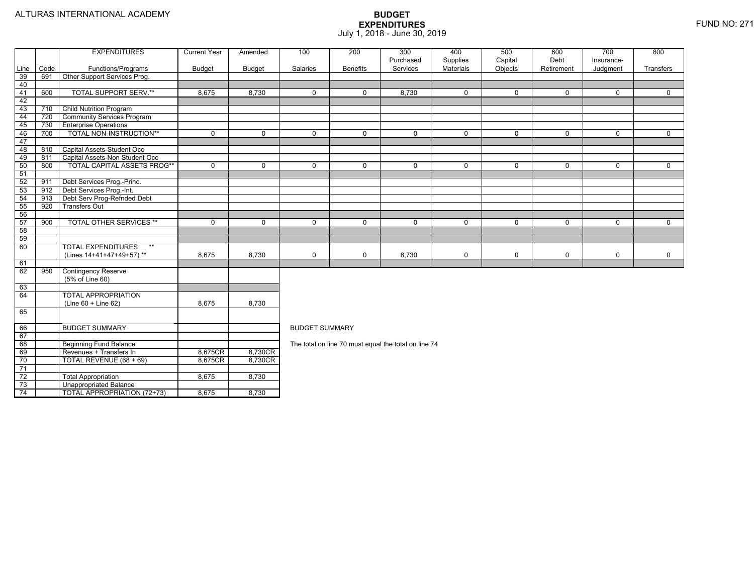ALTURAS INTERNATIONAL ACADEMY

# BUDGET EXPENDITURES

July 1, 2018 - June 30, 2019

FUND NO: 271

| Line | Code | EXPENDITURES Functions/Programs | Current Year Budget | Amended Budget | 100 Salaries | 200 Benefits | 300 Purchased Services | 400 Supplies Materials | 500 Capital Objects | 600 Debt Retirement | 700 Insurance-Judgment | 800 Transfers |
|---|---|---|---|---|---|---|---|---|---|---|---|---|
| 39 | 691 | Other Support Services Prog. | | | | | | | | | | |
| 40 | | | | | | | | | | | | |
| 41 | 600 | TOTAL SUPPORT SERV.** | 8,675 | 8,730 | 0 | 0 | 8,730 | 0 | 0 | 0 | 0 | 0 |
| 42 | | | | | | | | | | | | |
| 43 | 710 | Child Nutrition Program | | | | | | | | | | |
| 44 | 720 | Community Services Program | | | | | | | | | | |
| 45 | 730 | Enterprise Operations | | | | | | | | | | |
| 46 | 700 | TOTAL NON-INSTRUCTION** | 0 | 0 | 0 | 0 | 0 | 0 | 0 | 0 | 0 | 0 |
| 47 | | | | | | | | | | | | |
| 48 | 810 | Capital Assets-Student Occ | | | | | | | | | | |
| 49 | 811 | Capital Assets-Non Student Occ | | | | | | | | | | |
| 50 | 800 | TOTAL CAPITAL ASSETS PROG** | 0 | 0 | 0 | 0 | 0 | 0 | 0 | 0 | 0 | 0 |
| 51 | | | | | | | | | | | | |
| 52 | 911 | Debt Services Prog.-Princ. | | | | | | | | | | |
| 53 | 912 | Debt Services Prog.-Int. | | | | | | | | | | |
| 54 | 913 | Debt Serv Prog-Refnded Debt | | | | | | | | | | |
| 55 | 920 | Transfers Out | | | | | | | | | | |
| 56 | | | | | | | | | | | | |
| 57 | 900 | TOTAL OTHER SERVICES ** | 0 | 0 | 0 | 0 | 0 | 0 | 0 | 0 | 0 | 0 |
| 58 | | | | | | | | | | | | |
| 59 | | | | | | | | | | | | |
| 60 | | TOTAL EXPENDITURES ** (Lines 14+41+47+49+57) ** | 8,675 | 8,730 | 0 | 0 | 8,730 | 0 | 0 | 0 | 0 | 0 |
| 61 | | | | | | | | | | | | |
| 62 | 950 | Contingency Reserve (5% of Line 60) | | | | | | | | | | |
| 63 | | | | | | | | | | | | |
| 64 | | TOTAL APPROPRIATION (Line 60 + Line 62) | 8,675 | 8,730 | | | | | | | | |
| 65 | | | | | | | | | | | | |

| Line | Code | | Current Year Budget | Amended Budget |
|---|---|---|---|---|
| 66 | | BUDGET SUMMARY | | |
| 67 | | | | |
| 68 | | Beginning Fund Balance | | |
| 69 | | Revenues + Transfers In | 8,675CR | 8,730CR |
| 70 | | TOTAL REVENUE (68 + 69) | 8,675CR | 8,730CR |
| 71 | | | | |
| 72 | | Total Appropriation | 8,675 | 8,730 |
| 73 | | Unappropriated Balance | | |
| 74 | | TOTAL APPROPRIATION (72+73) | 8,675 | 8,730 |

BUDGET SUMMARY

The total on line 70 must equal the total on line 74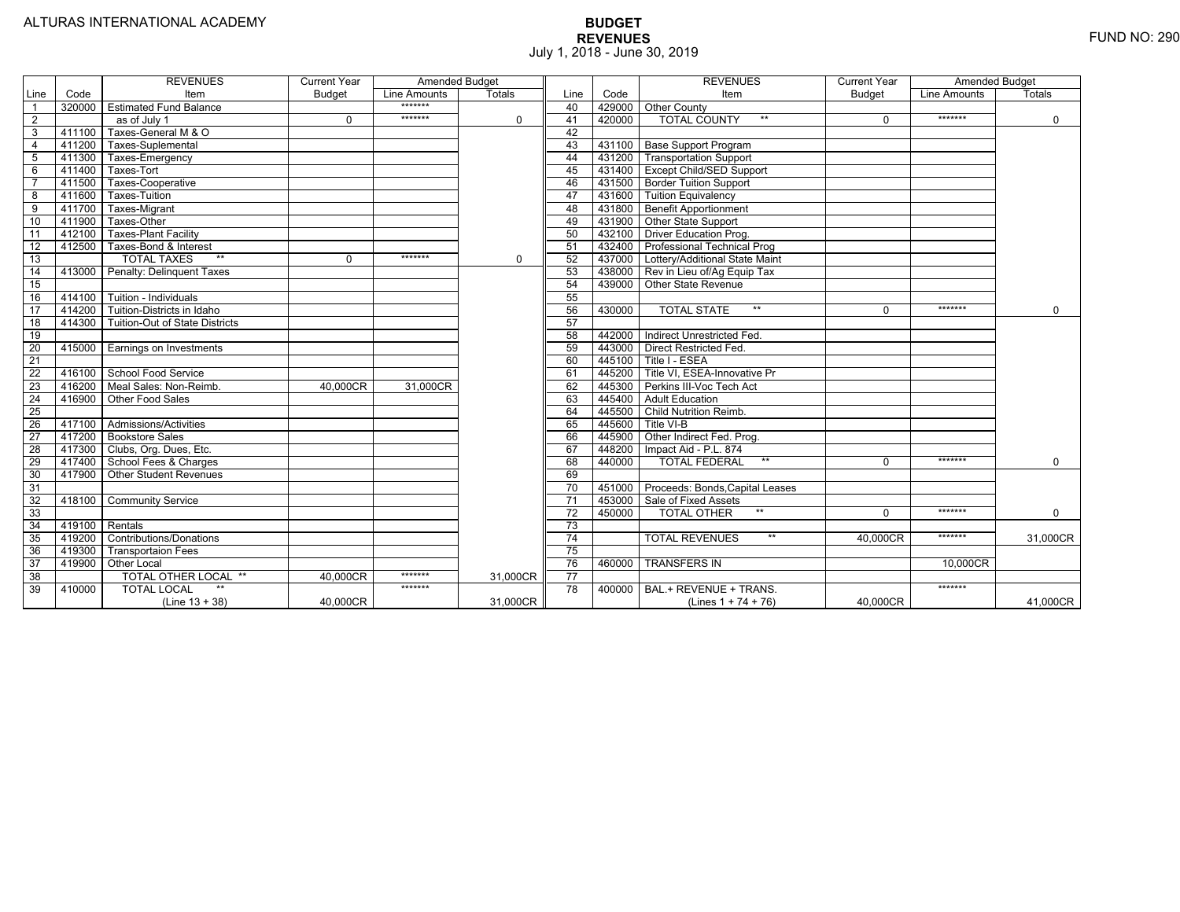ALTURAS INTERNATIONAL ACADEMY

# BUDGET
## REVENUES
July 1, 2018 - June 30, 2019

FUND NO: 290

| Line | Code | REVENUES Item | Current Year Budget | Amended Budget Line Amounts | Amended Budget Totals |
|---|---|---|---|---|---|
| 1 | 320000 | Estimated Fund Balance | | ******* | |
| 2 | | as of July 1 | 0 | ******* | 0 |
| 3 | 411100 | Taxes-General M & O | | | |
| 4 | 411200 | Taxes-Suplemental | | | |
| 5 | 411300 | Taxes-Emergency | | | |
| 6 | 411400 | Taxes-Tort | | | |
| 7 | 411500 | Taxes-Cooperative | | | |
| 8 | 411600 | Taxes-Tuition | | | |
| 9 | 411700 | Taxes-Migrant | | | |
| 10 | 411900 | Taxes-Other | | | |
| 11 | 412100 | Taxes-Plant Facility | | | |
| 12 | 412500 | Taxes-Bond & Interest | | | |
| 13 | | TOTAL TAXES ** | 0 | ******* | 0 |
| 14 | 413000 | Penalty: Delinquent Taxes | | | |
| 15 | | | | | |
| 16 | 414100 | Tuition - Individuals | | | |
| 17 | 414200 | Tuition-Districts in Idaho | | | |
| 18 | 414300 | Tuition-Out of State Districts | | | |
| 19 | | | | | |
| 20 | 415000 | Earnings on Investments | | | |
| 21 | | | | | |
| 22 | 416100 | School Food Service | | | |
| 23 | 416200 | Meal Sales: Non-Reimb. | 40,000CR | 31,000CR | |
| 24 | 416900 | Other Food Sales | | | |
| 25 | | | | | |
| 26 | 417100 | Admissions/Activities | | | |
| 27 | 417200 | Bookstore Sales | | | |
| 28 | 417300 | Clubs, Org. Dues, Etc. | | | |
| 29 | 417400 | School Fees & Charges | | | |
| 30 | 417900 | Other Student Revenues | | | |
| 31 | | | | | |
| 32 | 418100 | Community Service | | | |
| 33 | | | | | |
| 34 | 419100 | Rentals | | | |
| 35 | 419200 | Contributions/Donations | | | |
| 36 | 419300 | Transportaion Fees | | | |
| 37 | 419900 | Other Local | | | |
| 38 | | TOTAL OTHER LOCAL ** | 40,000CR | ******* | 31,000CR |
| 39 | 410000 | TOTAL LOCAL ** (Line 13 + 38) | 40,000CR | ******* | 31,000CR |
| 40 | 429000 | Other County | | | |
| 41 | 420000 | TOTAL COUNTY ** | 0 | ******* | 0 |
| 42 | | | | | |
| 43 | 431100 | Base Support Program | | | |
| 44 | 431200 | Transportation Support | | | |
| 45 | 431400 | Except Child/SED Support | | | |
| 46 | 431500 | Border Tuition Support | | | |
| 47 | 431600 | Tuition Equivalency | | | |
| 48 | 431800 | Benefit Apportionment | | | |
| 49 | 431900 | Other State Support | | | |
| 50 | 432100 | Driver Education Prog. | | | |
| 51 | 432400 | Professional Technical Prog | | | |
| 52 | 437000 | Lottery/Additional State Maint | | | |
| 53 | 438000 | Rev in Lieu of/Ag Equip Tax | | | |
| 54 | 439000 | Other State Revenue | | | |
| 55 | | | | | |
| 56 | 430000 | TOTAL STATE ** | 0 | ******* | 0 |
| 57 | | | | | |
| 58 | 442000 | Indirect Unrestricted Fed. | | | |
| 59 | 443000 | Direct Restricted Fed. | | | |
| 60 | 445100 | Title I - ESEA | | | |
| 61 | 445200 | Title VI, ESEA-Innovative Pr | | | |
| 62 | 445300 | Perkins III-Voc Tech Act | | | |
| 63 | 445400 | Adult Education | | | |
| 64 | 445500 | Child Nutrition Reimb. | | | |
| 65 | 445600 | Title VI-B | | | |
| 66 | 445900 | Other Indirect Fed. Prog. | | | |
| 67 | 448200 | Impact Aid - P.L. 874 | | | |
| 68 | 440000 | TOTAL FEDERAL ** | 0 | ******* | 0 |
| 69 | | | | | |
| 70 | 451000 | Proceeds: Bonds,Capital Leases | | | |
| 71 | 453000 | Sale of Fixed Assets | | | |
| 72 | 450000 | TOTAL OTHER ** | 0 | ******* | 0 |
| 73 | | | | | |
| 74 | | TOTAL REVENUES ** | 40,000CR | ******* | 31,000CR |
| 75 | | | | | |
| 76 | 460000 | TRANSFERS IN | | 10,000CR | |
| 77 | | | | | |
| 78 | 400000 | BAL.+ REVENUE + TRANS. (Lines 1 + 74 + 76) | 40,000CR | ******* | 41,000CR |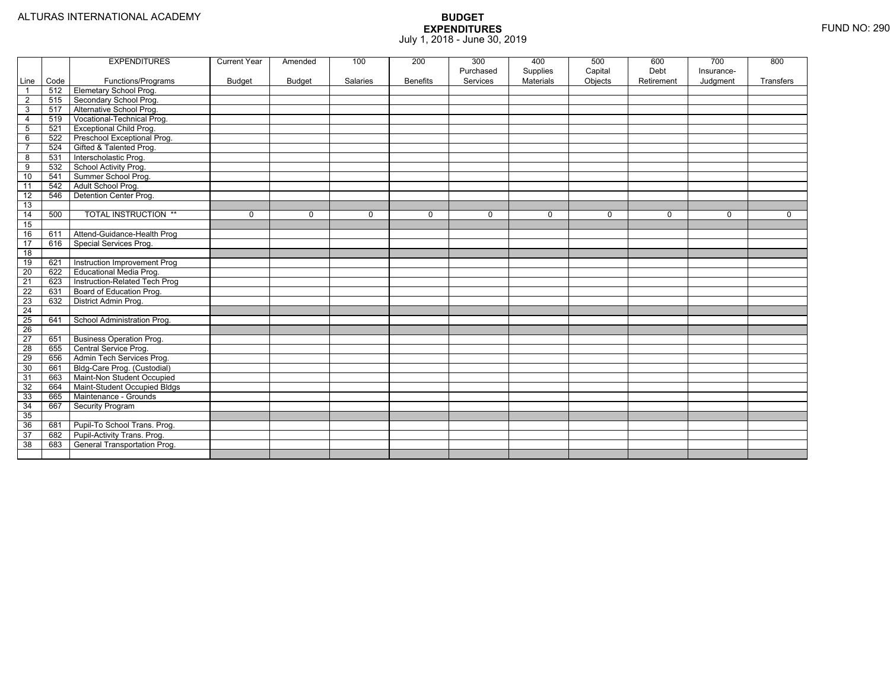ALTURAS INTERNATIONAL ACADEMY

FUND NO: 290

# BUDGET EXPENDITURES

July 1, 2018 - June 30, 2019

| Line | Code | EXPENDITURES Functions/Programs | Current Year Budget | Amended Budget | 100 Salaries | 200 Benefits | 300 Purchased Services | 400 Supplies Materials | 500 Capital Objects | 600 Debt Retirement | 700 Insurance-Judgment | 800 Transfers |
|---|---|---|---|---|---|---|---|---|---|---|---|---|
| 1 | 512 | Elemetary School Prog. | | | | | | | | | | |
| 2 | 515 | Secondary School Prog. | | | | | | | | | | |
| 3 | 517 | Alternative School Prog. | | | | | | | | | | |
| 4 | 519 | Vocational-Technical Prog. | | | | | | | | | | |
| 5 | 521 | Exceptional Child Prog. | | | | | | | | | | |
| 6 | 522 | Preschool Exceptional Prog. | | | | | | | | | | |
| 7 | 524 | Gifted & Talented Prog. | | | | | | | | | | |
| 8 | 531 | Interscholastic Prog. | | | | | | | | | | |
| 9 | 532 | School Activity Prog. | | | | | | | | | | |
| 10 | 541 | Summer School Prog. | | | | | | | | | | |
| 11 | 542 | Adult School Prog. | | | | | | | | | | |
| 12 | 546 | Detention Center Prog. | | | | | | | | | | |
| 13 | | | | | | | | | | | | |
| 14 | 500 | TOTAL INSTRUCTION ** | 0 | 0 | 0 | 0 | 0 | 0 | 0 | 0 | 0 | 0 |
| 15 | | | | | | | | | | | | |
| 16 | 611 | Attend-Guidance-Health Prog | | | | | | | | | | |
| 17 | 616 | Special Services Prog. | | | | | | | | | | |
| 18 | | | | | | | | | | | | |
| 19 | 621 | Instruction Improvement Prog | | | | | | | | | | |
| 20 | 622 | Educational Media Prog. | | | | | | | | | | |
| 21 | 623 | Instruction-Related Tech Prog | | | | | | | | | | |
| 22 | 631 | Board of Education Prog. | | | | | | | | | | |
| 23 | 632 | District Admin Prog. | | | | | | | | | | |
| 24 | | | | | | | | | | | | |
| 25 | 641 | School Administration Prog. | | | | | | | | | | |
| 26 | | | | | | | | | | | | |
| 27 | 651 | Business Operation Prog. | | | | | | | | | | |
| 28 | 655 | Central Service Prog. | | | | | | | | | | |
| 29 | 656 | Admin Tech Services Prog. | | | | | | | | | | |
| 30 | 661 | Bldg-Care Prog. (Custodial) | | | | | | | | | | |
| 31 | 663 | Maint-Non Student Occupied | | | | | | | | | | |
| 32 | 664 | Maint-Student Occupied Bldgs | | | | | | | | | | |
| 33 | 665 | Maintenance - Grounds | | | | | | | | | | |
| 34 | 667 | Security Program | | | | | | | | | | |
| 35 | | | | | | | | | | | | |
| 36 | 681 | Pupil-To School Trans. Prog. | | | | | | | | | | |
| 37 | 682 | Pupil-Activity Trans. Prog. | | | | | | | | | | |
| 38 | 683 | General Transportation Prog. | | | | | | | | | | |
| | | | | | | | | | | | | |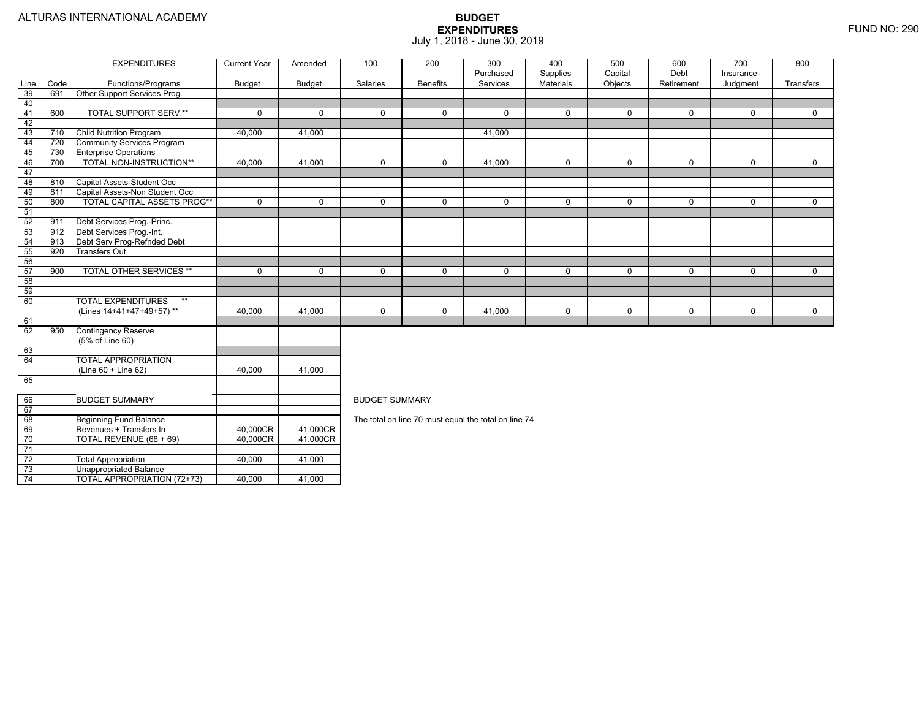ALTURAS INTERNATIONAL ACADEMY

# BUDGET EXPENDITURES

July 1, 2018 - June 30, 2019

FUND NO: 290

| Line | Code | EXPENDITURES Functions/Programs | Current Year Budget | Amended Budget | 100 Salaries | 200 Benefits | 300 Purchased Services | 400 Supplies Materials | 500 Capital Objects | 600 Debt Retirement | 700 Insurance-Judgment | 800 Transfers |
|---|---|---|---|---|---|---|---|---|---|---|---|---|
| 39 | 691 | Other Support Services Prog. | | | | | | | | | | |
| 40 | | | | | | | | | | | | |
| 41 | 600 | TOTAL SUPPORT SERV.** | 0 | 0 | 0 | 0 | 0 | 0 | 0 | 0 | 0 | 0 |
| 42 | | | | | | | | | | | | |
| 43 | 710 | Child Nutrition Program | 40,000 | 41,000 | | | 41,000 | | | | | |
| 44 | 720 | Community Services Program | | | | | | | | | | |
| 45 | 730 | Enterprise Operations | | | | | | | | | | |
| 46 | 700 | TOTAL NON-INSTRUCTION** | 40,000 | 41,000 | 0 | 0 | 41,000 | 0 | 0 | 0 | 0 | 0 |
| 47 | | | | | | | | | | | | |
| 48 | 810 | Capital Assets-Student Occ | | | | | | | | | | |
| 49 | 811 | Capital Assets-Non Student Occ | | | | | | | | | | |
| 50 | 800 | TOTAL CAPITAL ASSETS PROG** | 0 | 0 | 0 | 0 | 0 | 0 | 0 | 0 | 0 | 0 |
| 51 | | | | | | | | | | | | |
| 52 | 911 | Debt Services Prog.-Princ. | | | | | | | | | | |
| 53 | 912 | Debt Services Prog.-Int. | | | | | | | | | | |
| 54 | 913 | Debt Serv Prog-Refnded Debt | | | | | | | | | | |
| 55 | 920 | Transfers Out | | | | | | | | | | |
| 56 | | | | | | | | | | | | |
| 57 | 900 | TOTAL OTHER SERVICES ** | 0 | 0 | 0 | 0 | 0 | 0 | 0 | 0 | 0 | 0 |
| 58 | | | | | | | | | | | | |
| 59 | | | | | | | | | | | | |
| 60 | | TOTAL EXPENDITURES ** (Lines 14+41+47+49+57) ** | 40,000 | 41,000 | 0 | 0 | 41,000 | 0 | 0 | 0 | 0 | 0 |
| 61 | | | | | | | | | | | | |
| 62 | 950 | Contingency Reserve (5% of Line 60) | | | | | | | | | | |
| 63 | | | | | | | | | | | | |
| 64 | | TOTAL APPROPRIATION (Line 60 + Line 62) | 40,000 | 41,000 | | | | | | | | |
| 65 | | | | | | | | | | | | |

| Line | | BUDGET SUMMARY | | |
|---|---|---|---|---|
| 66 | | BUDGET SUMMARY | | |
| 67 | | | | |
| 68 | | Beginning Fund Balance | | |
| 69 | | Revenues + Transfers In | 40,000CR | 41,000CR |
| 70 | | TOTAL REVENUE (68 + 69) | 40,000CR | 41,000CR |
| 71 | | | | |
| 72 | | Total Appropriation | 40,000 | 41,000 |
| 73 | | Unappropriated Balance | | |
| 74 | | TOTAL APPROPRIATION (72+73) | 40,000 | 41,000 |

BUDGET SUMMARY

The total on line 70 must equal the total on line 74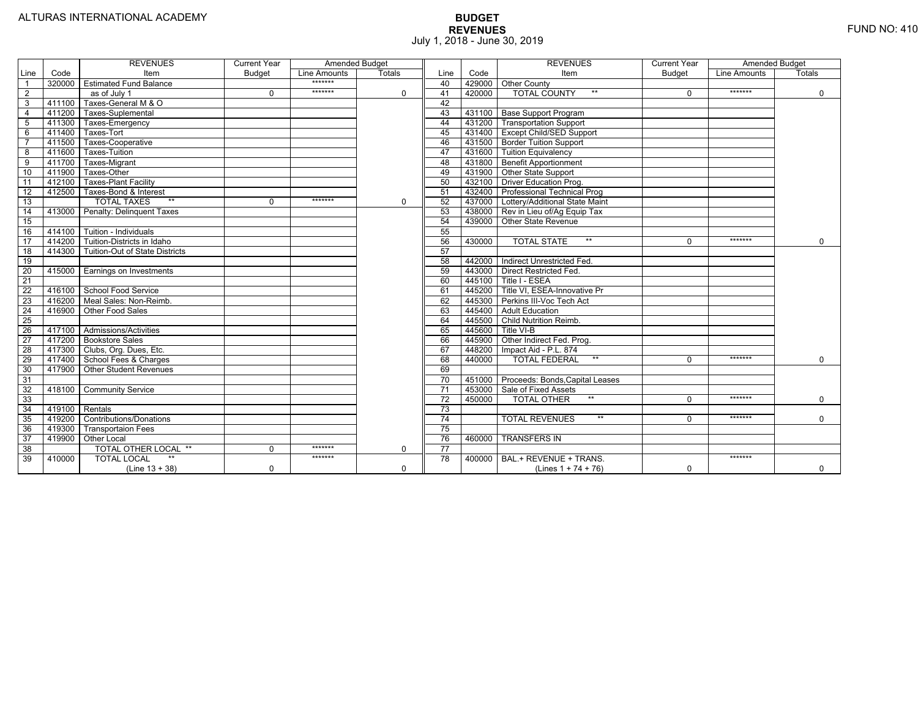ALTURAS INTERNATIONAL ACADEMY

# BUDGET
## REVENUES
July 1, 2018 - June 30, 2019

FUND NO: 410

| Line | Code | REVENUES Item | Current Year Budget | Amended Budget Line Amounts | Totals | Line | Code | REVENUES Item | Current Year Budget | Amended Budget Line Amounts | Totals |
|---|---|---|---|---|---|---|---|---|---|---|---|
| 1 | 320000 | Estimated Fund Balance | | ******* | | 40 | 429000 | Other County | | | |
| 2 | | as of July 1 | 0 | ******* | 0 | 41 | 420000 | TOTAL COUNTY ** | 0 | ******* | 0 |
| 3 | 411100 | Taxes-General M & O | | | | 42 | | | | | |
| 4 | 411200 | Taxes-Suplemental | | | | 43 | 431100 | Base Support Program | | | |
| 5 | 411300 | Taxes-Emergency | | | | 44 | 431200 | Transportation Support | | | |
| 6 | 411400 | Taxes-Tort | | | | 45 | 431400 | Except Child/SED Support | | | |
| 7 | 411500 | Taxes-Cooperative | | | | 46 | 431500 | Border Tuition Support | | | |
| 8 | 411600 | Taxes-Tuition | | | | 47 | 431600 | Tuition Equivalency | | | |
| 9 | 411700 | Taxes-Migrant | | | | 48 | 431800 | Benefit Apportionment | | | |
| 10 | 411900 | Taxes-Other | | | | 49 | 431900 | Other State Support | | | |
| 11 | 412100 | Taxes-Plant Facility | | | | 50 | 432100 | Driver Education Prog. | | | |
| 12 | 412500 | Taxes-Bond & Interest | | | | 51 | 432400 | Professional Technical Prog | | | |
| 13 | | TOTAL TAXES ** | 0 | ******* | 0 | 52 | 437000 | Lottery/Additional State Maint | | | |
| 14 | 413000 | Penalty: Delinquent Taxes | | | | 53 | 438000 | Rev in Lieu of/Ag Equip Tax | | | |
| 15 | | | | | | 54 | 439000 | Other State Revenue | | | |
| 16 | 414100 | Tuition - Individuals | | | | 55 | | | | | |
| 17 | 414200 | Tuition-Districts in Idaho | | | | 56 | 430000 | TOTAL STATE ** | 0 | ******* | 0 |
| 18 | 414300 | Tuition-Out of State Districts | | | | 57 | | | | | |
| 19 | | | | | | 58 | 442000 | Indirect Unrestricted Fed. | | | |
| 20 | 415000 | Earnings on Investments | | | | 59 | 443000 | Direct Restricted Fed. | | | |
| 21 | | | | | | 60 | 445100 | Title I - ESEA | | | |
| 22 | 416100 | School Food Service | | | | 61 | 445200 | Title VI, ESEA-Innovative Pr | | | |
| 23 | 416200 | Meal Sales: Non-Reimb. | | | | 62 | 445300 | Perkins III-Voc Tech Act | | | |
| 24 | 416900 | Other Food Sales | | | | 63 | 445400 | Adult Education | | | |
| 25 | | | | | | 64 | 445500 | Child Nutrition Reimb. | | | |
| 26 | 417100 | Admissions/Activities | | | | 65 | 445600 | Title VI-B | | | |
| 27 | 417200 | Bookstore Sales | | | | 66 | 445900 | Other Indirect Fed. Prog. | | | |
| 28 | 417300 | Clubs, Org. Dues, Etc. | | | | 67 | 448200 | Impact Aid - P.L. 874 | | | |
| 29 | 417400 | School Fees & Charges | | | | 68 | 440000 | TOTAL FEDERAL ** | 0 | ******* | 0 |
| 30 | 417900 | Other Student Revenues | | | | 69 | | | | | |
| 31 | | | | | | 70 | 451000 | Proceeds: Bonds,Capital Leases | | | |
| 32 | 418100 | Community Service | | | | 71 | 453000 | Sale of Fixed Assets | | | |
| 33 | | | | | | 72 | 450000 | TOTAL OTHER ** | 0 | ******* | 0 |
| 34 | 419100 | Rentals | | | | 73 | | | | | |
| 35 | 419200 | Contributions/Donations | | | | 74 | | TOTAL REVENUES ** | 0 | ******* | 0 |
| 36 | 419300 | Transportaion Fees | | | | 75 | | | | | |
| 37 | 419900 | Other Local | | | | 76 | 460000 | TRANSFERS IN | | | |
| 38 | | TOTAL OTHER LOCAL ** | 0 | ******* | 0 | 77 | | | | | |
| 39 | 410000 | TOTAL LOCAL ** (Line 13 + 38) | 0 | ******* | 0 | 78 | 400000 | BAL.+ REVENUE + TRANS. (Lines 1 + 74 + 76) | 0 | ******* | 0 |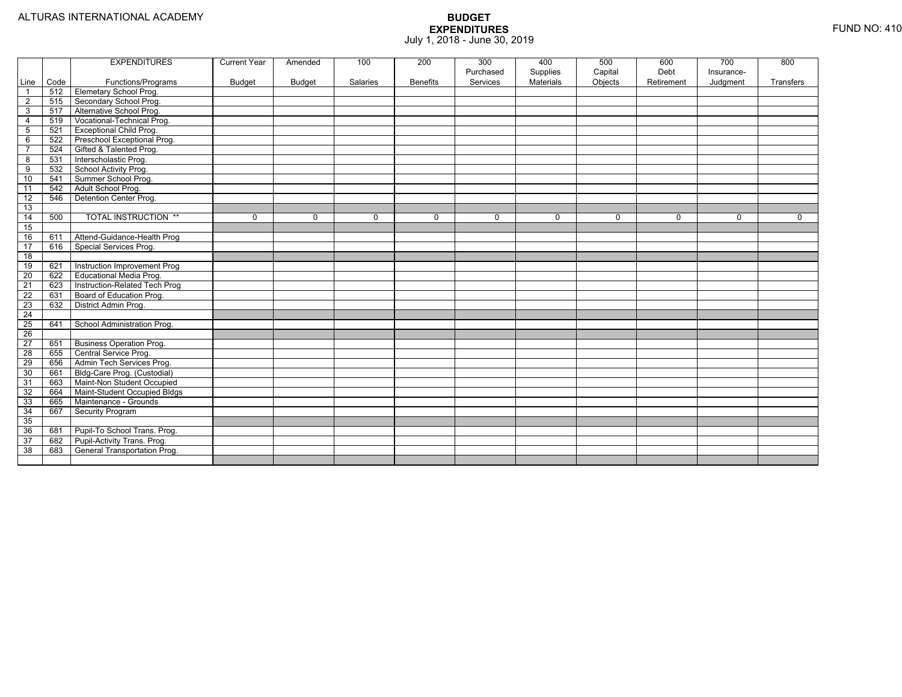ALTURAS INTERNATIONAL ACADEMY

# BUDGET EXPENDITURES

July 1, 2018 - June 30, 2019

FUND NO: 410

| Line | Code | EXPENDITURES Functions/Programs | Current Year Budget | Amended Budget | 100 Salaries | 200 Benefits | 300 Purchased Services | 400 Supplies Materials | 500 Capital Objects | 600 Debt Retirement | 700 Insurance-Judgment | 800 Transfers |
|---|---|---|---|---|---|---|---|---|---|---|---|---|
| 1 | 512 | Elemetary School Prog. | | | | | | | | | | |
| 2 | 515 | Secondary School Prog. | | | | | | | | | | |
| 3 | 517 | Alternative School Prog. | | | | | | | | | | |
| 4 | 519 | Vocational-Technical Prog. | | | | | | | | | | |
| 5 | 521 | Exceptional Child Prog. | | | | | | | | | | |
| 6 | 522 | Preschool Exceptional Prog. | | | | | | | | | | |
| 7 | 524 | Gifted & Talented Prog. | | | | | | | | | | |
| 8 | 531 | Interscholastic Prog. | | | | | | | | | | |
| 9 | 532 | School Activity Prog. | | | | | | | | | | |
| 10 | 541 | Summer School Prog. | | | | | | | | | | |
| 11 | 542 | Adult School Prog. | | | | | | | | | | |
| 12 | 546 | Detention Center Prog. | | | | | | | | | | |
| 13 | | | | | | | | | | | | |
| 14 | 500 | TOTAL INSTRUCTION ** | 0 | 0 | 0 | 0 | 0 | 0 | 0 | 0 | 0 | 0 |
| 15 | | | | | | | | | | | | |
| 16 | 611 | Attend-Guidance-Health Prog | | | | | | | | | | |
| 17 | 616 | Special Services Prog. | | | | | | | | | | |
| 18 | | | | | | | | | | | | |
| 19 | 621 | Instruction Improvement Prog | | | | | | | | | | |
| 20 | 622 | Educational Media Prog. | | | | | | | | | | |
| 21 | 623 | Instruction-Related Tech Prog | | | | | | | | | | |
| 22 | 631 | Board of Education Prog. | | | | | | | | | | |
| 23 | 632 | District Admin Prog. | | | | | | | | | | |
| 24 | | | | | | | | | | | | |
| 25 | 641 | School Administration Prog. | | | | | | | | | | |
| 26 | | | | | | | | | | | | |
| 27 | 651 | Business Operation Prog. | | | | | | | | | | |
| 28 | 655 | Central Service Prog. | | | | | | | | | | |
| 29 | 656 | Admin Tech Services Prog. | | | | | | | | | | |
| 30 | 661 | Bldg-Care Prog. (Custodial) | | | | | | | | | | |
| 31 | 663 | Maint-Non Student Occupied | | | | | | | | | | |
| 32 | 664 | Maint-Student Occupied Bldgs | | | | | | | | | | |
| 33 | 665 | Maintenance - Grounds | | | | | | | | | | |
| 34 | 667 | Security Program | | | | | | | | | | |
| 35 | | | | | | | | | | | | |
| 36 | 681 | Pupil-To School Trans. Prog. | | | | | | | | | | |
| 37 | 682 | Pupil-Activity Trans. Prog. | | | | | | | | | | |
| 38 | 683 | General Transportation Prog. | | | | | | | | | | |
| | | | | | | | | | | | | |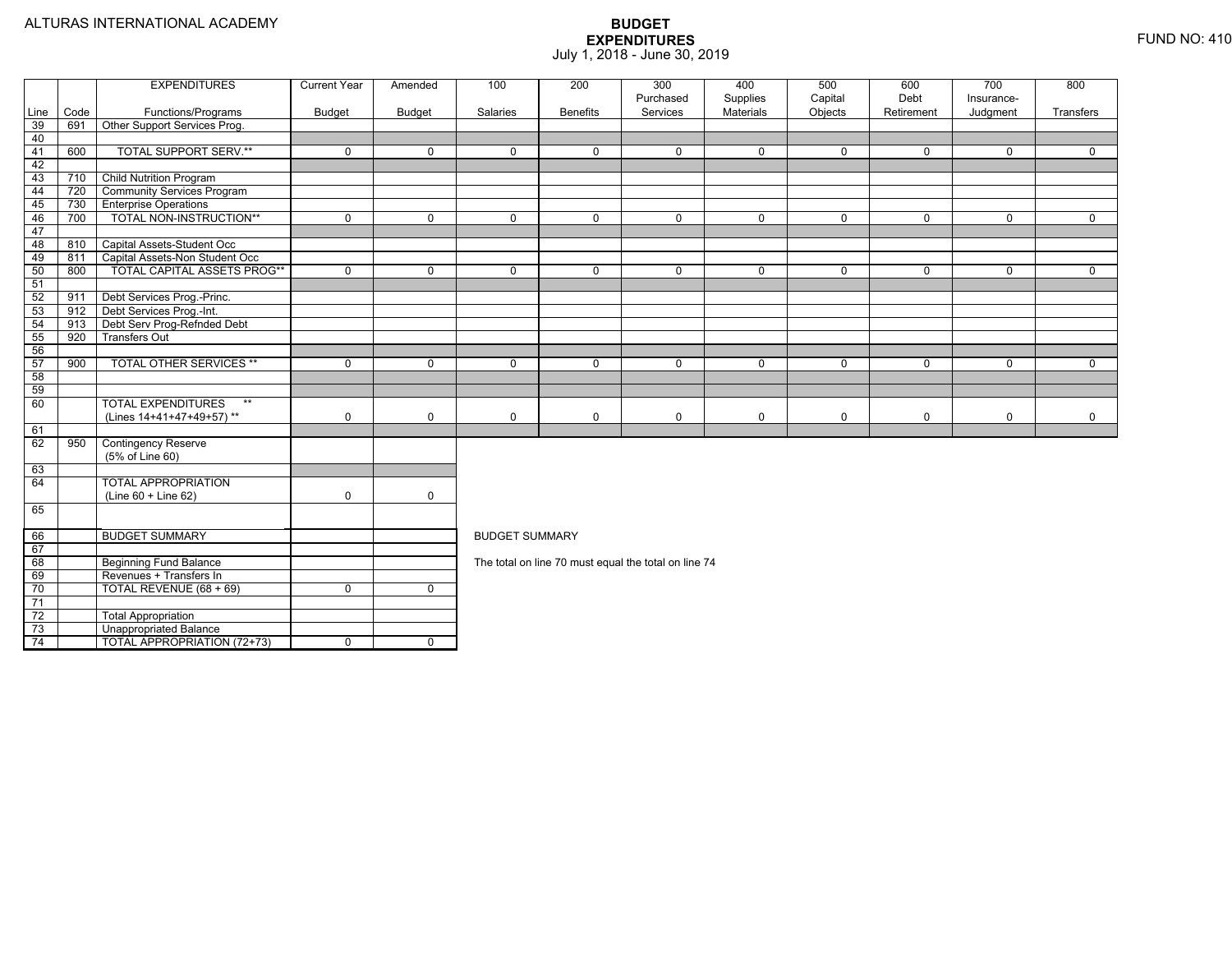ALTURAS INTERNATIONAL ACADEMY

# BUDGET EXPENDITURES
July 1, 2018 - June 30, 2019

FUND NO: 410

| Line | Code | EXPENDITURES Functions/Programs | Current Year Budget | Amended Budget | 100 Salaries | 200 Benefits | 300 Purchased Services | 400 Supplies Materials | 500 Capital Objects | 600 Debt Retirement | 700 Insurance-Judgment | 800 Transfers |
|---|---|---|---|---|---|---|---|---|---|---|---|---|
| 39 | 691 | Other Support Services Prog. | | | | | | | | | | |
| 40 | | | | | | | | | | | | |
| 41 | 600 | TOTAL SUPPORT SERV.** | 0 | 0 | 0 | 0 | 0 | 0 | 0 | 0 | 0 | 0 |
| 42 | | | | | | | | | | | | |
| 43 | 710 | Child Nutrition Program | | | | | | | | | | |
| 44 | 720 | Community Services Program | | | | | | | | | | |
| 45 | 730 | Enterprise Operations | | | | | | | | | | |
| 46 | 700 | TOTAL NON-INSTRUCTION** | 0 | 0 | 0 | 0 | 0 | 0 | 0 | 0 | 0 | 0 |
| 47 | | | | | | | | | | | | |
| 48 | 810 | Capital Assets-Student Occ | | | | | | | | | | |
| 49 | 811 | Capital Assets-Non Student Occ | | | | | | | | | | |
| 50 | 800 | TOTAL CAPITAL ASSETS PROG** | 0 | 0 | 0 | 0 | 0 | 0 | 0 | 0 | 0 | 0 |
| 51 | | | | | | | | | | | | |
| 52 | 911 | Debt Services Prog.-Princ. | | | | | | | | | | |
| 53 | 912 | Debt Services Prog.-Int. | | | | | | | | | | |
| 54 | 913 | Debt Serv Prog-Refnded Debt | | | | | | | | | | |
| 55 | 920 | Transfers Out | | | | | | | | | | |
| 56 | | | | | | | | | | | | |
| 57 | 900 | TOTAL OTHER SERVICES ** | 0 | 0 | 0 | 0 | 0 | 0 | 0 | 0 | 0 | 0 |
| 58 | | | | | | | | | | | | |
| 59 | | | | | | | | | | | | |
| 60 | | TOTAL EXPENDITURES ** (Lines 14+41+47+49+57) ** | 0 | 0 | 0 | 0 | 0 | 0 | 0 | 0 | 0 | 0 |
| 61 | | | | | | | | | | | | |
| 62 | 950 | Contingency Reserve (5% of Line 60) | | | | | | | | | | |
| 63 | | | | | | | | | | | | |
| 64 | | TOTAL APPROPRIATION (Line 60 + Line 62) | 0 | 0 | | | | | | | | |
| 65 | | | | | | | | | | | | |

| Line | Code | | Current Year Budget | Amended Budget |
|---|---|---|---|---|
| 66 | | BUDGET SUMMARY | | |
| 67 | | | | |
| 68 | | Beginning Fund Balance | | |
| 69 | | Revenues + Transfers In | | |
| 70 | | TOTAL REVENUE (68 + 69) | 0 | 0 |
| 71 | | | | |
| 72 | | Total Appropriation | | |
| 73 | | Unappropriated Balance | | |
| 74 | | TOTAL APPROPRIATION (72+73) | 0 | 0 |

BUDGET SUMMARY

The total on line 70 must equal the total on line 74